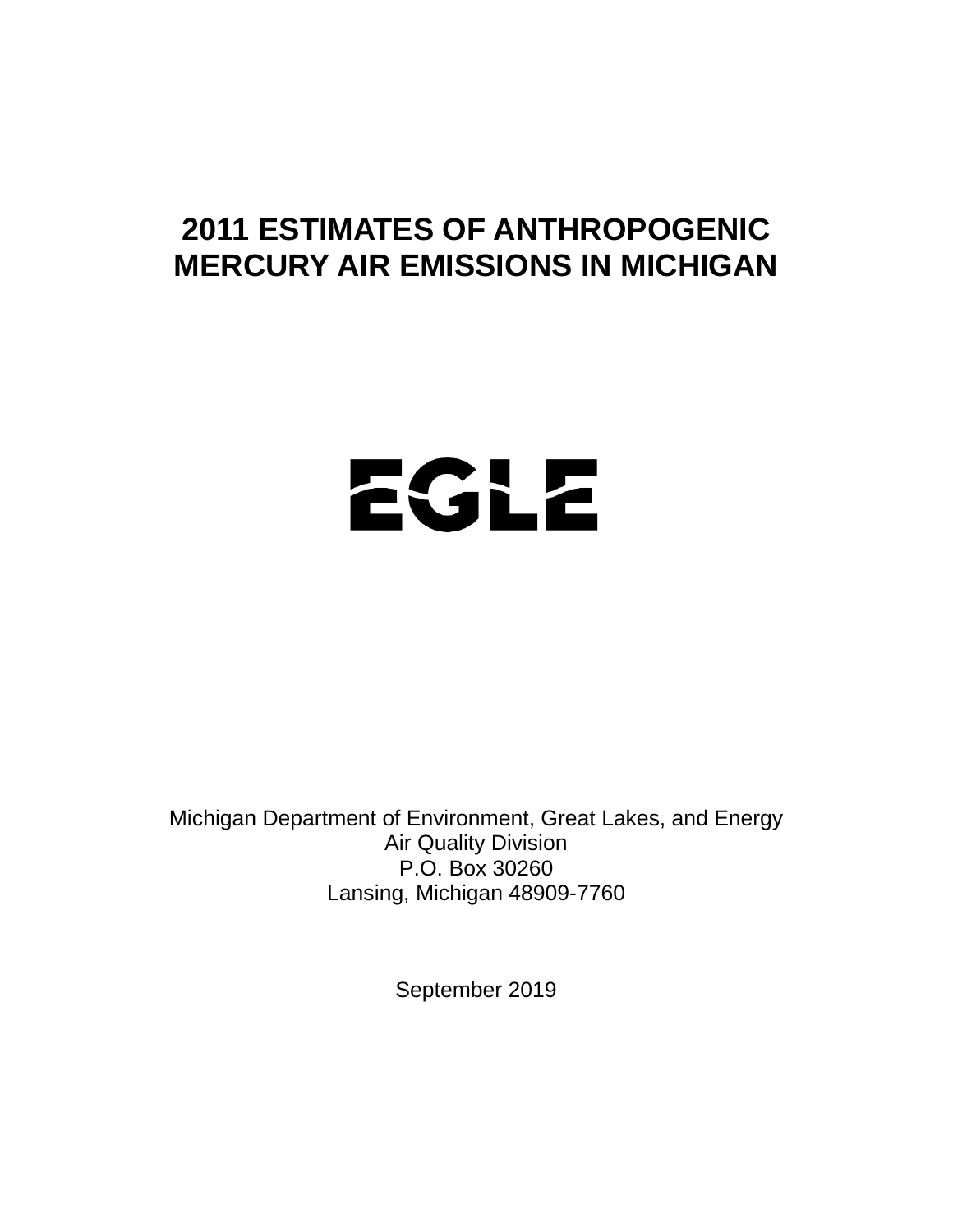# 2011 ESTIMATES OF ANTHROPOGENIC MERCURY AIR EMISSIONS IN MICHIGAN

EGLE

Michigan Department of Environment, Great Lakes, and Energy
Air Quality Division
P.O. Box 30260
Lansing, Michigan 48909-7760

September 2019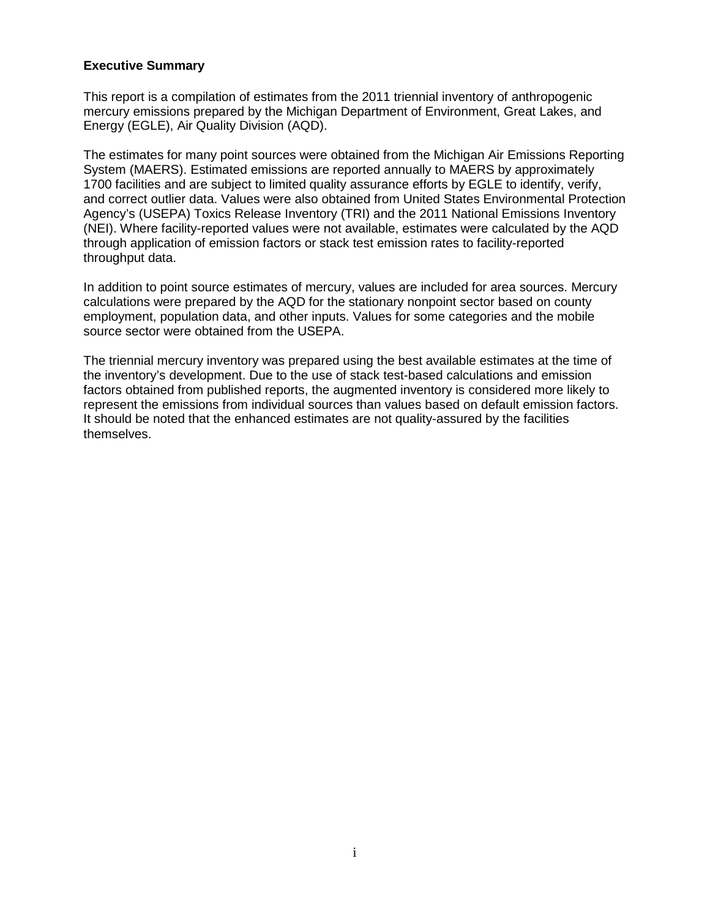**Executive Summary**

This report is a compilation of estimates from the 2011 triennial inventory of anthropogenic mercury emissions prepared by the Michigan Department of Environment, Great Lakes, and Energy (EGLE), Air Quality Division (AQD).

The estimates for many point sources were obtained from the Michigan Air Emissions Reporting System (MAERS). Estimated emissions are reported annually to MAERS by approximately 1700 facilities and are subject to limited quality assurance efforts by EGLE to identify, verify, and correct outlier data. Values were also obtained from United States Environmental Protection Agency's (USEPA) Toxics Release Inventory (TRI) and the 2011 National Emissions Inventory (NEI). Where facility-reported values were not available, estimates were calculated by the AQD through application of emission factors or stack test emission rates to facility-reported throughput data.

In addition to point source estimates of mercury, values are included for area sources. Mercury calculations were prepared by the AQD for the stationary nonpoint sector based on county employment, population data, and other inputs. Values for some categories and the mobile source sector were obtained from the USEPA.

The triennial mercury inventory was prepared using the best available estimates at the time of the inventory's development. Due to the use of stack test-based calculations and emission factors obtained from published reports, the augmented inventory is considered more likely to represent the emissions from individual sources than values based on default emission factors. It should be noted that the enhanced estimates are not quality-assured by the facilities themselves.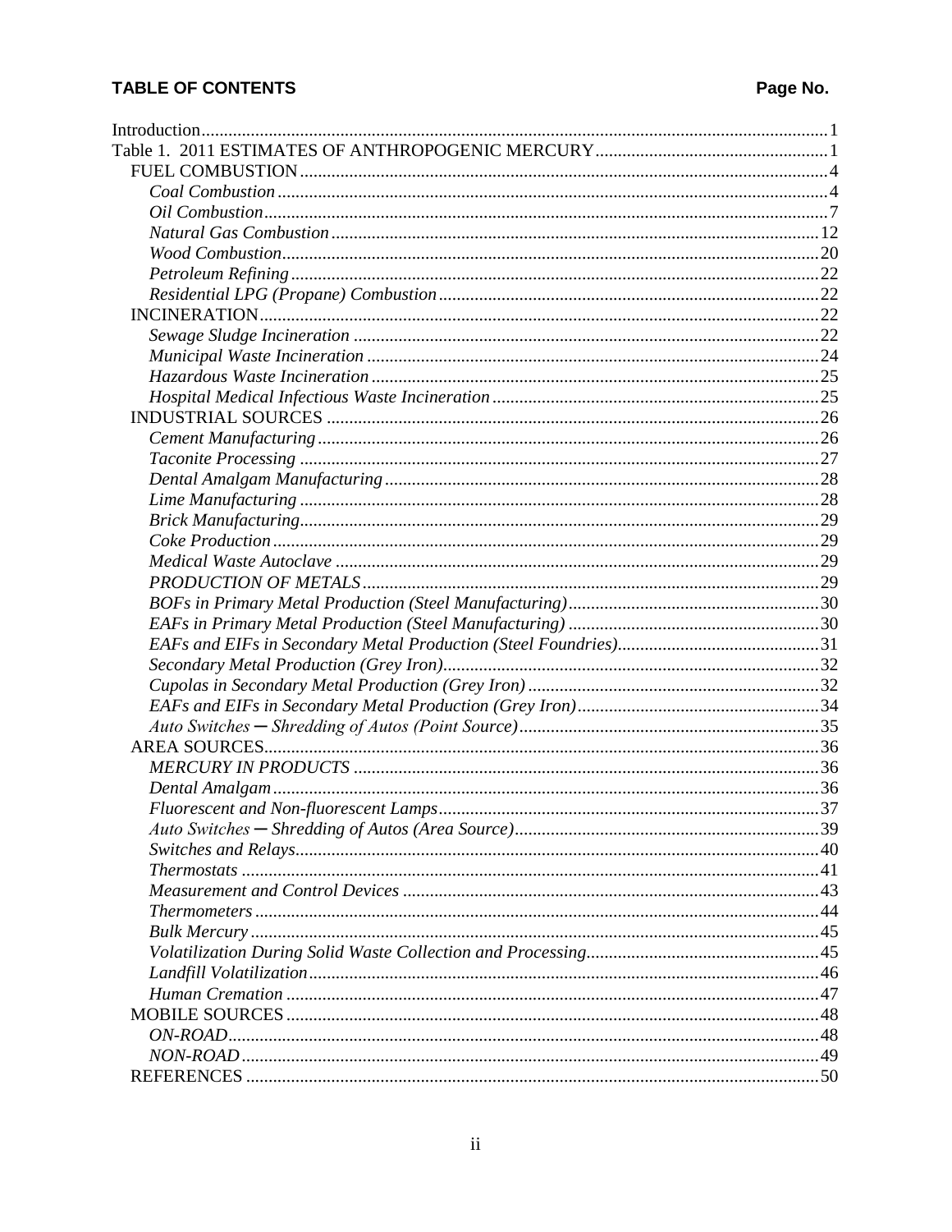**TABLE OF CONTENTS** **Page No.**

Introduction .......... 1
Table 1. 2011 ESTIMATES OF ANTHROPOGENIC MERCURY .......... 1
- FUEL COMBUSTION .......... 4
  - *Coal Combustion* .......... 4
  - *Oil Combustion* .......... 7
  - *Natural Gas Combustion* .......... 12
  - *Wood Combustion* .......... 20
  - *Petroleum Refining* .......... 22
  - *Residential LPG (Propane) Combustion* .......... 22
- INCINERATION .......... 22
  - *Sewage Sludge Incineration* .......... 22
  - *Municipal Waste Incineration* .......... 24
  - *Hazardous Waste Incineration* .......... 25
  - *Hospital Medical Infectious Waste Incineration* .......... 25
- INDUSTRIAL SOURCES .......... 26
  - *Cement Manufacturing* .......... 26
  - *Taconite Processing* .......... 27
  - *Dental Amalgam Manufacturing* .......... 28
  - *Lime Manufacturing* .......... 28
  - *Brick Manufacturing* .......... 29
  - *Coke Production* .......... 29
  - *Medical Waste Autoclave* .......... 29
  - *PRODUCTION OF METALS* .......... 29
  - *BOFs in Primary Metal Production (Steel Manufacturing)* .......... 30
  - *EAFs in Primary Metal Production (Steel Manufacturing)* .......... 30
  - *EAFs and EIFs in Secondary Metal Production (Steel Foundries)* .......... 31
  - *Secondary Metal Production (Grey Iron)* .......... 32
  - *Cupolas in Secondary Metal Production (Grey Iron)* .......... 32
  - *EAFs and EIFs in Secondary Metal Production (Grey Iron)* .......... 34
  - *Auto Switches ─ Shredding of Autos (Point Source)* .......... 35
- AREA SOURCES .......... 36
  - *MERCURY IN PRODUCTS* .......... 36
  - *Dental Amalgam* .......... 36
  - *Fluorescent and Non-fluorescent Lamps* .......... 37
  - *Auto Switches ─ Shredding of Autos (Area Source)* .......... 39
  - *Switches and Relays* .......... 40
  - *Thermostats* .......... 41
  - *Measurement and Control Devices* .......... 43
  - *Thermometers* .......... 44
  - *Bulk Mercury* .......... 45
  - *Volatilization During Solid Waste Collection and Processing* .......... 45
  - *Landfill Volatilization* .......... 46
  - *Human Cremation* .......... 47
- MOBILE SOURCES .......... 48
  - *ON-ROAD* .......... 48
  - *NON-ROAD* .......... 49
- REFERENCES .......... 50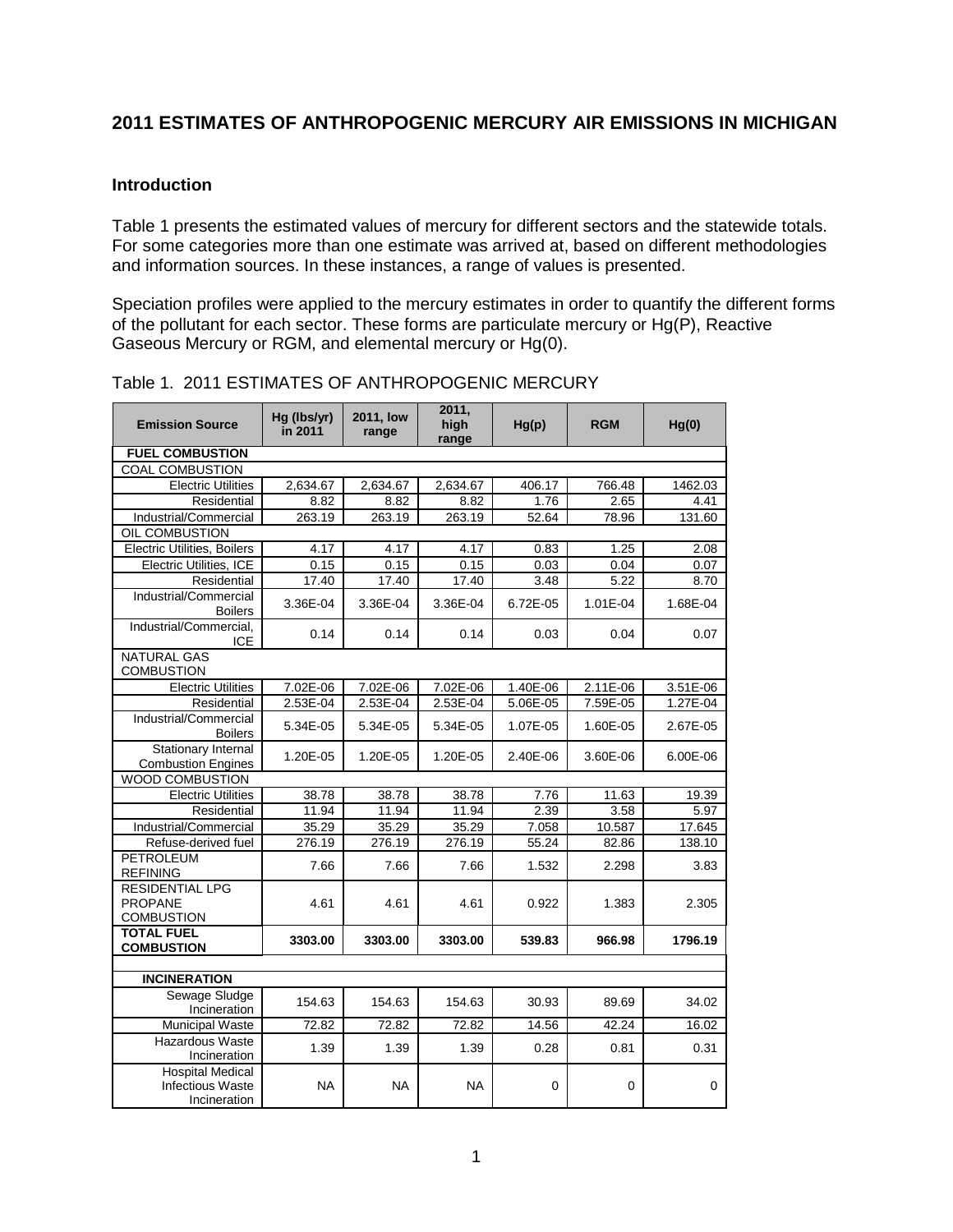## 2011 ESTIMATES OF ANTHROPOGENIC MERCURY AIR EMISSIONS IN MICHIGAN

### Introduction

Table 1 presents the estimated values of mercury for different sectors and the statewide totals. For some categories more than one estimate was arrived at, based on different methodologies and information sources. In these instances, a range of values is presented.

Speciation profiles were applied to the mercury estimates in order to quantify the different forms of the pollutant for each sector. These forms are particulate mercury or Hg(P), Reactive Gaseous Mercury or RGM, and elemental mercury or Hg(0).

Table 1. 2011 ESTIMATES OF ANTHROPOGENIC MERCURY

| Emission Source | Hg (lbs/yr) in 2011 | 2011, low range | 2011, high range | Hg(p) | RGM | Hg(0) |
|---|---|---|---|---|---|---|
| **FUEL COMBUSTION** | | | | | | |
| COAL COMBUSTION | | | | | | |
| Electric Utilities | 2,634.67 | 2,634.67 | 2,634.67 | 406.17 | 766.48 | 1462.03 |
| Residential | 8.82 | 8.82 | 8.82 | 1.76 | 2.65 | 4.41 |
| Industrial/Commercial | 263.19 | 263.19 | 263.19 | 52.64 | 78.96 | 131.60 |
| OIL COMBUSTION | | | | | | |
| Electric Utilities, Boilers | 4.17 | 4.17 | 4.17 | 0.83 | 1.25 | 2.08 |
| Electric Utilities, ICE | 0.15 | 0.15 | 0.15 | 0.03 | 0.04 | 0.07 |
| Residential | 17.40 | 17.40 | 17.40 | 3.48 | 5.22 | 8.70 |
| Industrial/Commercial Boilers | 3.36E-04 | 3.36E-04 | 3.36E-04 | 6.72E-05 | 1.01E-04 | 1.68E-04 |
| Industrial/Commercial, ICE | 0.14 | 0.14 | 0.14 | 0.03 | 0.04 | 0.07 |
| NATURAL GAS COMBUSTION | | | | | | |
| Electric Utilities | 7.02E-06 | 7.02E-06 | 7.02E-06 | 1.40E-06 | 2.11E-06 | 3.51E-06 |
| Residential | 2.53E-04 | 2.53E-04 | 2.53E-04 | 5.06E-05 | 7.59E-05 | 1.27E-04 |
| Industrial/Commercial Boilers | 5.34E-05 | 5.34E-05 | 5.34E-05 | 1.07E-05 | 1.60E-05 | 2.67E-05 |
| Stationary Internal Combustion Engines | 1.20E-05 | 1.20E-05 | 1.20E-05 | 2.40E-06 | 3.60E-06 | 6.00E-06 |
| WOOD COMBUSTION | | | | | | |
| Electric Utilities | 38.78 | 38.78 | 38.78 | 7.76 | 11.63 | 19.39 |
| Residential | 11.94 | 11.94 | 11.94 | 2.39 | 3.58 | 5.97 |
| Industrial/Commercial | 35.29 | 35.29 | 35.29 | 7.058 | 10.587 | 17.645 |
| Refuse-derived fuel | 276.19 | 276.19 | 276.19 | 55.24 | 82.86 | 138.10 |
| PETROLEUM REFINING | 7.66 | 7.66 | 7.66 | 1.532 | 2.298 | 3.83 |
| RESIDENTIAL LPG PROPANE COMBUSTION | 4.61 | 4.61 | 4.61 | 0.922 | 1.383 | 2.305 |
| **TOTAL FUEL COMBUSTION** | **3303.00** | **3303.00** | **3303.00** | **539.83** | **966.98** | **1796.19** |
| | | | | | | |
| **INCINERATION** | | | | | | |
| Sewage Sludge Incineration | 154.63 | 154.63 | 154.63 | 30.93 | 89.69 | 34.02 |
| Municipal Waste | 72.82 | 72.82 | 72.82 | 14.56 | 42.24 | 16.02 |
| Hazardous Waste Incineration | 1.39 | 1.39 | 1.39 | 0.28 | 0.81 | 0.31 |
| Hospital Medical Infectious Waste Incineration | NA | NA | NA | 0 | 0 | 0 |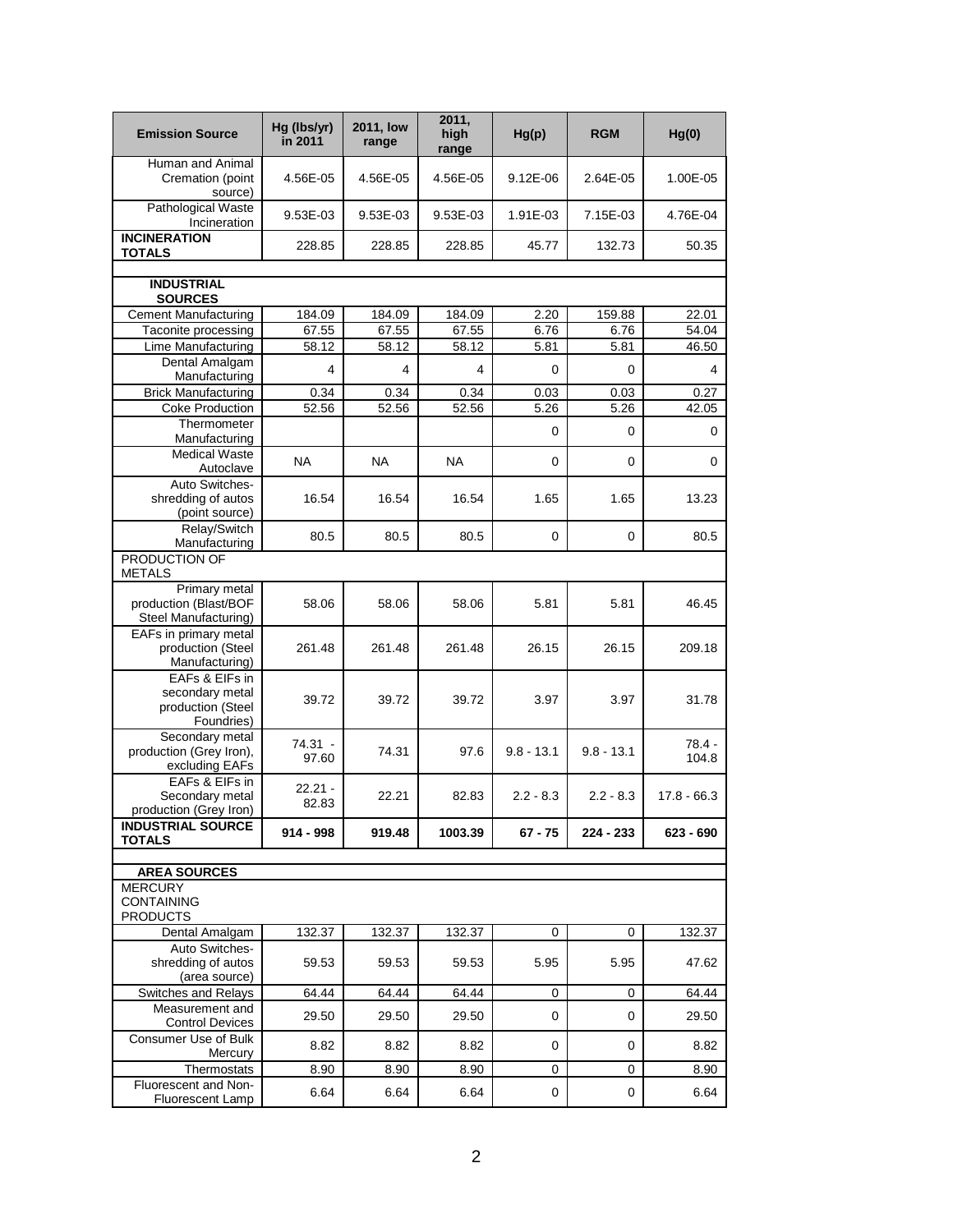| Emission Source | Hg (lbs/yr) in 2011 | 2011, low range | 2011, high range | Hg(p) | RGM | Hg(0) |
|---|---|---|---|---|---|---|
| Human and Animal Cremation (point source) | 4.56E-05 | 4.56E-05 | 4.56E-05 | 9.12E-06 | 2.64E-05 | 1.00E-05 |
| Pathological Waste Incineration | 9.53E-03 | 9.53E-03 | 9.53E-03 | 1.91E-03 | 7.15E-03 | 4.76E-04 |
| **INCINERATION TOTALS** | 228.85 | 228.85 | 228.85 | 45.77 | 132.73 | 50.35 |
| | | | | | | |
| **INDUSTRIAL SOURCES** | | | | | | |
| Cement Manufacturing | 184.09 | 184.09 | 184.09 | 2.20 | 159.88 | 22.01 |
| Taconite processing | 67.55 | 67.55 | 67.55 | 6.76 | 6.76 | 54.04 |
| Lime Manufacturing | 58.12 | 58.12 | 58.12 | 5.81 | 5.81 | 46.50 |
| Dental Amalgam Manufacturing | 4 | 4 | 4 | 0 | 0 | 4 |
| Brick Manufacturing | 0.34 | 0.34 | 0.34 | 0.03 | 0.03 | 0.27 |
| Coke Production | 52.56 | 52.56 | 52.56 | 5.26 | 5.26 | 42.05 |
| Thermometer Manufacturing | | | | 0 | 0 | 0 |
| Medical Waste Autoclave | NA | NA | NA | 0 | 0 | 0 |
| Auto Switches-shredding of autos (point source) | 16.54 | 16.54 | 16.54 | 1.65 | 1.65 | 13.23 |
| Relay/Switch Manufacturing | 80.5 | 80.5 | 80.5 | 0 | 0 | 80.5 |
| PRODUCTION OF METALS | | | | | | |
| Primary metal production (Blast/BOF Steel Manufacturing) | 58.06 | 58.06 | 58.06 | 5.81 | 5.81 | 46.45 |
| EAFs in primary metal production (Steel Manufacturing) | 261.48 | 261.48 | 261.48 | 26.15 | 26.15 | 209.18 |
| EAFs & EIFs in secondary metal production (Steel Foundries) | 39.72 | 39.72 | 39.72 | 3.97 | 3.97 | 31.78 |
| Secondary metal production (Grey Iron), excluding EAFs | 74.31 - 97.60 | 74.31 | 97.6 | 9.8 - 13.1 | 9.8 - 13.1 | 78.4 - 104.8 |
| EAFs & EIFs in Secondary metal production (Grey Iron) | 22.21 - 82.83 | 22.21 | 82.83 | 2.2 - 8.3 | 2.2 - 8.3 | 17.8 - 66.3 |
| **INDUSTRIAL SOURCE TOTALS** | **914 - 998** | **919.48** | **1003.39** | **67 - 75** | **224 - 233** | **623 - 690** |
| | | | | | | |
| **AREA SOURCES** | | | | | | |
| MERCURY CONTAINING PRODUCTS | | | | | | |
| Dental Amalgam | 132.37 | 132.37 | 132.37 | 0 | 0 | 132.37 |
| Auto Switches-shredding of autos (area source) | 59.53 | 59.53 | 59.53 | 5.95 | 5.95 | 47.62 |
| Switches and Relays | 64.44 | 64.44 | 64.44 | 0 | 0 | 64.44 |
| Measurement and Control Devices | 29.50 | 29.50 | 29.50 | 0 | 0 | 29.50 |
| Consumer Use of Bulk Mercury | 8.82 | 8.82 | 8.82 | 0 | 0 | 8.82 |
| Thermostats | 8.90 | 8.90 | 8.90 | 0 | 0 | 8.90 |
| Fluorescent and Non-Fluorescent Lamp | 6.64 | 6.64 | 6.64 | 0 | 0 | 6.64 |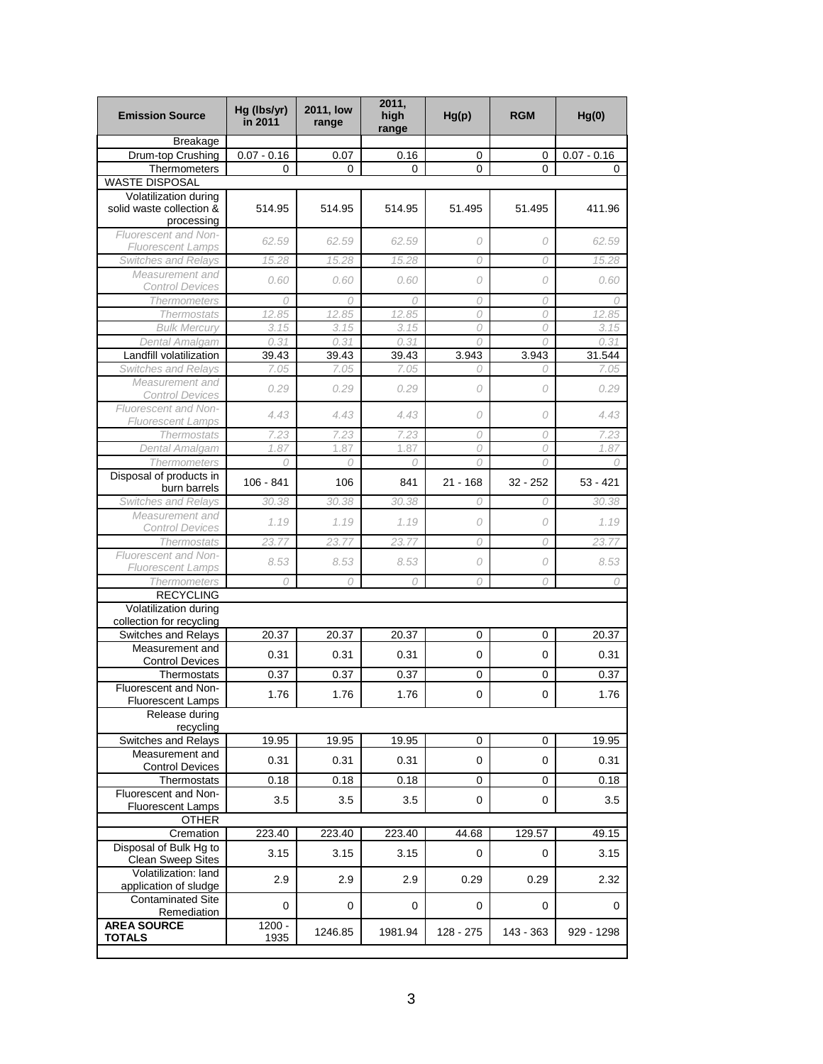| Emission Source | Hg (lbs/yr) in 2011 | 2011, low range | 2011, high range | Hg(p) | RGM | Hg(0) |
|---|---|---|---|---|---|---|
| Breakage | | | | | | |
| Drum-top Crushing | 0.07 - 0.16 | 0.07 | 0.16 | 0 | 0 | 0.07 - 0.16 |
| Thermometers | 0 | 0 | 0 | 0 | 0 | 0 |
| WASTE DISPOSAL | | | | | | |
| Volatilization during solid waste collection & processing | 514.95 | 514.95 | 514.95 | 51.495 | 51.495 | 411.96 |
| *Fluorescent and Non-Fluorescent Lamps* | *62.59* | *62.59* | *62.59* | *0* | *0* | *62.59* |
| *Switches and Relays* | *15.28* | *15.28* | *15.28* | *0* | *0* | *15.28* |
| *Measurement and Control Devices* | *0.60* | *0.60* | *0.60* | *0* | *0* | *0.60* |
| *Thermometers* | *0* | *0* | *0* | *0* | *0* | *0* |
| *Thermostats* | *12.85* | *12.85* | *12.85* | *0* | *0* | *12.85* |
| *Bulk Mercury* | *3.15* | *3.15* | *3.15* | *0* | *0* | *3.15* |
| *Dental Amalgam* | *0.31* | *0.31* | *0.31* | *0* | *0* | *0.31* |
| Landfill volatilization | 39.43 | 39.43 | 39.43 | 3.943 | 3.943 | 31.544 |
| *Switches and Relays* | *7.05* | *7.05* | *7.05* | *0* | *0* | *7.05* |
| *Measurement and Control Devices* | *0.29* | *0.29* | *0.29* | *0* | *0* | *0.29* |
| *Fluorescent and Non-Fluorescent Lamps* | *4.43* | *4.43* | *4.43* | *0* | *0* | *4.43* |
| *Thermostats* | *7.23* | *7.23* | *7.23* | *0* | *0* | *7.23* |
| *Dental Amalgam* | *1.87* | *1.87* | *1.87* | *0* | *0* | *1.87* |
| *Thermometers* | *0* | *0* | *0* | *0* | *0* | *0* |
| Disposal of products in burn barrels | 106 - 841 | 106 | 841 | 21 - 168 | 32 - 252 | 53 - 421 |
| *Switches and Relays* | *30.38* | *30.38* | *30.38* | *0* | *0* | *30.38* |
| *Measurement and Control Devices* | *1.19* | *1.19* | *1.19* | *0* | *0* | *1.19* |
| *Thermostats* | *23.77* | *23.77* | *23.77* | *0* | *0* | *23.77* |
| *Fluorescent and Non-Fluorescent Lamps* | *8.53* | *8.53* | *8.53* | *0* | *0* | *8.53* |
| *Thermometers* | *0* | *0* | *0* | *0* | *0* | *0* |
| RECYCLING | | | | | | |
| Volatilization during collection for recycling | | | | | | |
| Switches and Relays | 20.37 | 20.37 | 20.37 | 0 | 0 | 20.37 |
| Measurement and Control Devices | 0.31 | 0.31 | 0.31 | 0 | 0 | 0.31 |
| Thermostats | 0.37 | 0.37 | 0.37 | 0 | 0 | 0.37 |
| Fluorescent and Non-Fluorescent Lamps | 1.76 | 1.76 | 1.76 | 0 | 0 | 1.76 |
| Release during recycling | | | | | | |
| Switches and Relays | 19.95 | 19.95 | 19.95 | 0 | 0 | 19.95 |
| Measurement and Control Devices | 0.31 | 0.31 | 0.31 | 0 | 0 | 0.31 |
| Thermostats | 0.18 | 0.18 | 0.18 | 0 | 0 | 0.18 |
| Fluorescent and Non-Fluorescent Lamps | 3.5 | 3.5 | 3.5 | 0 | 0 | 3.5 |
| OTHER | | | | | | |
| Cremation | 223.40 | 223.40 | 223.40 | 44.68 | 129.57 | 49.15 |
| Disposal of Bulk Hg to Clean Sweep Sites | 3.15 | 3.15 | 3.15 | 0 | 0 | 3.15 |
| Volatilization: land application of sludge | 2.9 | 2.9 | 2.9 | 0.29 | 0.29 | 2.32 |
| Contaminated Site Remediation | 0 | 0 | 0 | 0 | 0 | 0 |
| **AREA SOURCE TOTALS** | 1200 - 1935 | 1246.85 | 1981.94 | 128 - 275 | 143 - 363 | 929 - 1298 |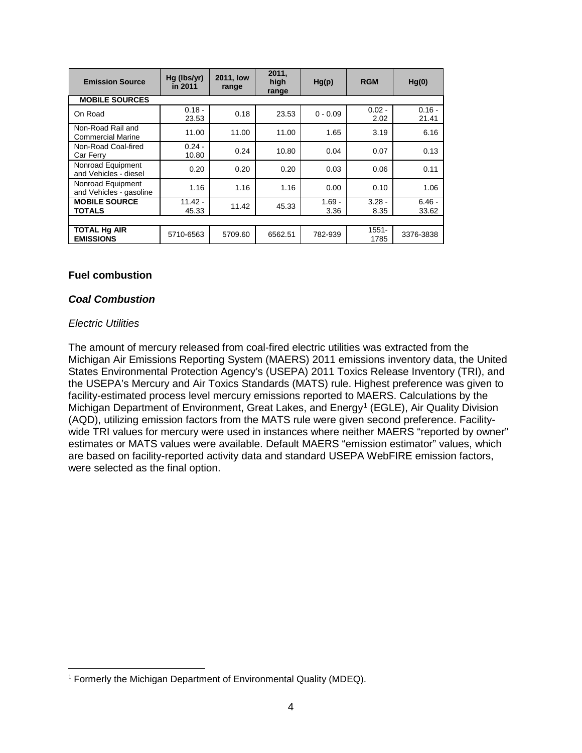| Emission Source | Hg (lbs/yr) in 2011 | 2011, low range | 2011, high range | Hg(p) | RGM | Hg(0) |
|---|---|---|---|---|---|---|
| **MOBILE SOURCES** | | | | | | |
| On Road | 0.18 - 23.53 | 0.18 | 23.53 | 0 - 0.09 | 0.02 - 2.02 | 0.16 - 21.41 |
| Non-Road Rail and Commercial Marine | 11.00 | 11.00 | 11.00 | 1.65 | 3.19 | 6.16 |
| Non-Road Coal-fired Car Ferry | 0.24 - 10.80 | 0.24 | 10.80 | 0.04 | 0.07 | 0.13 |
| Nonroad Equipment and Vehicles - diesel | 0.20 | 0.20 | 0.20 | 0.03 | 0.06 | 0.11 |
| Nonroad Equipment and Vehicles - gasoline | 1.16 | 1.16 | 1.16 | 0.00 | 0.10 | 1.06 |
| **MOBILE SOURCE TOTALS** | 11.42 - 45.33 | 11.42 | 45.33 | 1.69 - 3.36 | 3.28 - 8.35 | 6.46 - 33.62 |
| | | | | | | |
| **TOTAL Hg AIR EMISSIONS** | 5710-6563 | 5709.60 | 6562.51 | 782-939 | 1551-1785 | 3376-3838 |

## Fuel combustion

### *Coal Combustion*

*Electric Utilities*

The amount of mercury released from coal-fired electric utilities was extracted from the Michigan Air Emissions Reporting System (MAERS) 2011 emissions inventory data, the United States Environmental Protection Agency's (USEPA) 2011 Toxics Release Inventory (TRI), and the USEPA's Mercury and Air Toxics Standards (MATS) rule. Highest preference was given to facility-estimated process level mercury emissions reported to MAERS. Calculations by the Michigan Department of Environment, Great Lakes, and Energy[1] (EGLE), Air Quality Division (AQD), utilizing emission factors from the MATS rule were given second preference. Facility-wide TRI values for mercury were used in instances where neither MAERS "reported by owner" estimates or MATS values were available. Default MAERS "emission estimator" values, which are based on facility-reported activity data and standard USEPA WebFIRE emission factors, were selected as the final option.

[1] Formerly the Michigan Department of Environmental Quality (MDEQ).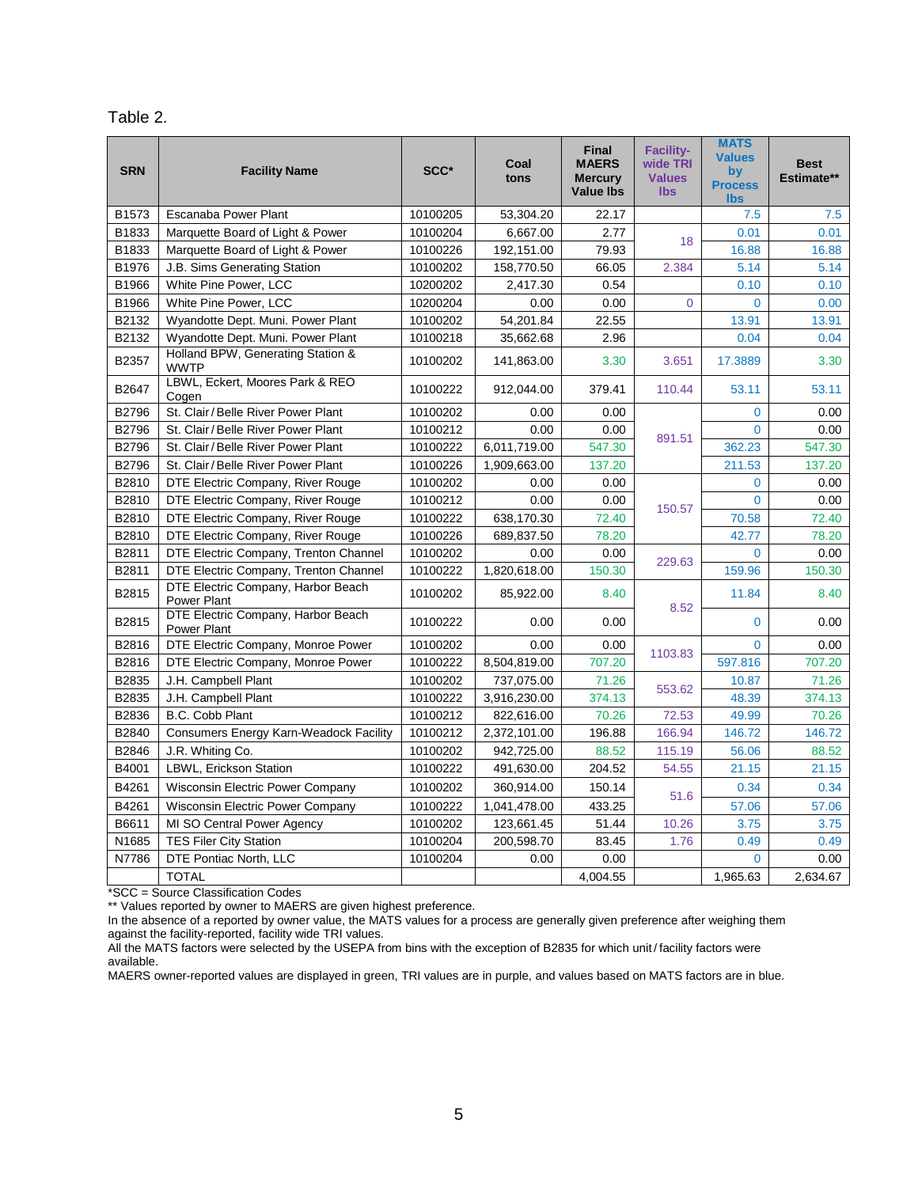Table 2.

| SRN | Facility Name | SCC* | Coal tons | Final MAERS Mercury Value lbs | Facility-wide TRI Values lbs | MATS Values by Process lbs | Best Estimate** |
|---|---|---|---|---|---|---|---|
| B1573 | Escanaba Power Plant | 10100205 | 53,304.20 | 22.17 | | 7.5 | 7.5 |
| B1833 | Marquette Board of Light & Power | 10100204 | 6,667.00 | 2.77 | 18 | 0.01 | 0.01 |
| B1833 | Marquette Board of Light & Power | 10100226 | 192,151.00 | 79.93 | | 16.88 | 16.88 |
| B1976 | J.B. Sims Generating Station | 10100202 | 158,770.50 | 66.05 | 2.384 | 5.14 | 5.14 |
| B1966 | White Pine Power, LCC | 10200202 | 2,417.30 | 0.54 | | 0.10 | 0.10 |
| B1966 | White Pine Power, LCC | 10200204 | 0.00 | 0.00 | 0 | 0 | 0.00 |
| B2132 | Wyandotte Dept. Muni. Power Plant | 10100202 | 54,201.84 | 22.55 | | 13.91 | 13.91 |
| B2132 | Wyandotte Dept. Muni. Power Plant | 10100218 | 35,662.68 | 2.96 | | 0.04 | 0.04 |
| B2357 | Holland BPW, Generating Station & WWTP | 10100202 | 141,863.00 | 3.30 | 3.651 | 17.3889 | 3.30 |
| B2647 | LBWL, Eckert, Moores Park & REO Cogen | 10100222 | 912,044.00 | 379.41 | 110.44 | 53.11 | 53.11 |
| B2796 | St. Clair / Belle River Power Plant | 10100202 | 0.00 | 0.00 | 891.51 | 0 | 0.00 |
| B2796 | St. Clair / Belle River Power Plant | 10100212 | 0.00 | 0.00 | | 0 | 0.00 |
| B2796 | St. Clair / Belle River Power Plant | 10100222 | 6,011,719.00 | 547.30 | | 362.23 | 547.30 |
| B2796 | St. Clair / Belle River Power Plant | 10100226 | 1,909,663.00 | 137.20 | | 211.53 | 137.20 |
| B2810 | DTE Electric Company, River Rouge | 10100202 | 0.00 | 0.00 | 150.57 | 0 | 0.00 |
| B2810 | DTE Electric Company, River Rouge | 10100212 | 0.00 | 0.00 | | 0 | 0.00 |
| B2810 | DTE Electric Company, River Rouge | 10100222 | 638,170.30 | 72.40 | | 70.58 | 72.40 |
| B2810 | DTE Electric Company, River Rouge | 10100226 | 689,837.50 | 78.20 | | 42.77 | 78.20 |
| B2811 | DTE Electric Company, Trenton Channel | 10100202 | 0.00 | 0.00 | 229.63 | 0 | 0.00 |
| B2811 | DTE Electric Company, Trenton Channel | 10100222 | 1,820,618.00 | 150.30 | | 159.96 | 150.30 |
| B2815 | DTE Electric Company, Harbor Beach Power Plant | 10100202 | 85,922.00 | 8.40 | 8.52 | 11.84 | 8.40 |
| B2815 | DTE Electric Company, Harbor Beach Power Plant | 10100222 | 0.00 | 0.00 | | 0 | 0.00 |
| B2816 | DTE Electric Company, Monroe Power | 10100202 | 0.00 | 0.00 | 1103.83 | 0 | 0.00 |
| B2816 | DTE Electric Company, Monroe Power | 10100222 | 8,504,819.00 | 707.20 | | 597.816 | 707.20 |
| B2835 | J.H. Campbell Plant | 10100202 | 737,075.00 | 71.26 | 553.62 | 10.87 | 71.26 |
| B2835 | J.H. Campbell Plant | 10100222 | 3,916,230.00 | 374.13 | | 48.39 | 374.13 |
| B2836 | B.C. Cobb Plant | 10100212 | 822,616.00 | 70.26 | 72.53 | 49.99 | 70.26 |
| B2840 | Consumers Energy Karn-Weadock Facility | 10100212 | 2,372,101.00 | 196.88 | 166.94 | 146.72 | 146.72 |
| B2846 | J.R. Whiting Co. | 10100202 | 942,725.00 | 88.52 | 115.19 | 56.06 | 88.52 |
| B4001 | LBWL, Erickson Station | 10100222 | 491,630.00 | 204.52 | 54.55 | 21.15 | 21.15 |
| B4261 | Wisconsin Electric Power Company | 10100202 | 360,914.00 | 150.14 | 51.6 | 0.34 | 0.34 |
| B4261 | Wisconsin Electric Power Company | 10100222 | 1,041,478.00 | 433.25 | | 57.06 | 57.06 |
| B6611 | MI SO Central Power Agency | 10100202 | 123,661.45 | 51.44 | 10.26 | 3.75 | 3.75 |
| N1685 | TES Filer City Station | 10100204 | 200,598.70 | 83.45 | 1.76 | 0.49 | 0.49 |
| N7786 | DTE Pontiac North, LLC | 10100204 | 0.00 | 0.00 | | 0 | 0.00 |
| | TOTAL | | | 4,004.55 | | 1,965.63 | 2,634.67 |

*SCC = Source Classification Codes
** Values reported by owner to MAERS are given highest preference.
In the absence of a reported by owner value, the MATS values for a process are generally given preference after weighing them against the facility-reported, facility wide TRI values.
All the MATS factors were selected by the USEPA from bins with the exception of B2835 for which unit / facility factors were available.
MAERS owner-reported values are displayed in green, TRI values are in purple, and values based on MATS factors are in blue.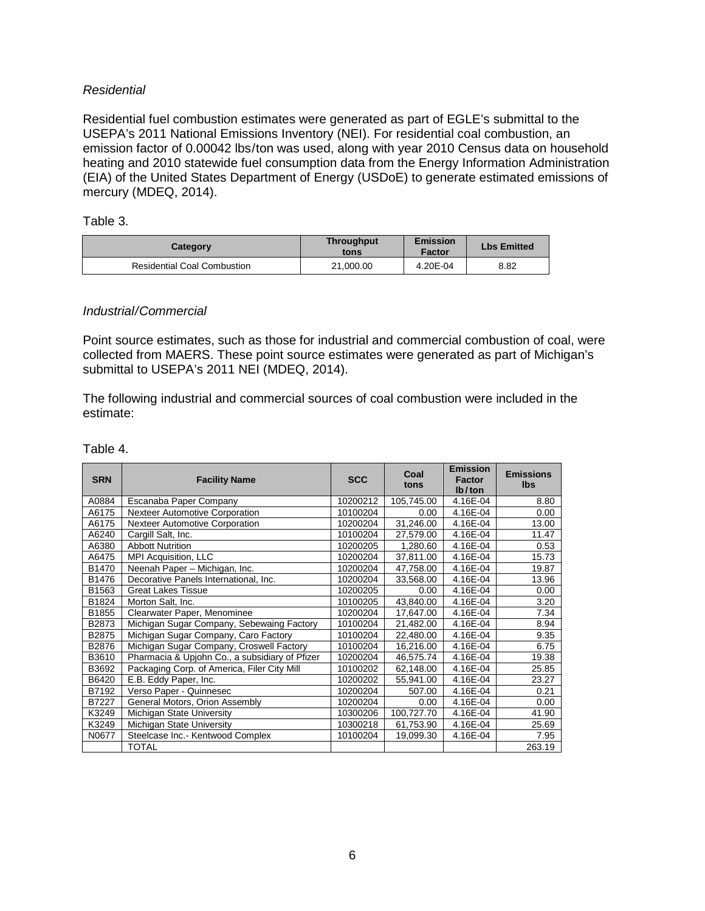*Residential*

Residential fuel combustion estimates were generated as part of EGLE's submittal to the USEPA's 2011 National Emissions Inventory (NEI). For residential coal combustion, an emission factor of 0.00042 lbs/ton was used, along with year 2010 Census data on household heating and 2010 statewide fuel consumption data from the Energy Information Administration (EIA) of the United States Department of Energy (USDoE) to generate estimated emissions of mercury (MDEQ, 2014).

Table 3.

| Category | Throughput tons | Emission Factor | Lbs Emitted |
|---|---|---|---|
| Residential Coal Combustion | 21,000.00 | 4.20E-04 | 8.82 |

*Industrial/Commercial*

Point source estimates, such as those for industrial and commercial combustion of coal, were collected from MAERS. These point source estimates were generated as part of Michigan's submittal to USEPA's 2011 NEI (MDEQ, 2014).

The following industrial and commercial sources of coal combustion were included in the estimate:

Table 4.

| SRN | Facility Name | SCC | Coal tons | Emission Factor lb/ton | Emissions lbs |
|---|---|---|---|---|---|
| A0884 | Escanaba Paper Company | 10200212 | 105,745.00 | 4.16E-04 | 8.80 |
| A6175 | Nexteer Automotive Corporation | 10100204 | 0.00 | 4.16E-04 | 0.00 |
| A6175 | Nexteer Automotive Corporation | 10200204 | 31,246.00 | 4.16E-04 | 13.00 |
| A6240 | Cargill Salt, Inc. | 10100204 | 27,579.00 | 4.16E-04 | 11.47 |
| A6380 | Abbott Nutrition | 10200205 | 1,280.60 | 4.16E-04 | 0.53 |
| A6475 | MPI Acquisition, LLC | 10200204 | 37,811.00 | 4.16E-04 | 15.73 |
| B1470 | Neenah Paper – Michigan, Inc. | 10200204 | 47,758.00 | 4.16E-04 | 19.87 |
| B1476 | Decorative Panels International, Inc. | 10200204 | 33,568.00 | 4.16E-04 | 13.96 |
| B1563 | Great Lakes Tissue | 10200205 | 0.00 | 4.16E-04 | 0.00 |
| B1824 | Morton Salt, Inc. | 10100205 | 43,840.00 | 4.16E-04 | 3.20 |
| B1855 | Clearwater Paper, Menominee | 10200204 | 17,647.00 | 4.16E-04 | 7.34 |
| B2873 | Michigan Sugar Company, Sebewaing Factory | 10100204 | 21,482.00 | 4.16E-04 | 8.94 |
| B2875 | Michigan Sugar Company, Caro Factory | 10100204 | 22,480.00 | 4.16E-04 | 9.35 |
| B2876 | Michigan Sugar Company, Croswell Factory | 10100204 | 16,216.00 | 4.16E-04 | 6.75 |
| B3610 | Pharmacia & Upjohn Co., a subsidiary of Pfizer | 10200204 | 46,575.74 | 4.16E-04 | 19.38 |
| B3692 | Packaging Corp. of America, Filer City Mill | 10100202 | 62,148.00 | 4.16E-04 | 25.85 |
| B6420 | E.B. Eddy Paper, Inc. | 10200202 | 55,941.00 | 4.16E-04 | 23.27 |
| B7192 | Verso Paper - Quinnesec | 10200204 | 507.00 | 4.16E-04 | 0.21 |
| B7227 | General Motors, Orion Assembly | 10200204 | 0.00 | 4.16E-04 | 0.00 |
| K3249 | Michigan State University | 10300206 | 100,727.70 | 4.16E-04 | 41.90 |
| K3249 | Michigan State University | 10300218 | 61,753.90 | 4.16E-04 | 25.69 |
| N0677 | Steelcase Inc.- Kentwood Complex | 10100204 | 19,099.30 | 4.16E-04 | 7.95 |
| | TOTAL | | | | 263.19 |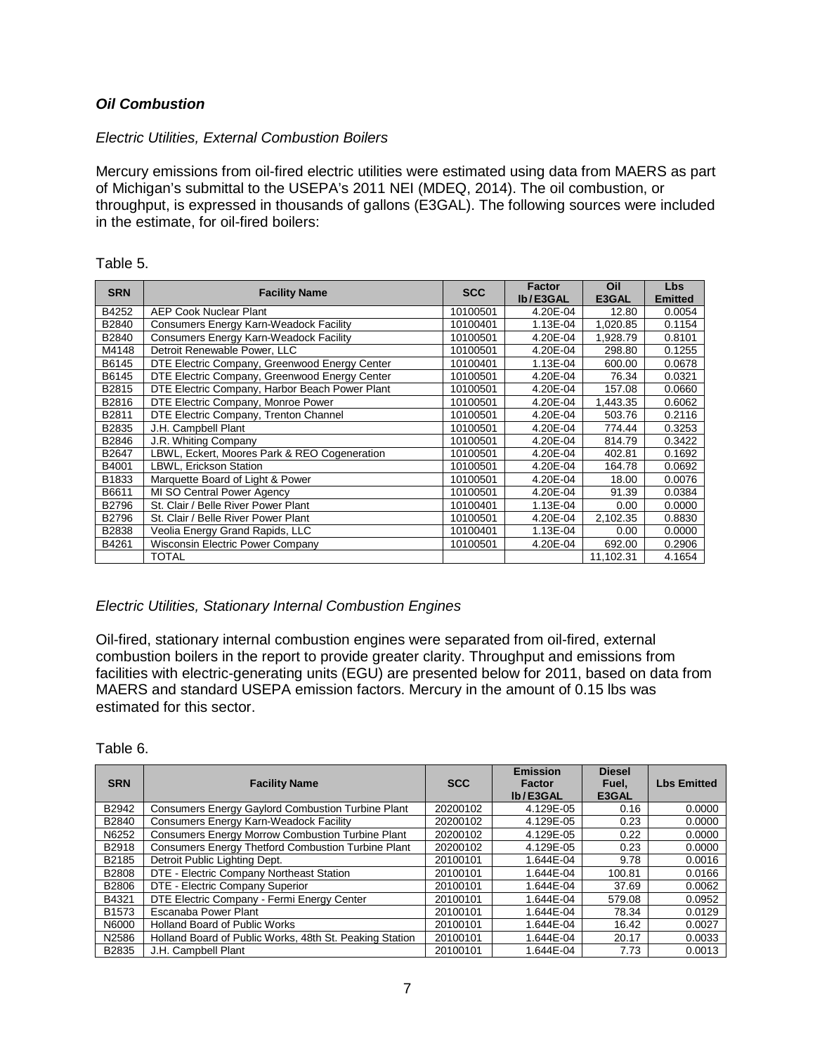### ***Oil Combustion***

*Electric Utilities, External Combustion Boilers*

Mercury emissions from oil-fired electric utilities were estimated using data from MAERS as part of Michigan's submittal to the USEPA's 2011 NEI (MDEQ, 2014). The oil combustion, or throughput, is expressed in thousands of gallons (E3GAL). The following sources were included in the estimate, for oil-fired boilers:

Table 5.

| SRN | Facility Name | SCC | Factor lb/E3GAL | Oil E3GAL | Lbs Emitted |
|---|---|---|---|---|---|
| B4252 | AEP Cook Nuclear Plant | 10100501 | 4.20E-04 | 12.80 | 0.0054 |
| B2840 | Consumers Energy Karn-Weadock Facility | 10100401 | 1.13E-04 | 1,020.85 | 0.1154 |
| B2840 | Consumers Energy Karn-Weadock Facility | 10100501 | 4.20E-04 | 1,928.79 | 0.8101 |
| M4148 | Detroit Renewable Power, LLC | 10100501 | 4.20E-04 | 298.80 | 0.1255 |
| B6145 | DTE Electric Company, Greenwood Energy Center | 10100401 | 1.13E-04 | 600.00 | 0.0678 |
| B6145 | DTE Electric Company, Greenwood Energy Center | 10100501 | 4.20E-04 | 76.34 | 0.0321 |
| B2815 | DTE Electric Company, Harbor Beach Power Plant | 10100501 | 4.20E-04 | 157.08 | 0.0660 |
| B2816 | DTE Electric Company, Monroe Power | 10100501 | 4.20E-04 | 1,443.35 | 0.6062 |
| B2811 | DTE Electric Company, Trenton Channel | 10100501 | 4.20E-04 | 503.76 | 0.2116 |
| B2835 | J.H. Campbell Plant | 10100501 | 4.20E-04 | 774.44 | 0.3253 |
| B2846 | J.R. Whiting Company | 10100501 | 4.20E-04 | 814.79 | 0.3422 |
| B2647 | LBWL, Eckert, Moores Park & REO Cogeneration | 10100501 | 4.20E-04 | 402.81 | 0.1692 |
| B4001 | LBWL, Erickson Station | 10100501 | 4.20E-04 | 164.78 | 0.0692 |
| B1833 | Marquette Board of Light & Power | 10100501 | 4.20E-04 | 18.00 | 0.0076 |
| B6611 | MI SO Central Power Agency | 10100501 | 4.20E-04 | 91.39 | 0.0384 |
| B2796 | St. Clair / Belle River Power Plant | 10100401 | 1.13E-04 | 0.00 | 0.0000 |
| B2796 | St. Clair / Belle River Power Plant | 10100501 | 4.20E-04 | 2,102.35 | 0.8830 |
| B2838 | Veolia Energy Grand Rapids, LLC | 10100401 | 1.13E-04 | 0.00 | 0.0000 |
| B4261 | Wisconsin Electric Power Company | 10100501 | 4.20E-04 | 692.00 | 0.2906 |
| | TOTAL | | | 11,102.31 | 4.1654 |

*Electric Utilities, Stationary Internal Combustion Engines*

Oil-fired, stationary internal combustion engines were separated from oil-fired, external combustion boilers in the report to provide greater clarity. Throughput and emissions from facilities with electric-generating units (EGU) are presented below for 2011, based on data from MAERS and standard USEPA emission factors. Mercury in the amount of 0.15 lbs was estimated for this sector.

Table 6.

| SRN | Facility Name | SCC | Emission Factor lb/E3GAL | Diesel Fuel, E3GAL | Lbs Emitted |
|---|---|---|---|---|---|
| B2942 | Consumers Energy Gaylord Combustion Turbine Plant | 20200102 | 4.129E-05 | 0.16 | 0.0000 |
| B2840 | Consumers Energy Karn-Weadock Facility | 20200102 | 4.129E-05 | 0.23 | 0.0000 |
| N6252 | Consumers Energy Morrow Combustion Turbine Plant | 20200102 | 4.129E-05 | 0.22 | 0.0000 |
| B2918 | Consumers Energy Thetford Combustion Turbine Plant | 20200102 | 4.129E-05 | 0.23 | 0.0000 |
| B2185 | Detroit Public Lighting Dept. | 20100101 | 1.644E-04 | 9.78 | 0.0016 |
| B2808 | DTE - Electric Company Northeast Station | 20100101 | 1.644E-04 | 100.81 | 0.0166 |
| B2806 | DTE - Electric Company Superior | 20100101 | 1.644E-04 | 37.69 | 0.0062 |
| B4321 | DTE Electric Company - Fermi Energy Center | 20100101 | 1.644E-04 | 579.08 | 0.0952 |
| B1573 | Escanaba Power Plant | 20100101 | 1.644E-04 | 78.34 | 0.0129 |
| N6000 | Holland Board of Public Works | 20100101 | 1.644E-04 | 16.42 | 0.0027 |
| N2586 | Holland Board of Public Works, 48th St. Peaking Station | 20100101 | 1.644E-04 | 20.17 | 0.0033 |
| B2835 | J.H. Campbell Plant | 20100101 | 1.644E-04 | 7.73 | 0.0013 |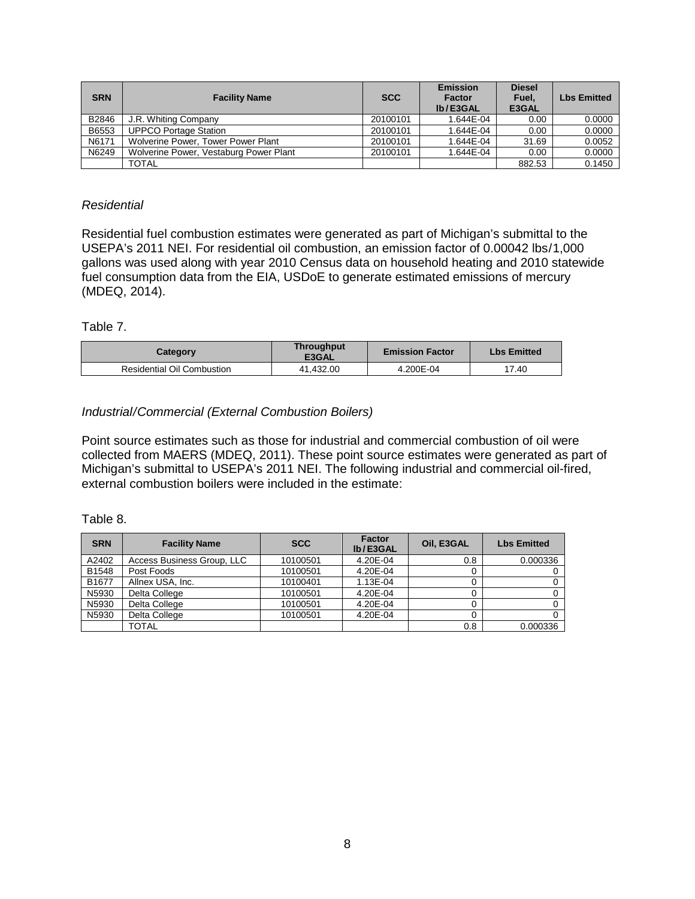| SRN | Facility Name | SCC | Emission Factor lb/E3GAL | Diesel Fuel, E3GAL | Lbs Emitted |
|---|---|---|---|---|---|
| B2846 | J.R. Whiting Company | 20100101 | 1.644E-04 | 0.00 | 0.0000 |
| B6553 | UPPCO Portage Station | 20100101 | 1.644E-04 | 0.00 | 0.0000 |
| N6171 | Wolverine Power, Tower Power Plant | 20100101 | 1.644E-04 | 31.69 | 0.0052 |
| N6249 | Wolverine Power, Vestaburg Power Plant | 20100101 | 1.644E-04 | 0.00 | 0.0000 |
| | TOTAL | | | 882.53 | 0.1450 |

### *Residential*

Residential fuel combustion estimates were generated as part of Michigan's submittal to the USEPA's 2011 NEI. For residential oil combustion, an emission factor of 0.00042 lbs/1,000 gallons was used along with year 2010 Census data on household heating and 2010 statewide fuel consumption data from the EIA, USDoE to generate estimated emissions of mercury (MDEQ, 2014).

Table 7.

| Category | Throughput E3GAL | Emission Factor | Lbs Emitted |
|---|---|---|---|
| Residential Oil Combustion | 41,432.00 | 4.200E-04 | 17.40 |

### *Industrial/Commercial (External Combustion Boilers)*

Point source estimates such as those for industrial and commercial combustion of oil were collected from MAERS (MDEQ, 2011). These point source estimates were generated as part of Michigan's submittal to USEPA's 2011 NEI. The following industrial and commercial oil-fired, external combustion boilers were included in the estimate:

Table 8.

| SRN | Facility Name | SCC | Factor lb/E3GAL | Oil, E3GAL | Lbs Emitted |
|---|---|---|---|---|---|
| A2402 | Access Business Group, LLC | 10100501 | 4.20E-04 | 0.8 | 0.000336 |
| B1548 | Post Foods | 10100501 | 4.20E-04 | 0 | 0 |
| B1677 | Allnex USA, Inc. | 10100401 | 1.13E-04 | 0 | 0 |
| N5930 | Delta College | 10100501 | 4.20E-04 | 0 | 0 |
| N5930 | Delta College | 10100501 | 4.20E-04 | 0 | 0 |
| N5930 | Delta College | 10100501 | 4.20E-04 | 0 | 0 |
| | TOTAL | | | 0.8 | 0.000336 |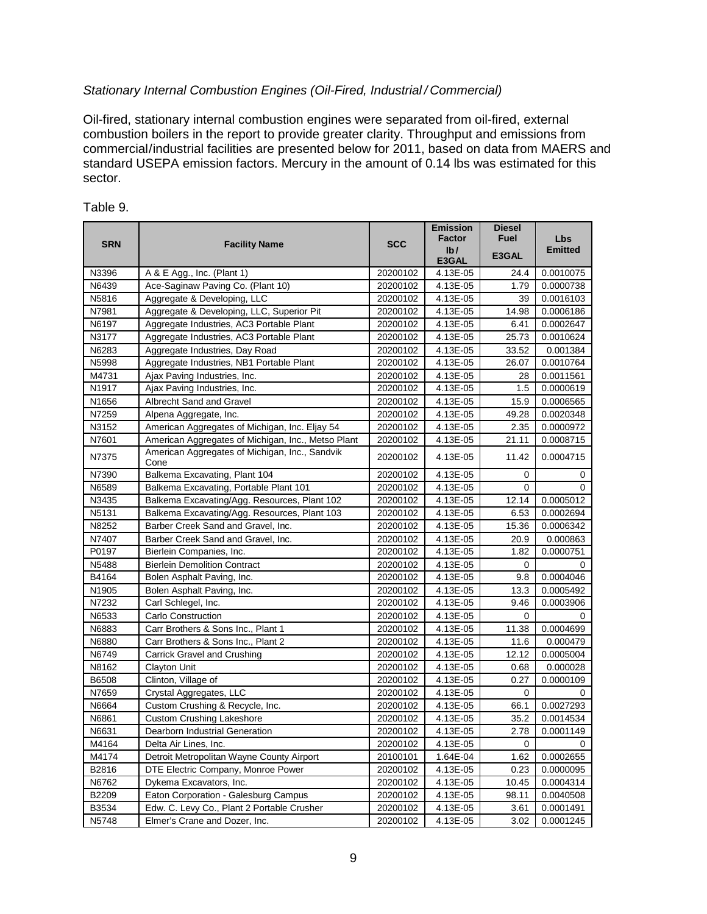*Stationary Internal Combustion Engines (Oil-Fired, Industrial / Commercial)*

Oil-fired, stationary internal combustion engines were separated from oil-fired, external combustion boilers in the report to provide greater clarity. Throughput and emissions from commercial/industrial facilities are presented below for 2011, based on data from MAERS and standard USEPA emission factors. Mercury in the amount of 0.14 lbs was estimated for this sector.

Table 9.

| SRN | Facility Name | SCC | Emission Factor lb / E3GAL | Diesel Fuel E3GAL | Lbs Emitted |
|---|---|---|---|---|---|
| N3396 | A & E Agg., Inc. (Plant 1) | 20200102 | 4.13E-05 | 24.4 | 0.0010075 |
| N6439 | Ace-Saginaw Paving Co. (Plant 10) | 20200102 | 4.13E-05 | 1.79 | 0.0000738 |
| N5816 | Aggregate & Developing, LLC | 20200102 | 4.13E-05 | 39 | 0.0016103 |
| N7981 | Aggregate & Developing, LLC, Superior Pit | 20200102 | 4.13E-05 | 14.98 | 0.0006186 |
| N6197 | Aggregate Industries, AC3 Portable Plant | 20200102 | 4.13E-05 | 6.41 | 0.0002647 |
| N3177 | Aggregate Industries, AC3 Portable Plant | 20200102 | 4.13E-05 | 25.73 | 0.0010624 |
| N6283 | Aggregate Industries, Day Road | 20200102 | 4.13E-05 | 33.52 | 0.001384 |
| N5998 | Aggregate Industries, NB1 Portable Plant | 20200102 | 4.13E-05 | 26.07 | 0.0010764 |
| M4731 | Ajax Paving Industries, Inc. | 20200102 | 4.13E-05 | 28 | 0.0011561 |
| N1917 | Ajax Paving Industries, Inc. | 20200102 | 4.13E-05 | 1.5 | 0.0000619 |
| N1656 | Albrecht Sand and Gravel | 20200102 | 4.13E-05 | 15.9 | 0.0006565 |
| N7259 | Alpena Aggregate, Inc. | 20200102 | 4.13E-05 | 49.28 | 0.0020348 |
| N3152 | American Aggregates of Michigan, Inc. Eljay 54 | 20200102 | 4.13E-05 | 2.35 | 0.0000972 |
| N7601 | American Aggregates of Michigan, Inc., Metso Plant | 20200102 | 4.13E-05 | 21.11 | 0.0008715 |
| N7375 | American Aggregates of Michigan, Inc., Sandvik Cone | 20200102 | 4.13E-05 | 11.42 | 0.0004715 |
| N7390 | Balkema Excavating, Plant 104 | 20200102 | 4.13E-05 | 0 | 0 |
| N6589 | Balkema Excavating, Portable Plant 101 | 20200102 | 4.13E-05 | 0 | 0 |
| N3435 | Balkema Excavating/Agg. Resources, Plant 102 | 20200102 | 4.13E-05 | 12.14 | 0.0005012 |
| N5131 | Balkema Excavating/Agg. Resources, Plant 103 | 20200102 | 4.13E-05 | 6.53 | 0.0002694 |
| N8252 | Barber Creek Sand and Gravel, Inc. | 20200102 | 4.13E-05 | 15.36 | 0.0006342 |
| N7407 | Barber Creek Sand and Gravel, Inc. | 20200102 | 4.13E-05 | 20.9 | 0.000863 |
| P0197 | Bierlein Companies, Inc. | 20200102 | 4.13E-05 | 1.82 | 0.0000751 |
| N5488 | Bierlein Demolition Contract | 20200102 | 4.13E-05 | 0 | 0 |
| B4164 | Bolen Asphalt Paving, Inc. | 20200102 | 4.13E-05 | 9.8 | 0.0004046 |
| N1905 | Bolen Asphalt Paving, Inc. | 20200102 | 4.13E-05 | 13.3 | 0.0005492 |
| N7232 | Carl Schlegel, Inc. | 20200102 | 4.13E-05 | 9.46 | 0.0003906 |
| N6533 | Carlo Construction | 20200102 | 4.13E-05 | 0 | 0 |
| N6883 | Carr Brothers & Sons Inc., Plant 1 | 20200102 | 4.13E-05 | 11.38 | 0.0004699 |
| N6880 | Carr Brothers & Sons Inc., Plant 2 | 20200102 | 4.13E-05 | 11.6 | 0.000479 |
| N6749 | Carrick Gravel and Crushing | 20200102 | 4.13E-05 | 12.12 | 0.0005004 |
| N8162 | Clayton Unit | 20200102 | 4.13E-05 | 0.68 | 0.000028 |
| B6508 | Clinton, Village of | 20200102 | 4.13E-05 | 0.27 | 0.0000109 |
| N7659 | Crystal Aggregates, LLC | 20200102 | 4.13E-05 | 0 | 0 |
| N6664 | Custom Crushing & Recycle, Inc. | 20200102 | 4.13E-05 | 66.1 | 0.0027293 |
| N6861 | Custom Crushing Lakeshore | 20200102 | 4.13E-05 | 35.2 | 0.0014534 |
| N6631 | Dearborn Industrial Generation | 20200102 | 4.13E-05 | 2.78 | 0.0001149 |
| M4164 | Delta Air Lines, Inc. | 20200102 | 4.13E-05 | 0 | 0 |
| M4174 | Detroit Metropolitan Wayne County Airport | 20100101 | 1.64E-04 | 1.62 | 0.0002655 |
| B2816 | DTE Electric Company, Monroe Power | 20200102 | 4.13E-05 | 0.23 | 0.0000095 |
| N6762 | Dykema Excavators, Inc. | 20200102 | 4.13E-05 | 10.45 | 0.0004314 |
| B2209 | Eaton Corporation - Galesburg Campus | 20200102 | 4.13E-05 | 98.11 | 0.0040508 |
| B3534 | Edw. C. Levy Co., Plant 2 Portable Crusher | 20200102 | 4.13E-05 | 3.61 | 0.0001491 |
| N5748 | Elmer's Crane and Dozer, Inc. | 20200102 | 4.13E-05 | 3.02 | 0.0001245 |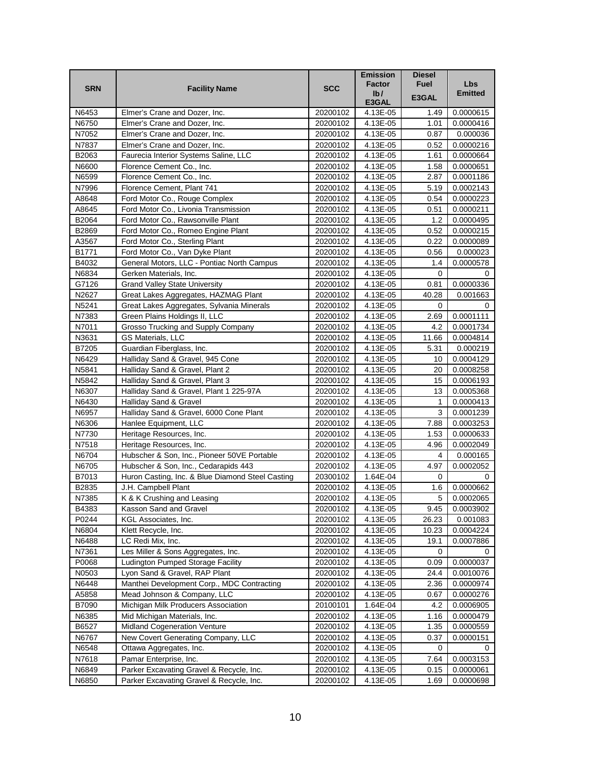| SRN | Facility Name | SCC | Emission Factor lb / E3GAL | Diesel Fuel E3GAL | Lbs Emitted |
|---|---|---|---|---|---|
| N6453 | Elmer's Crane and Dozer, Inc. | 20200102 | 4.13E-05 | 1.49 | 0.0000615 |
| N6750 | Elmer's Crane and Dozer, Inc. | 20200102 | 4.13E-05 | 1.01 | 0.0000416 |
| N7052 | Elmer's Crane and Dozer, Inc. | 20200102 | 4.13E-05 | 0.87 | 0.000036 |
| N7837 | Elmer's Crane and Dozer, Inc. | 20200102 | 4.13E-05 | 0.52 | 0.0000216 |
| B2063 | Faurecia Interior Systems Saline, LLC | 20200102 | 4.13E-05 | 1.61 | 0.0000664 |
| N6600 | Florence Cement Co., Inc. | 20200102 | 4.13E-05 | 1.58 | 0.0000651 |
| N6599 | Florence Cement Co., Inc. | 20200102 | 4.13E-05 | 2.87 | 0.0001186 |
| N7996 | Florence Cement, Plant 741 | 20200102 | 4.13E-05 | 5.19 | 0.0002143 |
| A8648 | Ford Motor Co., Rouge Complex | 20200102 | 4.13E-05 | 0.54 | 0.0000223 |
| A8645 | Ford Motor Co., Livonia Transmission | 20200102 | 4.13E-05 | 0.51 | 0.0000211 |
| B2064 | Ford Motor Co., Rawsonville Plant | 20200102 | 4.13E-05 | 1.2 | 0.0000495 |
| B2869 | Ford Motor Co., Romeo Engine Plant | 20200102 | 4.13E-05 | 0.52 | 0.0000215 |
| A3567 | Ford Motor Co., Sterling Plant | 20200102 | 4.13E-05 | 0.22 | 0.0000089 |
| B1771 | Ford Motor Co., Van Dyke Plant | 20200102 | 4.13E-05 | 0.56 | 0.000023 |
| B4032 | General Motors, LLC - Pontiac North Campus | 20200102 | 4.13E-05 | 1.4 | 0.0000578 |
| N6834 | Gerken Materials, Inc. | 20200102 | 4.13E-05 | 0 | 0 |
| G7126 | Grand Valley State University | 20200102 | 4.13E-05 | 0.81 | 0.0000336 |
| N2627 | Great Lakes Aggregates, HAZMAG Plant | 20200102 | 4.13E-05 | 40.28 | 0.001663 |
| N5241 | Great Lakes Aggregates, Sylvania Minerals | 20200102 | 4.13E-05 | 0 | 0 |
| N7383 | Green Plains Holdings II, LLC | 20200102 | 4.13E-05 | 2.69 | 0.0001111 |
| N7011 | Grosso Trucking and Supply Company | 20200102 | 4.13E-05 | 4.2 | 0.0001734 |
| N3631 | GS Materials, LLC | 20200102 | 4.13E-05 | 11.66 | 0.0004814 |
| B7205 | Guardian Fiberglass, Inc. | 20200102 | 4.13E-05 | 5.31 | 0.000219 |
| N6429 | Halliday Sand & Gravel, 945 Cone | 20200102 | 4.13E-05 | 10 | 0.0004129 |
| N5841 | Halliday Sand & Gravel, Plant 2 | 20200102 | 4.13E-05 | 20 | 0.0008258 |
| N5842 | Halliday Sand & Gravel, Plant 3 | 20200102 | 4.13E-05 | 15 | 0.0006193 |
| N6307 | Halliday Sand & Gravel, Plant 1 225-97A | 20200102 | 4.13E-05 | 13 | 0.0005368 |
| N6430 | Halliday Sand & Gravel | 20200102 | 4.13E-05 | 1 | 0.0000413 |
| N6957 | Halliday Sand & Gravel, 6000 Cone Plant | 20200102 | 4.13E-05 | 3 | 0.0001239 |
| N6306 | Hanlee Equipment, LLC | 20200102 | 4.13E-05 | 7.88 | 0.0003253 |
| N7730 | Heritage Resources, Inc. | 20200102 | 4.13E-05 | 1.53 | 0.0000633 |
| N7518 | Heritage Resources, Inc. | 20200102 | 4.13E-05 | 4.96 | 0.0002049 |
| N6704 | Hubscher & Son, Inc., Pioneer 50VE Portable | 20200102 | 4.13E-05 | 4 | 0.000165 |
| N6705 | Hubscher & Son, Inc., Cedarapids 443 | 20200102 | 4.13E-05 | 4.97 | 0.0002052 |
| B7013 | Huron Casting, Inc. & Blue Diamond Steel Casting | 20300102 | 1.64E-04 | 0 | 0 |
| B2835 | J.H. Campbell Plant | 20200102 | 4.13E-05 | 1.6 | 0.0000662 |
| N7385 | K & K Crushing and Leasing | 20200102 | 4.13E-05 | 5 | 0.0002065 |
| B4383 | Kasson Sand and Gravel | 20200102 | 4.13E-05 | 9.45 | 0.0003902 |
| P0244 | KGL Associates, Inc. | 20200102 | 4.13E-05 | 26.23 | 0.001083 |
| N6804 | Klett Recycle, Inc. | 20200102 | 4.13E-05 | 10.23 | 0.0004224 |
| N6488 | LC Redi Mix, Inc. | 20200102 | 4.13E-05 | 19.1 | 0.0007886 |
| N7361 | Les Miller & Sons Aggregates, Inc. | 20200102 | 4.13E-05 | 0 | 0 |
| P0068 | Ludington Pumped Storage Facility | 20200102 | 4.13E-05 | 0.09 | 0.0000037 |
| N0503 | Lyon Sand & Gravel, RAP Plant | 20200102 | 4.13E-05 | 24.4 | 0.0010076 |
| N6448 | Manthei Development Corp., MDC Contracting | 20200102 | 4.13E-05 | 2.36 | 0.0000974 |
| A5858 | Mead Johnson & Company, LLC | 20200102 | 4.13E-05 | 0.67 | 0.0000276 |
| B7090 | Michigan Milk Producers Association | 20100101 | 1.64E-04 | 4.2 | 0.0006905 |
| N6385 | Mid Michigan Materials, Inc. | 20200102 | 4.13E-05 | 1.16 | 0.0000479 |
| B6527 | Midland Cogeneration Venture | 20200102 | 4.13E-05 | 1.35 | 0.0000559 |
| N6767 | New Covert Generating Company, LLC | 20200102 | 4.13E-05 | 0.37 | 0.0000151 |
| N6548 | Ottawa Aggregates, Inc. | 20200102 | 4.13E-05 | 0 | 0 |
| N7618 | Pamar Enterprise, Inc. | 20200102 | 4.13E-05 | 7.64 | 0.0003153 |
| N6849 | Parker Excavating Gravel & Recycle, Inc. | 20200102 | 4.13E-05 | 0.15 | 0.0000061 |
| N6850 | Parker Excavating Gravel & Recycle, Inc. | 20200102 | 4.13E-05 | 1.69 | 0.0000698 |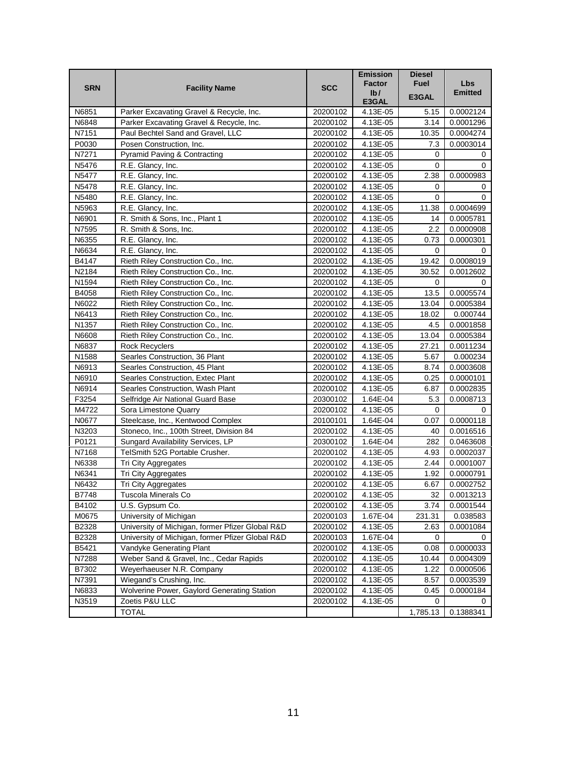| SRN | Facility Name | SCC | Emission Factor lb / E3GAL | Diesel Fuel E3GAL | Lbs Emitted |
|---|---|---|---|---|---|
| N6851 | Parker Excavating Gravel & Recycle, Inc. | 20200102 | 4.13E-05 | 5.15 | 0.0002124 |
| N6848 | Parker Excavating Gravel & Recycle, Inc. | 20200102 | 4.13E-05 | 3.14 | 0.0001296 |
| N7151 | Paul Bechtel Sand and Gravel, LLC | 20200102 | 4.13E-05 | 10.35 | 0.0004274 |
| P0030 | Posen Construction, Inc. | 20200102 | 4.13E-05 | 7.3 | 0.0003014 |
| N7271 | Pyramid Paving & Contracting | 20200102 | 4.13E-05 | 0 | 0 |
| N5476 | R.E. Glancy, Inc. | 20200102 | 4.13E-05 | 0 | 0 |
| N5477 | R.E. Glancy, Inc. | 20200102 | 4.13E-05 | 2.38 | 0.0000983 |
| N5478 | R.E. Glancy, Inc. | 20200102 | 4.13E-05 | 0 | 0 |
| N5480 | R.E. Glancy, Inc. | 20200102 | 4.13E-05 | 0 | 0 |
| N5963 | R.E. Glancy, Inc. | 20200102 | 4.13E-05 | 11.38 | 0.0004699 |
| N6901 | R. Smith & Sons, Inc., Plant 1 | 20200102 | 4.13E-05 | 14 | 0.0005781 |
| N7595 | R. Smith & Sons, Inc. | 20200102 | 4.13E-05 | 2.2 | 0.0000908 |
| N6355 | R.E. Glancy, Inc. | 20200102 | 4.13E-05 | 0.73 | 0.0000301 |
| N6634 | R.E. Glancy, Inc. | 20200102 | 4.13E-05 | 0 | 0 |
| B4147 | Rieth Riley Construction Co., Inc. | 20200102 | 4.13E-05 | 19.42 | 0.0008019 |
| N2184 | Rieth Riley Construction Co., Inc. | 20200102 | 4.13E-05 | 30.52 | 0.0012602 |
| N1594 | Rieth Riley Construction Co., Inc. | 20200102 | 4.13E-05 | 0 | 0 |
| B4058 | Rieth Riley Construction Co., Inc. | 20200102 | 4.13E-05 | 13.5 | 0.0005574 |
| N6022 | Rieth Riley Construction Co., Inc. | 20200102 | 4.13E-05 | 13.04 | 0.0005384 |
| N6413 | Rieth Riley Construction Co., Inc. | 20200102 | 4.13E-05 | 18.02 | 0.000744 |
| N1357 | Rieth Riley Construction Co., Inc. | 20200102 | 4.13E-05 | 4.5 | 0.0001858 |
| N6608 | Rieth Riley Construction Co., Inc. | 20200102 | 4.13E-05 | 13.04 | 0.0005384 |
| N6837 | Rock Recyclers | 20200102 | 4.13E-05 | 27.21 | 0.0011234 |
| N1588 | Searles Construction, 36 Plant | 20200102 | 4.13E-05 | 5.67 | 0.000234 |
| N6913 | Searles Construction, 45 Plant | 20200102 | 4.13E-05 | 8.74 | 0.0003608 |
| N6910 | Searles Construction, Extec Plant | 20200102 | 4.13E-05 | 0.25 | 0.0000101 |
| N6914 | Searles Construction, Wash Plant | 20200102 | 4.13E-05 | 6.87 | 0.0002835 |
| F3254 | Selfridge Air National Guard Base | 20300102 | 1.64E-04 | 5.3 | 0.0008713 |
| M4722 | Sora Limestone Quarry | 20200102 | 4.13E-05 | 0 | 0 |
| N0677 | Steelcase, Inc., Kentwood Complex | 20100101 | 1.64E-04 | 0.07 | 0.0000118 |
| N3203 | Stoneco, Inc., 100th Street, Division 84 | 20200102 | 4.13E-05 | 40 | 0.0016516 |
| P0121 | Sungard Availability Services, LP | 20300102 | 1.64E-04 | 282 | 0.0463608 |
| N7168 | TelSmith 52G Portable Crusher. | 20200102 | 4.13E-05 | 4.93 | 0.0002037 |
| N6338 | Tri City Aggregates | 20200102 | 4.13E-05 | 2.44 | 0.0001007 |
| N6341 | Tri City Aggregates | 20200102 | 4.13E-05 | 1.92 | 0.0000791 |
| N6432 | Tri City Aggregates | 20200102 | 4.13E-05 | 6.67 | 0.0002752 |
| B7748 | Tuscola Minerals Co | 20200102 | 4.13E-05 | 32 | 0.0013213 |
| B4102 | U.S. Gypsum Co. | 20200102 | 4.13E-05 | 3.74 | 0.0001544 |
| M0675 | University of Michigan | 20200103 | 1.67E-04 | 231.31 | 0.038583 |
| B2328 | University of Michigan, former Pfizer Global R&D | 20200102 | 4.13E-05 | 2.63 | 0.0001084 |
| B2328 | University of Michigan, former Pfizer Global R&D | 20200103 | 1.67E-04 | 0 | 0 |
| B5421 | Vandyke Generating Plant | 20200102 | 4.13E-05 | 0.08 | 0.0000033 |
| N7288 | Weber Sand & Gravel, Inc., Cedar Rapids | 20200102 | 4.13E-05 | 10.44 | 0.0004309 |
| B7302 | Weyerhaeuser N.R. Company | 20200102 | 4.13E-05 | 1.22 | 0.0000506 |
| N7391 | Wiegand's Crushing, Inc. | 20200102 | 4.13E-05 | 8.57 | 0.0003539 |
| N6833 | Wolverine Power, Gaylord Generating Station | 20200102 | 4.13E-05 | 0.45 | 0.0000184 |
| N3519 | Zoetis P&U LLC | 20200102 | 4.13E-05 | 0 | 0 |
| | TOTAL | | | 1,785.13 | 0.1388341 |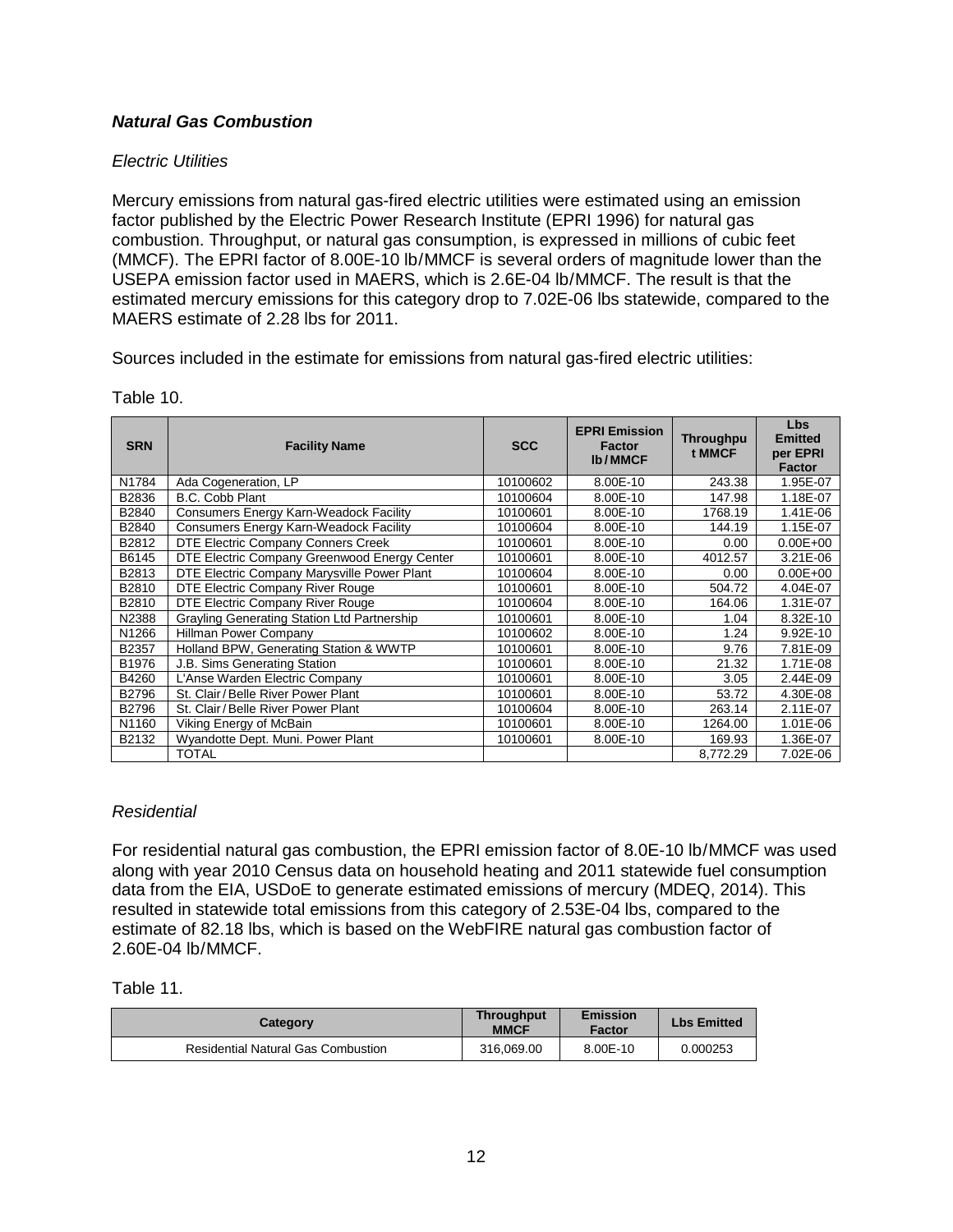### ***Natural Gas Combustion***

*Electric Utilities*

Mercury emissions from natural gas-fired electric utilities were estimated using an emission factor published by the Electric Power Research Institute (EPRI 1996) for natural gas combustion. Throughput, or natural gas consumption, is expressed in millions of cubic feet (MMCF). The EPRI factor of 8.00E-10 lb/MMCF is several orders of magnitude lower than the USEPA emission factor used in MAERS, which is 2.6E-04 lb/MMCF. The result is that the estimated mercury emissions for this category drop to 7.02E-06 lbs statewide, compared to the MAERS estimate of 2.28 lbs for 2011.

Sources included in the estimate for emissions from natural gas-fired electric utilities:

Table 10.

| SRN | Facility Name | SCC | EPRI Emission Factor lb/MMCF | Throughput MMCF | Lbs Emitted per EPRI Factor |
|---|---|---|---|---|---|
| N1784 | Ada Cogeneration, LP | 10100602 | 8.00E-10 | 243.38 | 1.95E-07 |
| B2836 | B.C. Cobb Plant | 10100604 | 8.00E-10 | 147.98 | 1.18E-07 |
| B2840 | Consumers Energy Karn-Weadock Facility | 10100601 | 8.00E-10 | 1768.19 | 1.41E-06 |
| B2840 | Consumers Energy Karn-Weadock Facility | 10100604 | 8.00E-10 | 144.19 | 1.15E-07 |
| B2812 | DTE Electric Company Conners Creek | 10100601 | 8.00E-10 | 0.00 | 0.00E+00 |
| B6145 | DTE Electric Company Greenwood Energy Center | 10100601 | 8.00E-10 | 4012.57 | 3.21E-06 |
| B2813 | DTE Electric Company Marysville Power Plant | 10100604 | 8.00E-10 | 0.00 | 0.00E+00 |
| B2810 | DTE Electric Company River Rouge | 10100601 | 8.00E-10 | 504.72 | 4.04E-07 |
| B2810 | DTE Electric Company River Rouge | 10100604 | 8.00E-10 | 164.06 | 1.31E-07 |
| N2388 | Grayling Generating Station Ltd Partnership | 10100601 | 8.00E-10 | 1.04 | 8.32E-10 |
| N1266 | Hillman Power Company | 10100602 | 8.00E-10 | 1.24 | 9.92E-10 |
| B2357 | Holland BPW, Generating Station & WWTP | 10100601 | 8.00E-10 | 9.76 | 7.81E-09 |
| B1976 | J.B. Sims Generating Station | 10100601 | 8.00E-10 | 21.32 | 1.71E-08 |
| B4260 | L'Anse Warden Electric Company | 10100601 | 8.00E-10 | 3.05 | 2.44E-09 |
| B2796 | St. Clair/Belle River Power Plant | 10100601 | 8.00E-10 | 53.72 | 4.30E-08 |
| B2796 | St. Clair/Belle River Power Plant | 10100604 | 8.00E-10 | 263.14 | 2.11E-07 |
| N1160 | Viking Energy of McBain | 10100601 | 8.00E-10 | 1264.00 | 1.01E-06 |
| B2132 | Wyandotte Dept. Muni. Power Plant | 10100601 | 8.00E-10 | 169.93 | 1.36E-07 |
| | TOTAL | | | 8,772.29 | 7.02E-06 |

*Residential*

For residential natural gas combustion, the EPRI emission factor of 8.0E-10 lb/MMCF was used along with year 2010 Census data on household heating and 2011 statewide fuel consumption data from the EIA, USDoE to generate estimated emissions of mercury (MDEQ, 2014). This resulted in statewide total emissions from this category of 2.53E-04 lbs, compared to the estimate of 82.18 lbs, which is based on the WebFIRE natural gas combustion factor of 2.60E-04 lb/MMCF.

Table 11.

| Category | Throughput MMCF | Emission Factor | Lbs Emitted |
|---|---|---|---|
| Residential Natural Gas Combustion | 316,069.00 | 8.00E-10 | 0.000253 |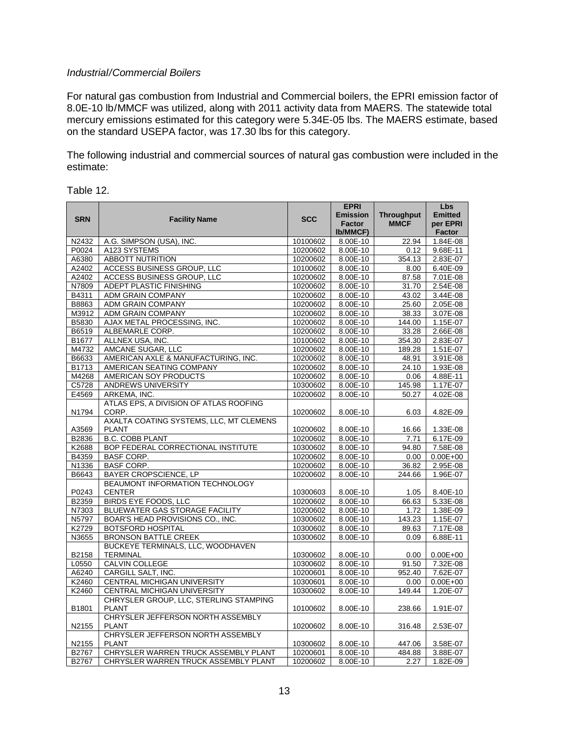*Industrial/Commercial Boilers*

For natural gas combustion from Industrial and Commercial boilers, the EPRI emission factor of 8.0E-10 lb/MMCF was utilized, along with 2011 activity data from MAERS. The statewide total mercury emissions estimated for this category were 5.34E-05 lbs. The MAERS estimate, based on the standard USEPA factor, was 17.30 lbs for this category.

The following industrial and commercial sources of natural gas combustion were included in the estimate:

Table 12.

| SRN | Facility Name | SCC | EPRI Emission Factor lb/MMCF) | Throughput MMCF | Lbs Emitted per EPRI Factor |
|---|---|---|---|---|---|
| N2432 | A.G. SIMPSON (USA), INC. | 10100602 | 8.00E-10 | 22.94 | 1.84E-08 |
| P0024 | A123 SYSTEMS | 10200602 | 8.00E-10 | 0.12 | 9.68E-11 |
| A6380 | ABBOTT NUTRITION | 10200602 | 8.00E-10 | 354.13 | 2.83E-07 |
| A2402 | ACCESS BUSINESS GROUP, LLC | 10100602 | 8.00E-10 | 8.00 | 6.40E-09 |
| A2402 | ACCESS BUSINESS GROUP, LLC | 10200602 | 8.00E-10 | 87.58 | 7.01E-08 |
| N7809 | ADEPT PLASTIC FINISHING | 10200602 | 8.00E-10 | 31.70 | 2.54E-08 |
| B4311 | ADM GRAIN COMPANY | 10200602 | 8.00E-10 | 43.02 | 3.44E-08 |
| B8863 | ADM GRAIN COMPANY | 10200602 | 8.00E-10 | 25.60 | 2.05E-08 |
| M3912 | ADM GRAIN COMPANY | 10200602 | 8.00E-10 | 38.33 | 3.07E-08 |
| B5830 | AJAX METAL PROCESSING, INC. | 10200602 | 8.00E-10 | 144.00 | 1.15E-07 |
| B6519 | ALBEMARLE CORP. | 10200602 | 8.00E-10 | 33.28 | 2.66E-08 |
| B1677 | ALLNEX USA, INC. | 10100602 | 8.00E-10 | 354.30 | 2.83E-07 |
| M4732 | AMCANE SUGAR, LLC | 10200602 | 8.00E-10 | 189.28 | 1.51E-07 |
| B6633 | AMERICAN AXLE & MANUFACTURING, INC. | 10200602 | 8.00E-10 | 48.91 | 3.91E-08 |
| B1713 | AMERICAN SEATING COMPANY | 10200602 | 8.00E-10 | 24.10 | 1.93E-08 |
| M4268 | AMERICAN SOY PRODUCTS | 10200602 | 8.00E-10 | 0.06 | 4.88E-11 |
| C5728 | ANDREWS UNIVERSITY | 10300602 | 8.00E-10 | 145.98 | 1.17E-07 |
| E4569 | ARKEMA, INC. | 10200602 | 8.00E-10 | 50.27 | 4.02E-08 |
| N1794 | ATLAS EPS, A DIVISION OF ATLAS ROOFING CORP. | 10200602 | 8.00E-10 | 6.03 | 4.82E-09 |
| A3569 | AXALTA COATING SYSTEMS, LLC, MT CLEMENS PLANT | 10200602 | 8.00E-10 | 16.66 | 1.33E-08 |
| B2836 | B.C. COBB PLANT | 10200602 | 8.00E-10 | 7.71 | 6.17E-09 |
| K2688 | BOP FEDERAL CORRECTIONAL INSTITUTE | 10300602 | 8.00E-10 | 94.80 | 7.58E-08 |
| B4359 | BASF CORP. | 10200602 | 8.00E-10 | 0.00 | 0.00E+00 |
| N1336 | BASF CORP. | 10200602 | 8.00E-10 | 36.82 | 2.95E-08 |
| B6643 | BAYER CROPSCIENCE, LP | 10200602 | 8.00E-10 | 244.66 | 1.96E-07 |
| P0243 | BEAUMONT INFORMATION TECHNOLOGY CENTER | 10300603 | 8.00E-10 | 1.05 | 8.40E-10 |
| B2359 | BIRDS EYE FOODS, LLC | 10200602 | 8.00E-10 | 66.63 | 5.33E-08 |
| N7303 | BLUEWATER GAS STORAGE FACILITY | 10200602 | 8.00E-10 | 1.72 | 1.38E-09 |
| N5797 | BOAR'S HEAD PROVISIONS CO., INC. | 10300602 | 8.00E-10 | 143.23 | 1.15E-07 |
| K2729 | BOTSFORD HOSPITAL | 10300602 | 8.00E-10 | 89.63 | 7.17E-08 |
| N3655 | BRONSON BATTLE CREEK | 10300602 | 8.00E-10 | 0.09 | 6.88E-11 |
| B2158 | BUCKEYE TERMINALS, LLC, WOODHAVEN TERMINAL | 10300602 | 8.00E-10 | 0.00 | 0.00E+00 |
| L0550 | CALVIN COLLEGE | 10300602 | 8.00E-10 | 91.50 | 7.32E-08 |
| A6240 | CARGILL SALT, INC. | 10200601 | 8.00E-10 | 952.40 | 7.62E-07 |
| K2460 | CENTRAL MICHIGAN UNIVERSITY | 10300601 | 8.00E-10 | 0.00 | 0.00E+00 |
| K2460 | CENTRAL MICHIGAN UNIVERSITY | 10300602 | 8.00E-10 | 149.44 | 1.20E-07 |
| B1801 | CHRYSLER GROUP, LLC, STERLING STAMPING PLANT | 10100602 | 8.00E-10 | 238.66 | 1.91E-07 |
| N2155 | CHRYSLER JEFFERSON NORTH ASSEMBLY PLANT | 10200602 | 8.00E-10 | 316.48 | 2.53E-07 |
| N2155 | CHRYSLER JEFFERSON NORTH ASSEMBLY PLANT | 10300602 | 8.00E-10 | 447.06 | 3.58E-07 |
| B2767 | CHRYSLER WARREN TRUCK ASSEMBLY PLANT | 10200601 | 8.00E-10 | 484.88 | 3.88E-07 |
| B2767 | CHRYSLER WARREN TRUCK ASSEMBLY PLANT | 10200602 | 8.00E-10 | 2.27 | 1.82E-09 |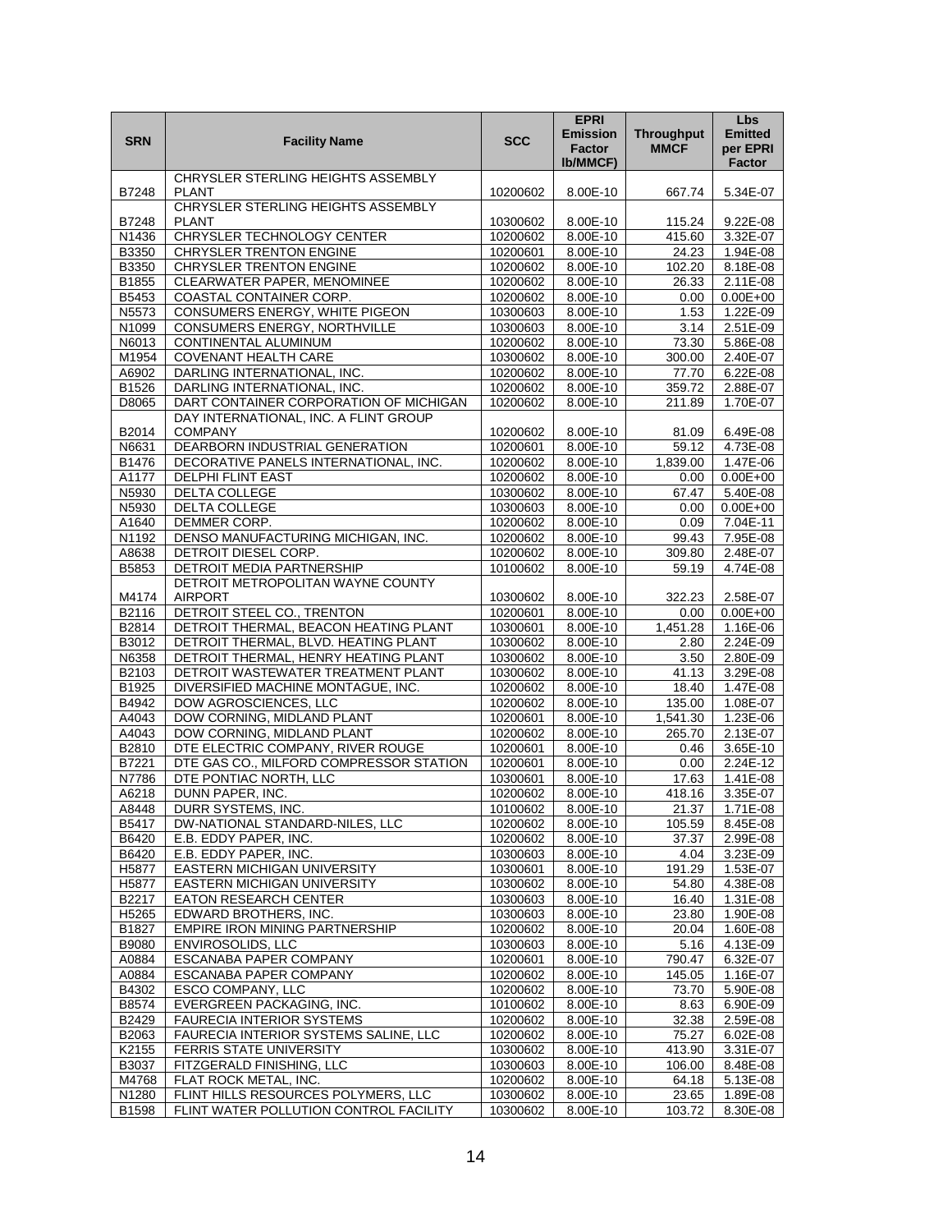| SRN | Facility Name | SCC | EPRI Emission Factor lb/MMCF) | Throughput MMCF | Lbs Emitted per EPRI Factor |
|---|---|---|---|---|---|
| B7248 | CHRYSLER STERLING HEIGHTS ASSEMBLY PLANT | 10200602 | 8.00E-10 | 667.74 | 5.34E-07 |
| B7248 | CHRYSLER STERLING HEIGHTS ASSEMBLY PLANT | 10300602 | 8.00E-10 | 115.24 | 9.22E-08 |
| N1436 | CHRYSLER TECHNOLOGY CENTER | 10200602 | 8.00E-10 | 415.60 | 3.32E-07 |
| B3350 | CHRYSLER TRENTON ENGINE | 10200601 | 8.00E-10 | 24.23 | 1.94E-08 |
| B3350 | CHRYSLER TRENTON ENGINE | 10200602 | 8.00E-10 | 102.20 | 8.18E-08 |
| B1855 | CLEARWATER PAPER, MENOMINEE | 10200602 | 8.00E-10 | 26.33 | 2.11E-08 |
| B5453 | COASTAL CONTAINER CORP. | 10200602 | 8.00E-10 | 0.00 | 0.00E+00 |
| N5573 | CONSUMERS ENERGY, WHITE PIGEON | 10300603 | 8.00E-10 | 1.53 | 1.22E-09 |
| N1099 | CONSUMERS ENERGY, NORTHVILLE | 10300603 | 8.00E-10 | 3.14 | 2.51E-09 |
| N6013 | CONTINENTAL ALUMINUM | 10200602 | 8.00E-10 | 73.30 | 5.86E-08 |
| M1954 | COVENANT HEALTH CARE | 10300602 | 8.00E-10 | 300.00 | 2.40E-07 |
| A6902 | DARLING INTERNATIONAL, INC. | 10200602 | 8.00E-10 | 77.70 | 6.22E-08 |
| B1526 | DARLING INTERNATIONAL, INC. | 10200602 | 8.00E-10 | 359.72 | 2.88E-07 |
| D8065 | DART CONTAINER CORPORATION OF MICHIGAN | 10200602 | 8.00E-10 | 211.89 | 1.70E-07 |
| B2014 | DAY INTERNATIONAL, INC. A FLINT GROUP COMPANY | 10200602 | 8.00E-10 | 81.09 | 6.49E-08 |
| N6631 | DEARBORN INDUSTRIAL GENERATION | 10200601 | 8.00E-10 | 59.12 | 4.73E-08 |
| B1476 | DECORATIVE PANELS INTERNATIONAL, INC. | 10200602 | 8.00E-10 | 1,839.00 | 1.47E-06 |
| A1177 | DELPHI FLINT EAST | 10200602 | 8.00E-10 | 0.00 | 0.00E+00 |
| N5930 | DELTA COLLEGE | 10300602 | 8.00E-10 | 67.47 | 5.40E-08 |
| N5930 | DELTA COLLEGE | 10300603 | 8.00E-10 | 0.00 | 0.00E+00 |
| A1640 | DEMMER CORP. | 10200602 | 8.00E-10 | 0.09 | 7.04E-11 |
| N1192 | DENSO MANUFACTURING MICHIGAN, INC. | 10200602 | 8.00E-10 | 99.43 | 7.95E-08 |
| A8638 | DETROIT DIESEL CORP. | 10200602 | 8.00E-10 | 309.80 | 2.48E-07 |
| B5853 | DETROIT MEDIA PARTNERSHIP | 10100602 | 8.00E-10 | 59.19 | 4.74E-08 |
| M4174 | DETROIT METROPOLITAN WAYNE COUNTY AIRPORT | 10300602 | 8.00E-10 | 322.23 | 2.58E-07 |
| B2116 | DETROIT STEEL CO., TRENTON | 10200601 | 8.00E-10 | 0.00 | 0.00E+00 |
| B2814 | DETROIT THERMAL, BEACON HEATING PLANT | 10300601 | 8.00E-10 | 1,451.28 | 1.16E-06 |
| B3012 | DETROIT THERMAL, BLVD. HEATING PLANT | 10300602 | 8.00E-10 | 2.80 | 2.24E-09 |
| N6358 | DETROIT THERMAL, HENRY HEATING PLANT | 10300602 | 8.00E-10 | 3.50 | 2.80E-09 |
| B2103 | DETROIT WASTEWATER TREATMENT PLANT | 10300602 | 8.00E-10 | 41.13 | 3.29E-08 |
| B1925 | DIVERSIFIED MACHINE MONTAGUE, INC. | 10200602 | 8.00E-10 | 18.40 | 1.47E-08 |
| B4942 | DOW AGROSCIENCES, LLC | 10200602 | 8.00E-10 | 135.00 | 1.08E-07 |
| A4043 | DOW CORNING, MIDLAND PLANT | 10200601 | 8.00E-10 | 1,541.30 | 1.23E-06 |
| A4043 | DOW CORNING, MIDLAND PLANT | 10200602 | 8.00E-10 | 265.70 | 2.13E-07 |
| B2810 | DTE ELECTRIC COMPANY, RIVER ROUGE | 10200601 | 8.00E-10 | 0.46 | 3.65E-10 |
| B7221 | DTE GAS CO., MILFORD COMPRESSOR STATION | 10200601 | 8.00E-10 | 0.00 | 2.24E-12 |
| N7786 | DTE PONTIAC NORTH, LLC | 10300601 | 8.00E-10 | 17.63 | 1.41E-08 |
| A6218 | DUNN PAPER, INC. | 10200602 | 8.00E-10 | 418.16 | 3.35E-07 |
| A8448 | DURR SYSTEMS, INC. | 10100602 | 8.00E-10 | 21.37 | 1.71E-08 |
| B5417 | DW-NATIONAL STANDARD-NILES, LLC | 10200602 | 8.00E-10 | 105.59 | 8.45E-08 |
| B6420 | E.B. EDDY PAPER, INC. | 10200602 | 8.00E-10 | 37.37 | 2.99E-08 |
| B6420 | E.B. EDDY PAPER, INC. | 10300603 | 8.00E-10 | 4.04 | 3.23E-09 |
| H5877 | EASTERN MICHIGAN UNIVERSITY | 10300601 | 8.00E-10 | 191.29 | 1.53E-07 |
| H5877 | EASTERN MICHIGAN UNIVERSITY | 10300602 | 8.00E-10 | 54.80 | 4.38E-08 |
| B2217 | EATON RESEARCH CENTER | 10300603 | 8.00E-10 | 16.40 | 1.31E-08 |
| H5265 | EDWARD BROTHERS, INC. | 10300603 | 8.00E-10 | 23.80 | 1.90E-08 |
| B1827 | EMPIRE IRON MINING PARTNERSHIP | 10200602 | 8.00E-10 | 20.04 | 1.60E-08 |
| B9080 | ENVIROSOLIDS, LLC | 10300603 | 8.00E-10 | 5.16 | 4.13E-09 |
| A0884 | ESCANABA PAPER COMPANY | 10200601 | 8.00E-10 | 790.47 | 6.32E-07 |
| A0884 | ESCANABA PAPER COMPANY | 10200602 | 8.00E-10 | 145.05 | 1.16E-07 |
| B4302 | ESCO COMPANY, LLC | 10200602 | 8.00E-10 | 73.70 | 5.90E-08 |
| B8574 | EVERGREEN PACKAGING, INC. | 10100602 | 8.00E-10 | 8.63 | 6.90E-09 |
| B2429 | FAURECIA INTERIOR SYSTEMS | 10200602 | 8.00E-10 | 32.38 | 2.59E-08 |
| B2063 | FAURECIA INTERIOR SYSTEMS SALINE, LLC | 10200602 | 8.00E-10 | 75.27 | 6.02E-08 |
| K2155 | FERRIS STATE UNIVERSITY | 10300602 | 8.00E-10 | 413.90 | 3.31E-07 |
| B3037 | FITZGERALD FINISHING, LLC | 10300603 | 8.00E-10 | 106.00 | 8.48E-08 |
| M4768 | FLAT ROCK METAL, INC. | 10200602 | 8.00E-10 | 64.18 | 5.13E-08 |
| N1280 | FLINT HILLS RESOURCES POLYMERS, LLC | 10300602 | 8.00E-10 | 23.65 | 1.89E-08 |
| B1598 | FLINT WATER POLLUTION CONTROL FACILITY | 10300602 | 8.00E-10 | 103.72 | 8.30E-08 |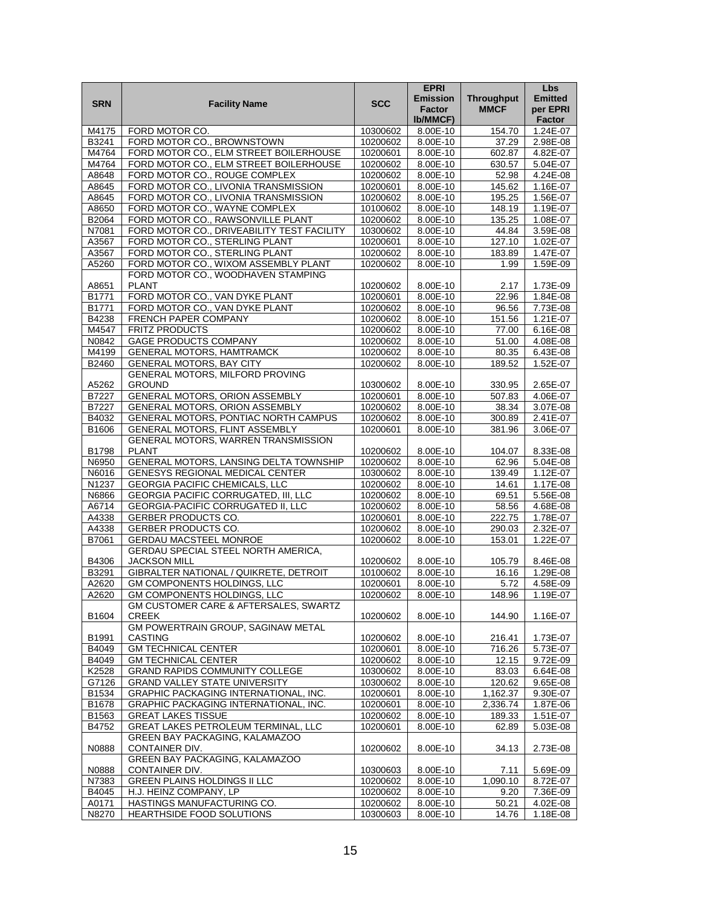| SRN | Facility Name | SCC | EPRI Emission Factor lb/MMCF) | Throughput MMCF | Lbs Emitted per EPRI Factor |
|---|---|---|---|---|---|
| M4175 | FORD MOTOR CO. | 10300602 | 8.00E-10 | 154.70 | 1.24E-07 |
| B3241 | FORD MOTOR CO., BROWNSTOWN | 10200602 | 8.00E-10 | 37.29 | 2.98E-08 |
| M4764 | FORD MOTOR CO., ELM STREET BOILERHOUSE | 10200601 | 8.00E-10 | 602.87 | 4.82E-07 |
| M4764 | FORD MOTOR CO., ELM STREET BOILERHOUSE | 10200602 | 8.00E-10 | 630.57 | 5.04E-07 |
| A8648 | FORD MOTOR CO., ROUGE COMPLEX | 10200602 | 8.00E-10 | 52.98 | 4.24E-08 |
| A8645 | FORD MOTOR CO., LIVONIA TRANSMISSION | 10200601 | 8.00E-10 | 145.62 | 1.16E-07 |
| A8645 | FORD MOTOR CO., LIVONIA TRANSMISSION | 10200602 | 8.00E-10 | 195.25 | 1.56E-07 |
| A8650 | FORD MOTOR CO., WAYNE COMPLEX | 10100602 | 8.00E-10 | 148.19 | 1.19E-07 |
| B2064 | FORD MOTOR CO., RAWSONVILLE PLANT | 10200602 | 8.00E-10 | 135.25 | 1.08E-07 |
| N7081 | FORD MOTOR CO., DRIVEABILITY TEST FACILITY | 10300602 | 8.00E-10 | 44.84 | 3.59E-08 |
| A3567 | FORD MOTOR CO., STERLING PLANT | 10200601 | 8.00E-10 | 127.10 | 1.02E-07 |
| A3567 | FORD MOTOR CO., STERLING PLANT | 10200602 | 8.00E-10 | 183.89 | 1.47E-07 |
| A5260 | FORD MOTOR CO., WIXOM ASSEMBLY PLANT | 10200602 | 8.00E-10 | 1.99 | 1.59E-09 |
| A8651 | FORD MOTOR CO., WOODHAVEN STAMPING PLANT | 10200602 | 8.00E-10 | 2.17 | 1.73E-09 |
| B1771 | FORD MOTOR CO., VAN DYKE PLANT | 10200601 | 8.00E-10 | 22.96 | 1.84E-08 |
| B1771 | FORD MOTOR CO., VAN DYKE PLANT | 10200602 | 8.00E-10 | 96.56 | 7.73E-08 |
| B4238 | FRENCH PAPER COMPANY | 10200602 | 8.00E-10 | 151.56 | 1.21E-07 |
| M4547 | FRITZ PRODUCTS | 10200602 | 8.00E-10 | 77.00 | 6.16E-08 |
| N0842 | GAGE PRODUCTS COMPANY | 10200602 | 8.00E-10 | 51.00 | 4.08E-08 |
| M4199 | GENERAL MOTORS, HAMTRAMCK | 10200602 | 8.00E-10 | 80.35 | 6.43E-08 |
| B2460 | GENERAL MOTORS, BAY CITY | 10200602 | 8.00E-10 | 189.52 | 1.52E-07 |
| A5262 | GENERAL MOTORS, MILFORD PROVING GROUND | 10300602 | 8.00E-10 | 330.95 | 2.65E-07 |
| B7227 | GENERAL MOTORS, ORION ASSEMBLY | 10200601 | 8.00E-10 | 507.83 | 4.06E-07 |
| B7227 | GENERAL MOTORS, ORION ASSEMBLY | 10200602 | 8.00E-10 | 38.34 | 3.07E-08 |
| B4032 | GENERAL MOTORS, PONTIAC NORTH CAMPUS | 10200602 | 8.00E-10 | 300.89 | 2.41E-07 |
| B1606 | GENERAL MOTORS, FLINT ASSEMBLY | 10200601 | 8.00E-10 | 381.96 | 3.06E-07 |
| B1798 | GENERAL MOTORS, WARREN TRANSMISSION PLANT | 10200602 | 8.00E-10 | 104.07 | 8.33E-08 |
| N6950 | GENERAL MOTORS, LANSING DELTA TOWNSHIP | 10200602 | 8.00E-10 | 62.96 | 5.04E-08 |
| N6016 | GENESYS REGIONAL MEDICAL CENTER | 10300602 | 8.00E-10 | 139.49 | 1.12E-07 |
| N1237 | GEORGIA PACIFIC CHEMICALS, LLC | 10200602 | 8.00E-10 | 14.61 | 1.17E-08 |
| N6866 | GEORGIA PACIFIC CORRUGATED, III, LLC | 10200602 | 8.00E-10 | 69.51 | 5.56E-08 |
| A6714 | GEORGIA-PACIFIC CORRUGATED II, LLC | 10200602 | 8.00E-10 | 58.56 | 4.68E-08 |
| A4338 | GERBER PRODUCTS CO. | 10200601 | 8.00E-10 | 222.75 | 1.78E-07 |
| A4338 | GERBER PRODUCTS CO. | 10200602 | 8.00E-10 | 290.03 | 2.32E-07 |
| B7061 | GERDAU MACSTEEL MONROE | 10200602 | 8.00E-10 | 153.01 | 1.22E-07 |
| B4306 | GERDAU SPECIAL STEEL NORTH AMERICA, JACKSON MILL | 10200602 | 8.00E-10 | 105.79 | 8.46E-08 |
| B3291 | GIBRALTER NATIONAL / QUIKRETE, DETROIT | 10100602 | 8.00E-10 | 16.16 | 1.29E-08 |
| A2620 | GM COMPONENTS HOLDINGS, LLC | 10200601 | 8.00E-10 | 5.72 | 4.58E-09 |
| A2620 | GM COMPONENTS HOLDINGS, LLC | 10200602 | 8.00E-10 | 148.96 | 1.19E-07 |
| B1604 | GM CUSTOMER CARE & AFTERSALES, SWARTZ CREEK | 10200602 | 8.00E-10 | 144.90 | 1.16E-07 |
| B1991 | GM POWERTRAIN GROUP, SAGINAW METAL CASTING | 10200602 | 8.00E-10 | 216.41 | 1.73E-07 |
| B4049 | GM TECHNICAL CENTER | 10200601 | 8.00E-10 | 716.26 | 5.73E-07 |
| B4049 | GM TECHNICAL CENTER | 10200602 | 8.00E-10 | 12.15 | 9.72E-09 |
| K2528 | GRAND RAPIDS COMMUNITY COLLEGE | 10300602 | 8.00E-10 | 83.03 | 6.64E-08 |
| G7126 | GRAND VALLEY STATE UNIVERSITY | 10300602 | 8.00E-10 | 120.62 | 9.65E-08 |
| B1534 | GRAPHIC PACKAGING INTERNATIONAL, INC. | 10200601 | 8.00E-10 | 1,162.37 | 9.30E-07 |
| B1678 | GRAPHIC PACKAGING INTERNATIONAL, INC. | 10200601 | 8.00E-10 | 2,336.74 | 1.87E-06 |
| B1563 | GREAT LAKES TISSUE | 10200602 | 8.00E-10 | 189.33 | 1.51E-07 |
| B4752 | GREAT LAKES PETROLEUM TERMINAL, LLC | 10200601 | 8.00E-10 | 62.89 | 5.03E-08 |
| N0888 | GREEN BAY PACKAGING, KALAMAZOO CONTAINER DIV. | 10200602 | 8.00E-10 | 34.13 | 2.73E-08 |
| N0888 | GREEN BAY PACKAGING, KALAMAZOO CONTAINER DIV. | 10300603 | 8.00E-10 | 7.11 | 5.69E-09 |
| N7383 | GREEN PLAINS HOLDINGS II LLC | 10200602 | 8.00E-10 | 1,090.10 | 8.72E-07 |
| B4045 | H.J. HEINZ COMPANY, LP | 10200602 | 8.00E-10 | 9.20 | 7.36E-09 |
| A0171 | HASTINGS MANUFACTURING CO. | 10200602 | 8.00E-10 | 50.21 | 4.02E-08 |
| N8270 | HEARTHSIDE FOOD SOLUTIONS | 10300603 | 8.00E-10 | 14.76 | 1.18E-08 |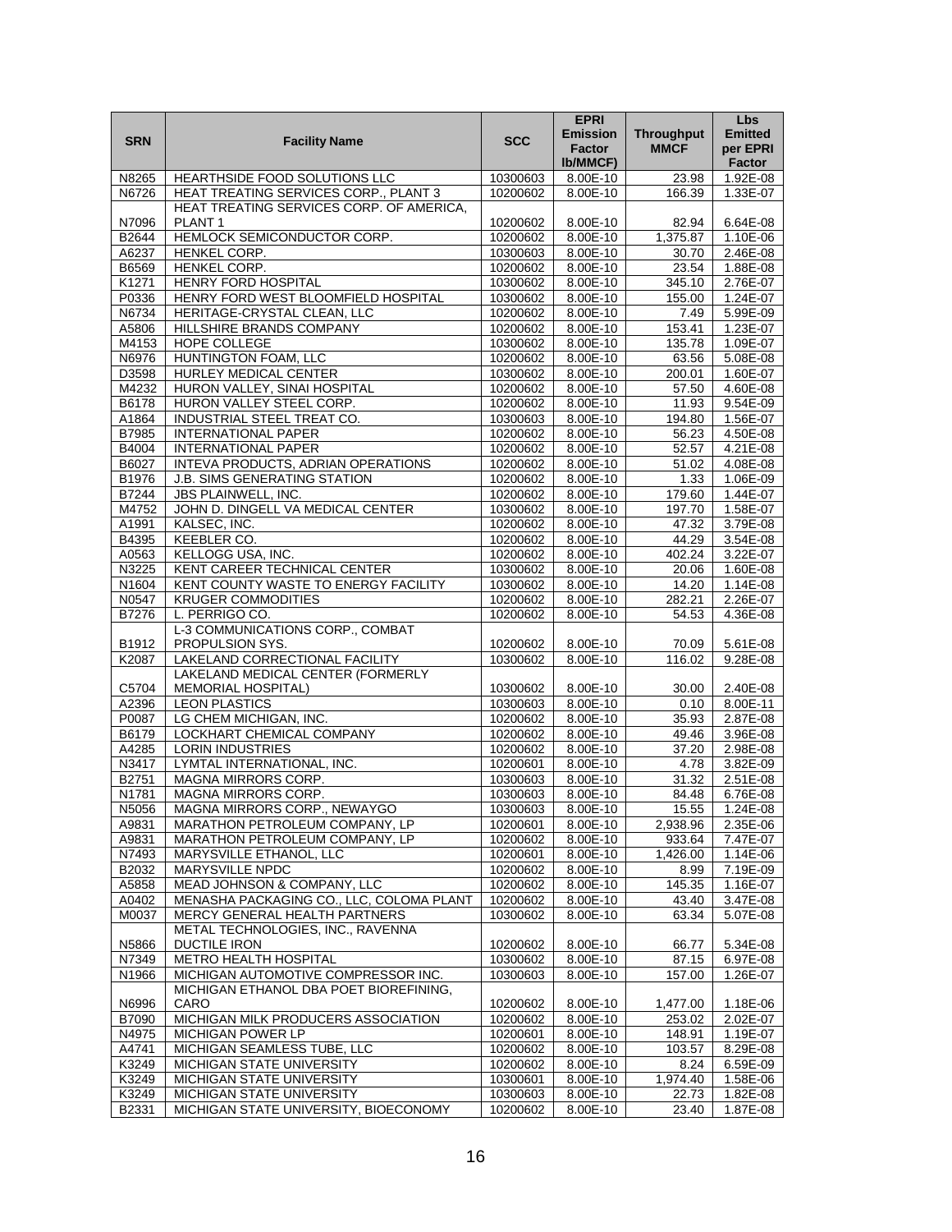| SRN | Facility Name | SCC | EPRI Emission Factor lb/MMCF) | Throughput MMCF | Lbs Emitted per EPRI Factor |
|---|---|---|---|---|---|
| N8265 | HEARTHSIDE FOOD SOLUTIONS LLC | 10300603 | 8.00E-10 | 23.98 | 1.92E-08 |
| N6726 | HEAT TREATING SERVICES CORP., PLANT 3 | 10200602 | 8.00E-10 | 166.39 | 1.33E-07 |
| N7096 | HEAT TREATING SERVICES CORP. OF AMERICA, PLANT 1 | 10200602 | 8.00E-10 | 82.94 | 6.64E-08 |
| B2644 | HEMLOCK SEMICONDUCTOR CORP. | 10200602 | 8.00E-10 | 1,375.87 | 1.10E-06 |
| A6237 | HENKEL CORP. | 10300603 | 8.00E-10 | 30.70 | 2.46E-08 |
| B6569 | HENKEL CORP. | 10200602 | 8.00E-10 | 23.54 | 1.88E-08 |
| K1271 | HENRY FORD HOSPITAL | 10300602 | 8.00E-10 | 345.10 | 2.76E-07 |
| P0336 | HENRY FORD WEST BLOOMFIELD HOSPITAL | 10300602 | 8.00E-10 | 155.00 | 1.24E-07 |
| N6734 | HERITAGE-CRYSTAL CLEAN, LLC | 10200602 | 8.00E-10 | 7.49 | 5.99E-09 |
| A5806 | HILLSHIRE BRANDS COMPANY | 10200602 | 8.00E-10 | 153.41 | 1.23E-07 |
| M4153 | HOPE COLLEGE | 10300602 | 8.00E-10 | 135.78 | 1.09E-07 |
| N6976 | HUNTINGTON FOAM, LLC | 10200602 | 8.00E-10 | 63.56 | 5.08E-08 |
| D3598 | HURLEY MEDICAL CENTER | 10300602 | 8.00E-10 | 200.01 | 1.60E-07 |
| M4232 | HURON VALLEY, SINAI HOSPITAL | 10200602 | 8.00E-10 | 57.50 | 4.60E-08 |
| B6178 | HURON VALLEY STEEL CORP. | 10200602 | 8.00E-10 | 11.93 | 9.54E-09 |
| A1864 | INDUSTRIAL STEEL TREAT CO. | 10300603 | 8.00E-10 | 194.80 | 1.56E-07 |
| B7985 | INTERNATIONAL PAPER | 10200602 | 8.00E-10 | 56.23 | 4.50E-08 |
| B4004 | INTERNATIONAL PAPER | 10200602 | 8.00E-10 | 52.57 | 4.21E-08 |
| B6027 | INTEVA PRODUCTS, ADRIAN OPERATIONS | 10200602 | 8.00E-10 | 51.02 | 4.08E-08 |
| B1976 | J.B. SIMS GENERATING STATION | 10200602 | 8.00E-10 | 1.33 | 1.06E-09 |
| B7244 | JBS PLAINWELL, INC. | 10200602 | 8.00E-10 | 179.60 | 1.44E-07 |
| M4752 | JOHN D. DINGELL VA MEDICAL CENTER | 10300602 | 8.00E-10 | 197.70 | 1.58E-07 |
| A1991 | KALSEC, INC. | 10200602 | 8.00E-10 | 47.32 | 3.79E-08 |
| B4395 | KEEBLER CO. | 10200602 | 8.00E-10 | 44.29 | 3.54E-08 |
| A0563 | KELLOGG USA, INC. | 10200602 | 8.00E-10 | 402.24 | 3.22E-07 |
| N3225 | KENT CAREER TECHNICAL CENTER | 10300602 | 8.00E-10 | 20.06 | 1.60E-08 |
| N1604 | KENT COUNTY WASTE TO ENERGY FACILITY | 10300602 | 8.00E-10 | 14.20 | 1.14E-08 |
| N0547 | KRUGER COMMODITIES | 10200602 | 8.00E-10 | 282.21 | 2.26E-07 |
| B7276 | L. PERRIGO CO. | 10200602 | 8.00E-10 | 54.53 | 4.36E-08 |
| B1912 | L-3 COMMUNICATIONS CORP., COMBAT PROPULSION SYS. | 10200602 | 8.00E-10 | 70.09 | 5.61E-08 |
| K2087 | LAKELAND CORRECTIONAL FACILITY | 10300602 | 8.00E-10 | 116.02 | 9.28E-08 |
| C5704 | LAKELAND MEDICAL CENTER (FORMERLY MEMORIAL HOSPITAL) | 10300602 | 8.00E-10 | 30.00 | 2.40E-08 |
| A2396 | LEON PLASTICS | 10300603 | 8.00E-10 | 0.10 | 8.00E-11 |
| P0087 | LG CHEM MICHIGAN, INC. | 10200602 | 8.00E-10 | 35.93 | 2.87E-08 |
| B6179 | LOCKHART CHEMICAL COMPANY | 10200602 | 8.00E-10 | 49.46 | 3.96E-08 |
| A4285 | LORIN INDUSTRIES | 10200602 | 8.00E-10 | 37.20 | 2.98E-08 |
| N3417 | LYMTAL INTERNATIONAL, INC. | 10200601 | 8.00E-10 | 4.78 | 3.82E-09 |
| B2751 | MAGNA MIRRORS CORP. | 10300603 | 8.00E-10 | 31.32 | 2.51E-08 |
| N1781 | MAGNA MIRRORS CORP. | 10300603 | 8.00E-10 | 84.48 | 6.76E-08 |
| N5056 | MAGNA MIRRORS CORP., NEWAYGO | 10300603 | 8.00E-10 | 15.55 | 1.24E-08 |
| A9831 | MARATHON PETROLEUM COMPANY, LP | 10200601 | 8.00E-10 | 2,938.96 | 2.35E-06 |
| A9831 | MARATHON PETROLEUM COMPANY, LP | 10200602 | 8.00E-10 | 933.64 | 7.47E-07 |
| N7493 | MARYSVILLE ETHANOL, LLC | 10200601 | 8.00E-10 | 1,426.00 | 1.14E-06 |
| B2032 | MARYSVILLE NPDC | 10200602 | 8.00E-10 | 8.99 | 7.19E-09 |
| A5858 | MEAD JOHNSON & COMPANY, LLC | 10200602 | 8.00E-10 | 145.35 | 1.16E-07 |
| A0402 | MENASHA PACKAGING CO., LLC, COLOMA PLANT | 10200602 | 8.00E-10 | 43.40 | 3.47E-08 |
| M0037 | MERCY GENERAL HEALTH PARTNERS | 10300602 | 8.00E-10 | 63.34 | 5.07E-08 |
| N5866 | METAL TECHNOLOGIES, INC., RAVENNA DUCTILE IRON | 10200602 | 8.00E-10 | 66.77 | 5.34E-08 |
| N7349 | METRO HEALTH HOSPITAL | 10300602 | 8.00E-10 | 87.15 | 6.97E-08 |
| N1966 | MICHIGAN AUTOMOTIVE COMPRESSOR INC. | 10300603 | 8.00E-10 | 157.00 | 1.26E-07 |
| N6996 | MICHIGAN ETHANOL DBA POET BIOREFINING, CARO | 10200602 | 8.00E-10 | 1,477.00 | 1.18E-06 |
| B7090 | MICHIGAN MILK PRODUCERS ASSOCIATION | 10200602 | 8.00E-10 | 253.02 | 2.02E-07 |
| N4975 | MICHIGAN POWER LP | 10200601 | 8.00E-10 | 148.91 | 1.19E-07 |
| A4741 | MICHIGAN SEAMLESS TUBE, LLC | 10200602 | 8.00E-10 | 103.57 | 8.29E-08 |
| K3249 | MICHIGAN STATE UNIVERSITY | 10200602 | 8.00E-10 | 8.24 | 6.59E-09 |
| K3249 | MICHIGAN STATE UNIVERSITY | 10300601 | 8.00E-10 | 1,974.40 | 1.58E-06 |
| K3249 | MICHIGAN STATE UNIVERSITY | 10300603 | 8.00E-10 | 22.73 | 1.82E-08 |
| B2331 | MICHIGAN STATE UNIVERSITY, BIOECONOMY | 10200602 | 8.00E-10 | 23.40 | 1.87E-08 |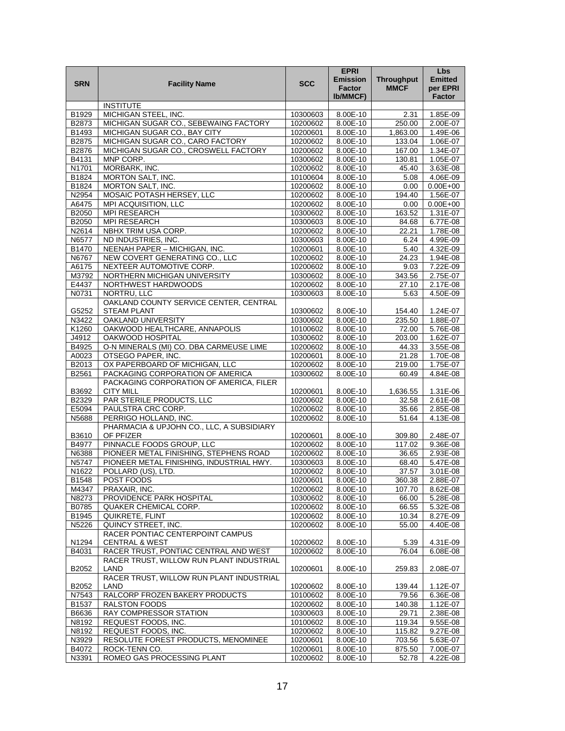| SRN | Facility Name | SCC | EPRI Emission Factor lb/MMCF) | Throughput MMCF | Lbs Emitted per EPRI Factor |
|---|---|---|---|---|---|
| | INSTITUTE | | | | |
| B1929 | MICHIGAN STEEL, INC. | 10300603 | 8.00E-10 | 2.31 | 1.85E-09 |
| B2873 | MICHIGAN SUGAR CO., SEBEWAING FACTORY | 10200602 | 8.00E-10 | 250.00 | 2.00E-07 |
| B1493 | MICHIGAN SUGAR CO., BAY CITY | 10200601 | 8.00E-10 | 1,863.00 | 1.49E-06 |
| B2875 | MICHIGAN SUGAR CO., CARO FACTORY | 10200602 | 8.00E-10 | 133.04 | 1.06E-07 |
| B2876 | MICHIGAN SUGAR CO., CROSWELL FACTORY | 10200602 | 8.00E-10 | 167.00 | 1.34E-07 |
| B4131 | MNP CORP. | 10300602 | 8.00E-10 | 130.81 | 1.05E-07 |
| N1701 | MORBARK, INC. | 10200602 | 8.00E-10 | 45.40 | 3.63E-08 |
| B1824 | MORTON SALT, INC. | 10100604 | 8.00E-10 | 5.08 | 4.06E-09 |
| B1824 | MORTON SALT, INC. | 10200602 | 8.00E-10 | 0.00 | 0.00E+00 |
| N2954 | MOSAIC POTASH HERSEY, LLC | 10200602 | 8.00E-10 | 194.40 | 1.56E-07 |
| A6475 | MPI ACQUISITION, LLC | 10200602 | 8.00E-10 | 0.00 | 0.00E+00 |
| B2050 | MPI RESEARCH | 10300602 | 8.00E-10 | 163.52 | 1.31E-07 |
| B2050 | MPI RESEARCH | 10300603 | 8.00E-10 | 84.68 | 6.77E-08 |
| N2614 | NBHX TRIM USA CORP. | 10200602 | 8.00E-10 | 22.21 | 1.78E-08 |
| N6577 | ND INDUSTRIES, INC. | 10300603 | 8.00E-10 | 6.24 | 4.99E-09 |
| B1470 | NEENAH PAPER – MICHIGAN, INC. | 10200601 | 8.00E-10 | 5.40 | 4.32E-09 |
| N6767 | NEW COVERT GENERATING CO., LLC | 10200602 | 8.00E-10 | 24.23 | 1.94E-08 |
| A6175 | NEXTEER AUTOMOTIVE CORP. | 10200602 | 8.00E-10 | 9.03 | 7.22E-09 |
| M3792 | NORTHERN MICHIGAN UNIVERSITY | 10300602 | 8.00E-10 | 343.56 | 2.75E-07 |
| E4437 | NORTHWEST HARDWOODS | 10200602 | 8.00E-10 | 27.10 | 2.17E-08 |
| N0731 | NORTRU, LLC | 10300603 | 8.00E-10 | 5.63 | 4.50E-09 |
| G5252 | OAKLAND COUNTY SERVICE CENTER, CENTRAL STEAM PLANT | 10300602 | 8.00E-10 | 154.40 | 1.24E-07 |
| N3422 | OAKLAND UNIVERSITY | 10300602 | 8.00E-10 | 235.50 | 1.88E-07 |
| K1260 | OAKWOOD HEALTHCARE, ANNAPOLIS | 10100602 | 8.00E-10 | 72.00 | 5.76E-08 |
| J4912 | OAKWOOD HOSPITAL | 10300602 | 8.00E-10 | 203.00 | 1.62E-07 |
| B4925 | O-N MINERALS (MI) CO. DBA CARMEUSE LIME | 10200602 | 8.00E-10 | 44.33 | 3.55E-08 |
| A0023 | OTSEGO PAPER, INC. | 10200601 | 8.00E-10 | 21.28 | 1.70E-08 |
| B2013 | OX PAPERBOARD OF MICHIGAN, LLC | 10200602 | 8.00E-10 | 219.00 | 1.75E-07 |
| B2561 | PACKAGING CORPORATION OF AMERICA | 10300602 | 8.00E-10 | 60.49 | 4.84E-08 |
| B3692 | PACKAGING CORPORATION OF AMERICA, FILER CITY MILL | 10200601 | 8.00E-10 | 1,636.55 | 1.31E-06 |
| B2329 | PAR STERILE PRODUCTS, LLC | 10200602 | 8.00E-10 | 32.58 | 2.61E-08 |
| E5094 | PAULSTRA CRC CORP. | 10200602 | 8.00E-10 | 35.66 | 2.85E-08 |
| N5688 | PERRIGO HOLLAND, INC. | 10200602 | 8.00E-10 | 51.64 | 4.13E-08 |
| B3610 | PHARMACIA & UPJOHN CO., LLC, A SUBSIDIARY OF PFIZER | 10200601 | 8.00E-10 | 309.80 | 2.48E-07 |
| B4977 | PINNACLE FOODS GROUP, LLC | 10200602 | 8.00E-10 | 117.02 | 9.36E-08 |
| N6388 | PIONEER METAL FINISHING, STEPHENS ROAD | 10200602 | 8.00E-10 | 36.65 | 2.93E-08 |
| N5747 | PIONEER METAL FINISHING, INDUSTRIAL HWY. | 10300603 | 8.00E-10 | 68.40 | 5.47E-08 |
| N1622 | POLLARD (US), LTD. | 10200602 | 8.00E-10 | 37.57 | 3.01E-08 |
| B1548 | POST FOODS | 10200601 | 8.00E-10 | 360.38 | 2.88E-07 |
| M4347 | PRAXAIR, INC. | 10200602 | 8.00E-10 | 107.70 | 8.62E-08 |
| N8273 | PROVIDENCE PARK HOSPITAL | 10300602 | 8.00E-10 | 66.00 | 5.28E-08 |
| B0785 | QUAKER CHEMICAL CORP. | 10200602 | 8.00E-10 | 66.55 | 5.32E-08 |
| B1945 | QUIKRETE, FLINT | 10200602 | 8.00E-10 | 10.34 | 8.27E-09 |
| N5226 | QUINCY STREET, INC. | 10200602 | 8.00E-10 | 55.00 | 4.40E-08 |
| N1294 | RACER PONTIAC CENTERPOINT CAMPUS CENTRAL & WEST | 10200602 | 8.00E-10 | 5.39 | 4.31E-09 |
| B4031 | RACER TRUST, PONTIAC CENTRAL AND WEST | 10200602 | 8.00E-10 | 76.04 | 6.08E-08 |
| B2052 | RACER TRUST, WILLOW RUN PLANT INDUSTRIAL LAND | 10200601 | 8.00E-10 | 259.83 | 2.08E-07 |
| B2052 | RACER TRUST, WILLOW RUN PLANT INDUSTRIAL LAND | 10200602 | 8.00E-10 | 139.44 | 1.12E-07 |
| N7543 | RALCORP FROZEN BAKERY PRODUCTS | 10100602 | 8.00E-10 | 79.56 | 6.36E-08 |
| B1537 | RALSTON FOODS | 10200602 | 8.00E-10 | 140.38 | 1.12E-07 |
| B6636 | RAY COMPRESSOR STATION | 10300603 | 8.00E-10 | 29.71 | 2.38E-08 |
| N8192 | REQUEST FOODS, INC. | 10100602 | 8.00E-10 | 119.34 | 9.55E-08 |
| N8192 | REQUEST FOODS, INC. | 10200602 | 8.00E-10 | 115.82 | 9.27E-08 |
| N3929 | RESOLUTE FOREST PRODUCTS, MENOMINEE | 10200601 | 8.00E-10 | 703.56 | 5.63E-07 |
| B4072 | ROCK-TENN CO. | 10200601 | 8.00E-10 | 875.50 | 7.00E-07 |
| N3391 | ROMEO GAS PROCESSING PLANT | 10200602 | 8.00E-10 | 52.78 | 4.22E-08 |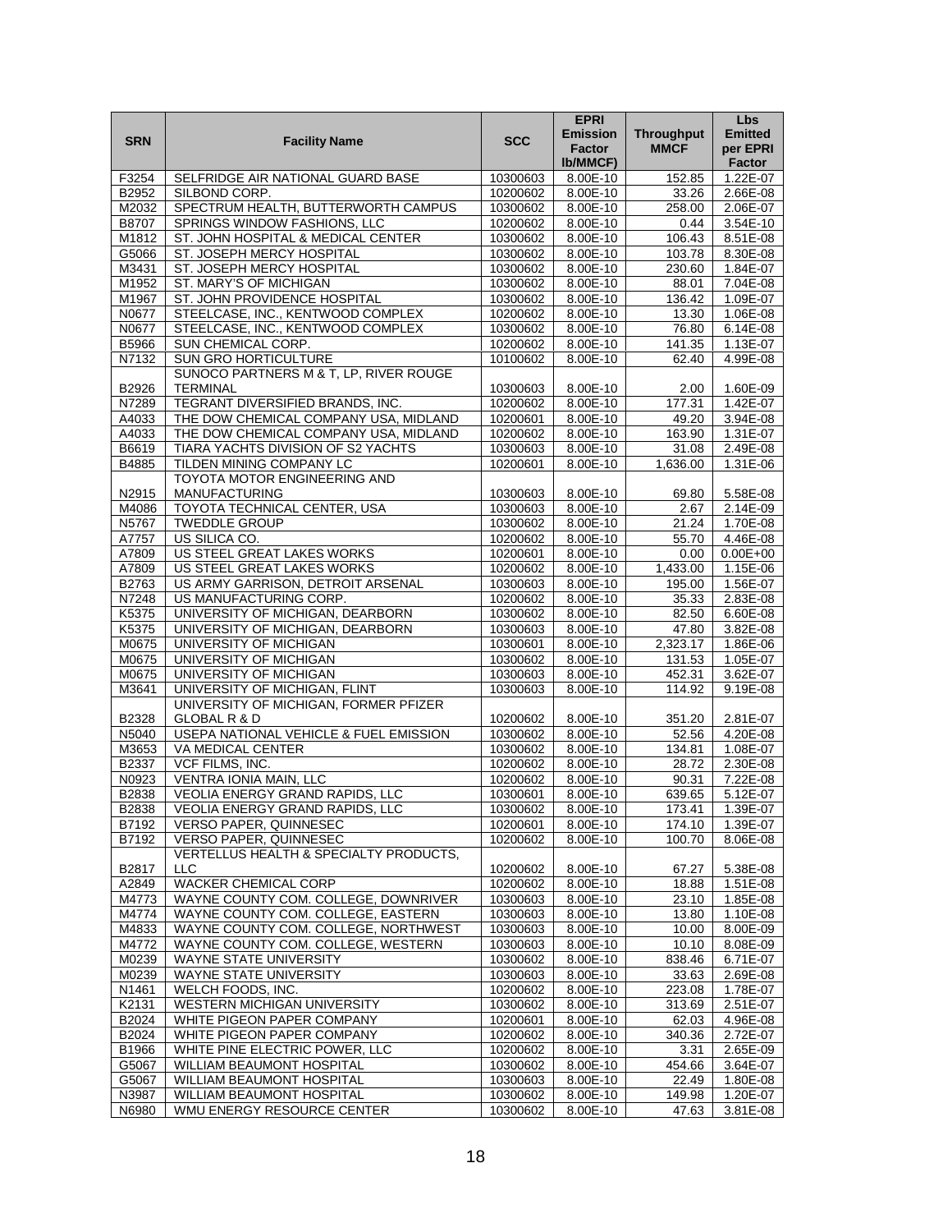| SRN | Facility Name | SCC | EPRI Emission Factor lb/MMCF) | Throughput MMCF | Lbs Emitted per EPRI Factor |
|---|---|---|---|---|---|
| F3254 | SELFRIDGE AIR NATIONAL GUARD BASE | 10300603 | 8.00E-10 | 152.85 | 1.22E-07 |
| B2952 | SILBOND CORP. | 10200602 | 8.00E-10 | 33.26 | 2.66E-08 |
| M2032 | SPECTRUM HEALTH, BUTTERWORTH CAMPUS | 10300602 | 8.00E-10 | 258.00 | 2.06E-07 |
| B8707 | SPRINGS WINDOW FASHIONS, LLC | 10200602 | 8.00E-10 | 0.44 | 3.54E-10 |
| M1812 | ST. JOHN HOSPITAL & MEDICAL CENTER | 10300602 | 8.00E-10 | 106.43 | 8.51E-08 |
| G5066 | ST. JOSEPH MERCY HOSPITAL | 10300602 | 8.00E-10 | 103.78 | 8.30E-08 |
| M3431 | ST. JOSEPH MERCY HOSPITAL | 10300602 | 8.00E-10 | 230.60 | 1.84E-07 |
| M1952 | ST. MARY'S OF MICHIGAN | 10300602 | 8.00E-10 | 88.01 | 7.04E-08 |
| M1967 | ST. JOHN PROVIDENCE HOSPITAL | 10300602 | 8.00E-10 | 136.42 | 1.09E-07 |
| N0677 | STEELCASE, INC., KENTWOOD COMPLEX | 10200602 | 8.00E-10 | 13.30 | 1.06E-08 |
| N0677 | STEELCASE, INC., KENTWOOD COMPLEX | 10300602 | 8.00E-10 | 76.80 | 6.14E-08 |
| B5966 | SUN CHEMICAL CORP. | 10200602 | 8.00E-10 | 141.35 | 1.13E-07 |
| N7132 | SUN GRO HORTICULTURE | 10100602 | 8.00E-10 | 62.40 | 4.99E-08 |
| B2926 | SUNOCO PARTNERS M & T, LP, RIVER ROUGE TERMINAL | 10300603 | 8.00E-10 | 2.00 | 1.60E-09 |
| N7289 | TEGRANT DIVERSIFIED BRANDS, INC. | 10200602 | 8.00E-10 | 177.31 | 1.42E-07 |
| A4033 | THE DOW CHEMICAL COMPANY USA, MIDLAND | 10200601 | 8.00E-10 | 49.20 | 3.94E-08 |
| A4033 | THE DOW CHEMICAL COMPANY USA, MIDLAND | 10200602 | 8.00E-10 | 163.90 | 1.31E-07 |
| B6619 | TIARA YACHTS DIVISION OF S2 YACHTS | 10300603 | 8.00E-10 | 31.08 | 2.49E-08 |
| B4885 | TILDEN MINING COMPANY LC | 10200601 | 8.00E-10 | 1,636.00 | 1.31E-06 |
| N2915 | TOYOTA MOTOR ENGINEERING AND MANUFACTURING | 10300603 | 8.00E-10 | 69.80 | 5.58E-08 |
| M4086 | TOYOTA TECHNICAL CENTER, USA | 10300603 | 8.00E-10 | 2.67 | 2.14E-09 |
| N5767 | TWEDDLE GROUP | 10300602 | 8.00E-10 | 21.24 | 1.70E-08 |
| A7757 | US SILICA CO. | 10200602 | 8.00E-10 | 55.70 | 4.46E-08 |
| A7809 | US STEEL GREAT LAKES WORKS | 10200601 | 8.00E-10 | 0.00 | 0.00E+00 |
| A7809 | US STEEL GREAT LAKES WORKS | 10200602 | 8.00E-10 | 1,433.00 | 1.15E-06 |
| B2763 | US ARMY GARRISON, DETROIT ARSENAL | 10300603 | 8.00E-10 | 195.00 | 1.56E-07 |
| N7248 | US MANUFACTURING CORP. | 10200602 | 8.00E-10 | 35.33 | 2.83E-08 |
| K5375 | UNIVERSITY OF MICHIGAN, DEARBORN | 10300602 | 8.00E-10 | 82.50 | 6.60E-08 |
| K5375 | UNIVERSITY OF MICHIGAN, DEARBORN | 10300603 | 8.00E-10 | 47.80 | 3.82E-08 |
| M0675 | UNIVERSITY OF MICHIGAN | 10300601 | 8.00E-10 | 2,323.17 | 1.86E-06 |
| M0675 | UNIVERSITY OF MICHIGAN | 10300602 | 8.00E-10 | 131.53 | 1.05E-07 |
| M0675 | UNIVERSITY OF MICHIGAN | 10300603 | 8.00E-10 | 452.31 | 3.62E-07 |
| M3641 | UNIVERSITY OF MICHIGAN, FLINT | 10300603 | 8.00E-10 | 114.92 | 9.19E-08 |
| B2328 | UNIVERSITY OF MICHIGAN, FORMER PFIZER GLOBAL R & D | 10200602 | 8.00E-10 | 351.20 | 2.81E-07 |
| N5040 | USEPA NATIONAL VEHICLE & FUEL EMISSION | 10300602 | 8.00E-10 | 52.56 | 4.20E-08 |
| M3653 | VA MEDICAL CENTER | 10300602 | 8.00E-10 | 134.81 | 1.08E-07 |
| B2337 | VCF FILMS, INC. | 10200602 | 8.00E-10 | 28.72 | 2.30E-08 |
| N0923 | VENTRA IONIA MAIN, LLC | 10200602 | 8.00E-10 | 90.31 | 7.22E-08 |
| B2838 | VEOLIA ENERGY GRAND RAPIDS, LLC | 10300601 | 8.00E-10 | 639.65 | 5.12E-07 |
| B2838 | VEOLIA ENERGY GRAND RAPIDS, LLC | 10300602 | 8.00E-10 | 173.41 | 1.39E-07 |
| B7192 | VERSO PAPER, QUINNESEC | 10200601 | 8.00E-10 | 174.10 | 1.39E-07 |
| B7192 | VERSO PAPER, QUINNESEC | 10200602 | 8.00E-10 | 100.70 | 8.06E-08 |
| B2817 | VERTELLUS HEALTH & SPECIALTY PRODUCTS, LLC | 10200602 | 8.00E-10 | 67.27 | 5.38E-08 |
| A2849 | WACKER CHEMICAL CORP | 10200602 | 8.00E-10 | 18.88 | 1.51E-08 |
| M4773 | WAYNE COUNTY COM. COLLEGE, DOWNRIVER | 10300603 | 8.00E-10 | 23.10 | 1.85E-08 |
| M4774 | WAYNE COUNTY COM. COLLEGE, EASTERN | 10300603 | 8.00E-10 | 13.80 | 1.10E-08 |
| M4833 | WAYNE COUNTY COM. COLLEGE, NORTHWEST | 10300603 | 8.00E-10 | 10.00 | 8.00E-09 |
| M4772 | WAYNE COUNTY COM. COLLEGE, WESTERN | 10300603 | 8.00E-10 | 10.10 | 8.08E-09 |
| M0239 | WAYNE STATE UNIVERSITY | 10300602 | 8.00E-10 | 838.46 | 6.71E-07 |
| M0239 | WAYNE STATE UNIVERSITY | 10300603 | 8.00E-10 | 33.63 | 2.69E-08 |
| N1461 | WELCH FOODS, INC. | 10200602 | 8.00E-10 | 223.08 | 1.78E-07 |
| K2131 | WESTERN MICHIGAN UNIVERSITY | 10300602 | 8.00E-10 | 313.69 | 2.51E-07 |
| B2024 | WHITE PIGEON PAPER COMPANY | 10200601 | 8.00E-10 | 62.03 | 4.96E-08 |
| B2024 | WHITE PIGEON PAPER COMPANY | 10200602 | 8.00E-10 | 340.36 | 2.72E-07 |
| B1966 | WHITE PINE ELECTRIC POWER, LLC | 10200602 | 8.00E-10 | 3.31 | 2.65E-09 |
| G5067 | WILLIAM BEAUMONT HOSPITAL | 10300602 | 8.00E-10 | 454.66 | 3.64E-07 |
| G5067 | WILLIAM BEAUMONT HOSPITAL | 10300603 | 8.00E-10 | 22.49 | 1.80E-08 |
| N3987 | WILLIAM BEAUMONT HOSPITAL | 10300602 | 8.00E-10 | 149.98 | 1.20E-07 |
| N6980 | WMU ENERGY RESOURCE CENTER | 10300602 | 8.00E-10 | 47.63 | 3.81E-08 |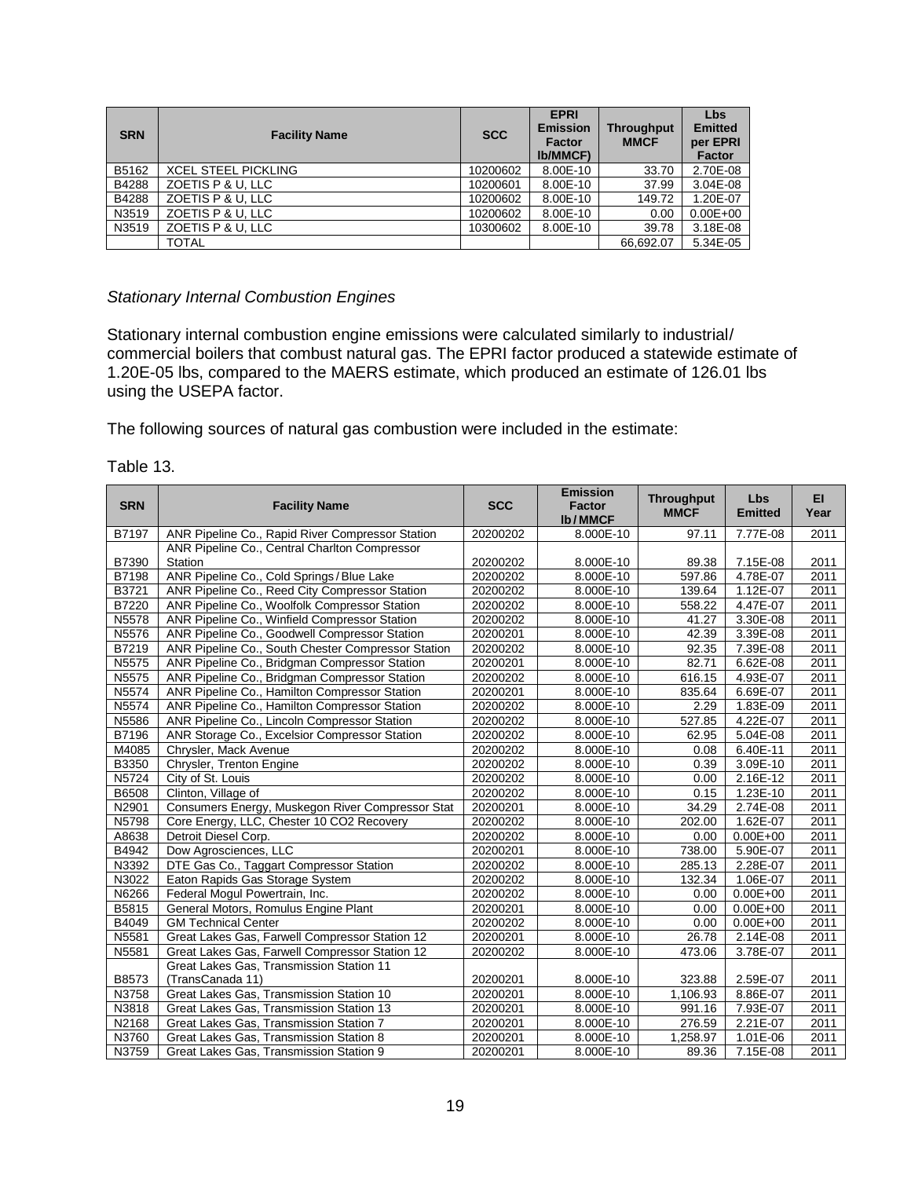| SRN | Facility Name | SCC | EPRI Emission Factor lb/MMCF) | Throughput MMCF | Lbs Emitted per EPRI Factor |
|---|---|---|---|---|---|
| B5162 | XCEL STEEL PICKLING | 10200602 | 8.00E-10 | 33.70 | 2.70E-08 |
| B4288 | ZOETIS P & U, LLC | 10200601 | 8.00E-10 | 37.99 | 3.04E-08 |
| B4288 | ZOETIS P & U, LLC | 10200602 | 8.00E-10 | 149.72 | 1.20E-07 |
| N3519 | ZOETIS P & U, LLC | 10200602 | 8.00E-10 | 0.00 | 0.00E+00 |
| N3519 | ZOETIS P & U, LLC | 10300602 | 8.00E-10 | 39.78 | 3.18E-08 |
| | TOTAL | | | 66,692.07 | 5.34E-05 |

*Stationary Internal Combustion Engines*

Stationary internal combustion engine emissions were calculated similarly to industrial/ commercial boilers that combust natural gas. The EPRI factor produced a statewide estimate of 1.20E-05 lbs, compared to the MAERS estimate, which produced an estimate of 126.01 lbs using the USEPA factor.

The following sources of natural gas combustion were included in the estimate:

Table 13.

| SRN | Facility Name | SCC | Emission Factor lb/MMCF | Throughput MMCF | Lbs Emitted | EI Year |
|---|---|---|---|---|---|---|
| B7197 | ANR Pipeline Co., Rapid River Compressor Station | 20200202 | 8.000E-10 | 97.11 | 7.77E-08 | 2011 |
| B7390 | ANR Pipeline Co., Central Charlton Compressor Station | 20200202 | 8.000E-10 | 89.38 | 7.15E-08 | 2011 |
| B7198 | ANR Pipeline Co., Cold Springs / Blue Lake | 20200202 | 8.000E-10 | 597.86 | 4.78E-07 | 2011 |
| B3721 | ANR Pipeline Co., Reed City Compressor Station | 20200202 | 8.000E-10 | 139.64 | 1.12E-07 | 2011 |
| B7220 | ANR Pipeline Co., Woolfolk Compressor Station | 20200202 | 8.000E-10 | 558.22 | 4.47E-07 | 2011 |
| N5578 | ANR Pipeline Co., Winfield Compressor Station | 20200202 | 8.000E-10 | 41.27 | 3.30E-08 | 2011 |
| N5576 | ANR Pipeline Co., Goodwell Compressor Station | 20200201 | 8.000E-10 | 42.39 | 3.39E-08 | 2011 |
| B7219 | ANR Pipeline Co., South Chester Compressor Station | 20200202 | 8.000E-10 | 92.35 | 7.39E-08 | 2011 |
| N5575 | ANR Pipeline Co., Bridgman Compressor Station | 20200201 | 8.000E-10 | 82.71 | 6.62E-08 | 2011 |
| N5575 | ANR Pipeline Co., Bridgman Compressor Station | 20200202 | 8.000E-10 | 616.15 | 4.93E-07 | 2011 |
| N5574 | ANR Pipeline Co., Hamilton Compressor Station | 20200201 | 8.000E-10 | 835.64 | 6.69E-07 | 2011 |
| N5574 | ANR Pipeline Co., Hamilton Compressor Station | 20200202 | 8.000E-10 | 2.29 | 1.83E-09 | 2011 |
| N5586 | ANR Pipeline Co., Lincoln Compressor Station | 20200202 | 8.000E-10 | 527.85 | 4.22E-07 | 2011 |
| B7196 | ANR Storage Co., Excelsior Compressor Station | 20200202 | 8.000E-10 | 62.95 | 5.04E-08 | 2011 |
| M4085 | Chrysler, Mack Avenue | 20200202 | 8.000E-10 | 0.08 | 6.40E-11 | 2011 |
| B3350 | Chrysler, Trenton Engine | 20200202 | 8.000E-10 | 0.39 | 3.09E-10 | 2011 |
| N5724 | City of St. Louis | 20200202 | 8.000E-10 | 0.00 | 2.16E-12 | 2011 |
| B6508 | Clinton, Village of | 20200202 | 8.000E-10 | 0.15 | 1.23E-10 | 2011 |
| N2901 | Consumers Energy, Muskegon River Compressor Stat | 20200201 | 8.000E-10 | 34.29 | 2.74E-08 | 2011 |
| N5798 | Core Energy, LLC, Chester 10 CO2 Recovery | 20200202 | 8.000E-10 | 202.00 | 1.62E-07 | 2011 |
| A8638 | Detroit Diesel Corp. | 20200202 | 8.000E-10 | 0.00 | 0.00E+00 | 2011 |
| B4942 | Dow Agrosciences, LLC | 20200201 | 8.000E-10 | 738.00 | 5.90E-07 | 2011 |
| N3392 | DTE Gas Co., Taggart Compressor Station | 20200202 | 8.000E-10 | 285.13 | 2.28E-07 | 2011 |
| N3022 | Eaton Rapids Gas Storage System | 20200202 | 8.000E-10 | 132.34 | 1.06E-07 | 2011 |
| N6266 | Federal Mogul Powertrain, Inc. | 20200202 | 8.000E-10 | 0.00 | 0.00E+00 | 2011 |
| B5815 | General Motors, Romulus Engine Plant | 20200201 | 8.000E-10 | 0.00 | 0.00E+00 | 2011 |
| B4049 | GM Technical Center | 20200202 | 8.000E-10 | 0.00 | 0.00E+00 | 2011 |
| N5581 | Great Lakes Gas, Farwell Compressor Station 12 | 20200201 | 8.000E-10 | 26.78 | 2.14E-08 | 2011 |
| N5581 | Great Lakes Gas, Farwell Compressor Station 12 | 20200202 | 8.000E-10 | 473.06 | 3.78E-07 | 2011 |
| B8573 | Great Lakes Gas, Transmission Station 11 (TransCanada 11) | 20200201 | 8.000E-10 | 323.88 | 2.59E-07 | 2011 |
| N3758 | Great Lakes Gas, Transmission Station 10 | 20200201 | 8.000E-10 | 1,106.93 | 8.86E-07 | 2011 |
| N3818 | Great Lakes Gas, Transmission Station 13 | 20200201 | 8.000E-10 | 991.16 | 7.93E-07 | 2011 |
| N2168 | Great Lakes Gas, Transmission Station 7 | 20200201 | 8.000E-10 | 276.59 | 2.21E-07 | 2011 |
| N3760 | Great Lakes Gas, Transmission Station 8 | 20200201 | 8.000E-10 | 1,258.97 | 1.01E-06 | 2011 |
| N3759 | Great Lakes Gas, Transmission Station 9 | 20200201 | 8.000E-10 | 89.36 | 7.15E-08 | 2011 |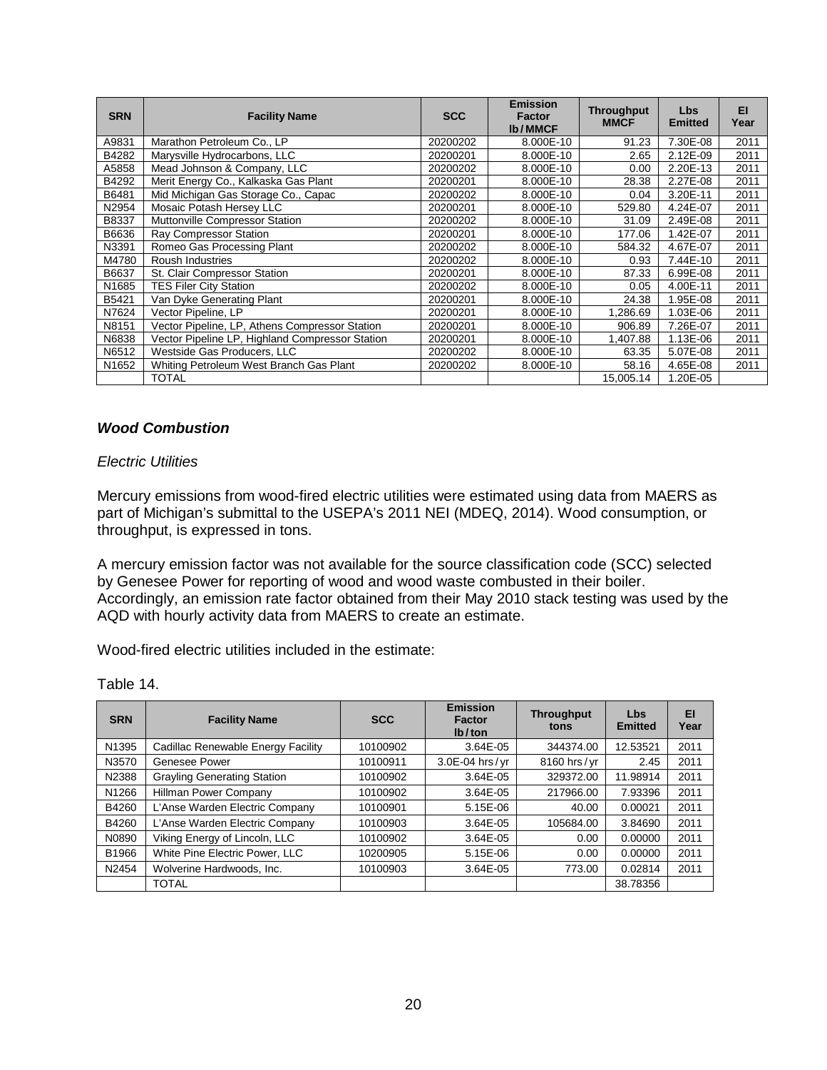| SRN | Facility Name | SCC | Emission Factor lb/MMCF | Throughput MMCF | Lbs Emitted | EI Year |
|---|---|---|---|---|---|---|
| A9831 | Marathon Petroleum Co., LP | 20200202 | 8.000E-10 | 91.23 | 7.30E-08 | 2011 |
| B4282 | Marysville Hydrocarbons, LLC | 20200201 | 8.000E-10 | 2.65 | 2.12E-09 | 2011 |
| A5858 | Mead Johnson & Company, LLC | 20200202 | 8.000E-10 | 0.00 | 2.20E-13 | 2011 |
| B4292 | Merit Energy Co., Kalkaska Gas Plant | 20200201 | 8.000E-10 | 28.38 | 2.27E-08 | 2011 |
| B6481 | Mid Michigan Gas Storage Co., Capac | 20200202 | 8.000E-10 | 0.04 | 3.20E-11 | 2011 |
| N2954 | Mosaic Potash Hersey LLC | 20200201 | 8.000E-10 | 529.80 | 4.24E-07 | 2011 |
| B8337 | Muttonville Compressor Station | 20200202 | 8.000E-10 | 31.09 | 2.49E-08 | 2011 |
| B6636 | Ray Compressor Station | 20200201 | 8.000E-10 | 177.06 | 1.42E-07 | 2011 |
| N3391 | Romeo Gas Processing Plant | 20200202 | 8.000E-10 | 584.32 | 4.67E-07 | 2011 |
| M4780 | Roush Industries | 20200202 | 8.000E-10 | 0.93 | 7.44E-10 | 2011 |
| B6637 | St. Clair Compressor Station | 20200201 | 8.000E-10 | 87.33 | 6.99E-08 | 2011 |
| N1685 | TES Filer City Station | 20200202 | 8.000E-10 | 0.05 | 4.00E-11 | 2011 |
| B5421 | Van Dyke Generating Plant | 20200201 | 8.000E-10 | 24.38 | 1.95E-08 | 2011 |
| N7624 | Vector Pipeline, LP | 20200201 | 8.000E-10 | 1,286.69 | 1.03E-06 | 2011 |
| N8151 | Vector Pipeline, LP, Athens Compressor Station | 20200201 | 8.000E-10 | 906.89 | 7.26E-07 | 2011 |
| N6838 | Vector Pipeline LP, Highland Compressor Station | 20200201 | 8.000E-10 | 1,407.88 | 1.13E-06 | 2011 |
| N6512 | Westside Gas Producers, LLC | 20200202 | 8.000E-10 | 63.35 | 5.07E-08 | 2011 |
| N1652 | Whiting Petroleum West Branch Gas Plant | 20200202 | 8.000E-10 | 58.16 | 4.65E-08 | 2011 |
| | TOTAL | | | 15,005.14 | 1.20E-05 | |

### *Wood Combustion*

*Electric Utilities*

Mercury emissions from wood-fired electric utilities were estimated using data from MAERS as part of Michigan's submittal to the USEPA's 2011 NEI (MDEQ, 2014). Wood consumption, or throughput, is expressed in tons.

A mercury emission factor was not available for the source classification code (SCC) selected by Genesee Power for reporting of wood and wood waste combusted in their boiler. Accordingly, an emission rate factor obtained from their May 2010 stack testing was used by the AQD with hourly activity data from MAERS to create an estimate.

Wood-fired electric utilities included in the estimate:

Table 14.

| SRN | Facility Name | SCC | Emission Factor lb/ton | Throughput tons | Lbs Emitted | EI Year |
|---|---|---|---|---|---|---|
| N1395 | Cadillac Renewable Energy Facility | 10100902 | 3.64E-05 | 344374.00 | 12.53521 | 2011 |
| N3570 | Genesee Power | 10100911 | 3.0E-04 hrs/yr | 8160 hrs/yr | 2.45 | 2011 |
| N2388 | Grayling Generating Station | 10100902 | 3.64E-05 | 329372.00 | 11.98914 | 2011 |
| N1266 | Hillman Power Company | 10100902 | 3.64E-05 | 217966.00 | 7.93396 | 2011 |
| B4260 | L'Anse Warden Electric Company | 10100901 | 5.15E-06 | 40.00 | 0.00021 | 2011 |
| B4260 | L'Anse Warden Electric Company | 10100903 | 3.64E-05 | 105684.00 | 3.84690 | 2011 |
| N0890 | Viking Energy of Lincoln, LLC | 10100902 | 3.64E-05 | 0.00 | 0.00000 | 2011 |
| B1966 | White Pine Electric Power, LLC | 10200905 | 5.15E-06 | 0.00 | 0.00000 | 2011 |
| N2454 | Wolverine Hardwoods, Inc. | 10100903 | 3.64E-05 | 773.00 | 0.02814 | 2011 |
| | TOTAL | | | | 38.78356 | |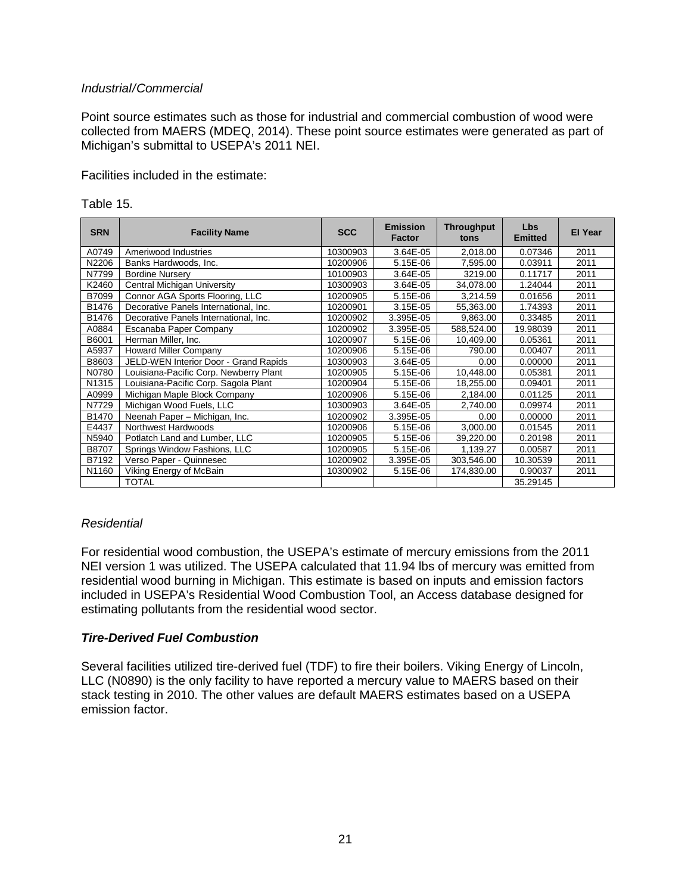*Industrial/Commercial*

Point source estimates such as those for industrial and commercial combustion of wood were collected from MAERS (MDEQ, 2014). These point source estimates were generated as part of Michigan's submittal to USEPA's 2011 NEI.

Facilities included in the estimate:

Table 15.

| SRN | Facility Name | SCC | Emission Factor | Throughput tons | Lbs Emitted | EI Year |
|---|---|---|---|---|---|---|
| A0749 | Ameriwood Industries | 10300903 | 3.64E-05 | 2,018.00 | 0.07346 | 2011 |
| N2206 | Banks Hardwoods, Inc. | 10200906 | 5.15E-06 | 7,595.00 | 0.03911 | 2011 |
| N7799 | Bordine Nursery | 10100903 | 3.64E-05 | 3219.00 | 0.11717 | 2011 |
| K2460 | Central Michigan University | 10300903 | 3.64E-05 | 34,078.00 | 1.24044 | 2011 |
| B7099 | Connor AGA Sports Flooring, LLC | 10200905 | 5.15E-06 | 3,214.59 | 0.01656 | 2011 |
| B1476 | Decorative Panels International, Inc. | 10200901 | 3.15E-05 | 55,363.00 | 1.74393 | 2011 |
| B1476 | Decorative Panels International, Inc. | 10200902 | 3.395E-05 | 9,863.00 | 0.33485 | 2011 |
| A0884 | Escanaba Paper Company | 10200902 | 3.395E-05 | 588,524.00 | 19.98039 | 2011 |
| B6001 | Herman Miller, Inc. | 10200907 | 5.15E-06 | 10,409.00 | 0.05361 | 2011 |
| A5937 | Howard Miller Company | 10200906 | 5.15E-06 | 790.00 | 0.00407 | 2011 |
| B8603 | JELD-WEN Interior Door - Grand Rapids | 10300903 | 3.64E-05 | 0.00 | 0.00000 | 2011 |
| N0780 | Louisiana-Pacific Corp. Newberry Plant | 10200905 | 5.15E-06 | 10,448.00 | 0.05381 | 2011 |
| N1315 | Louisiana-Pacific Corp. Sagola Plant | 10200904 | 5.15E-06 | 18,255.00 | 0.09401 | 2011 |
| A0999 | Michigan Maple Block Company | 10200906 | 5.15E-06 | 2,184.00 | 0.01125 | 2011 |
| N7729 | Michigan Wood Fuels, LLC | 10300903 | 3.64E-05 | 2,740.00 | 0.09974 | 2011 |
| B1470 | Neenah Paper – Michigan, Inc. | 10200902 | 3.395E-05 | 0.00 | 0.00000 | 2011 |
| E4437 | Northwest Hardwoods | 10200906 | 5.15E-06 | 3,000.00 | 0.01545 | 2011 |
| N5940 | Potlatch Land and Lumber, LLC | 10200905 | 5.15E-06 | 39,220.00 | 0.20198 | 2011 |
| B8707 | Springs Window Fashions, LLC | 10200905 | 5.15E-06 | 1,139.27 | 0.00587 | 2011 |
| B7192 | Verso Paper - Quinnesec | 10200902 | 3.395E-05 | 303,546.00 | 10.30539 | 2011 |
| N1160 | Viking Energy of McBain | 10300902 | 5.15E-06 | 174,830.00 | 0.90037 | 2011 |
| | TOTAL | | | | 35.29145 | |

*Residential*

For residential wood combustion, the USEPA's estimate of mercury emissions from the 2011 NEI version 1 was utilized. The USEPA calculated that 11.94 lbs of mercury was emitted from residential wood burning in Michigan. This estimate is based on inputs and emission factors included in USEPA's Residential Wood Combustion Tool, an Access database designed for estimating pollutants from the residential wood sector.

***Tire-Derived Fuel Combustion***

Several facilities utilized tire-derived fuel (TDF) to fire their boilers. Viking Energy of Lincoln, LLC (N0890) is the only facility to have reported a mercury value to MAERS based on their stack testing in 2010. The other values are default MAERS estimates based on a USEPA emission factor.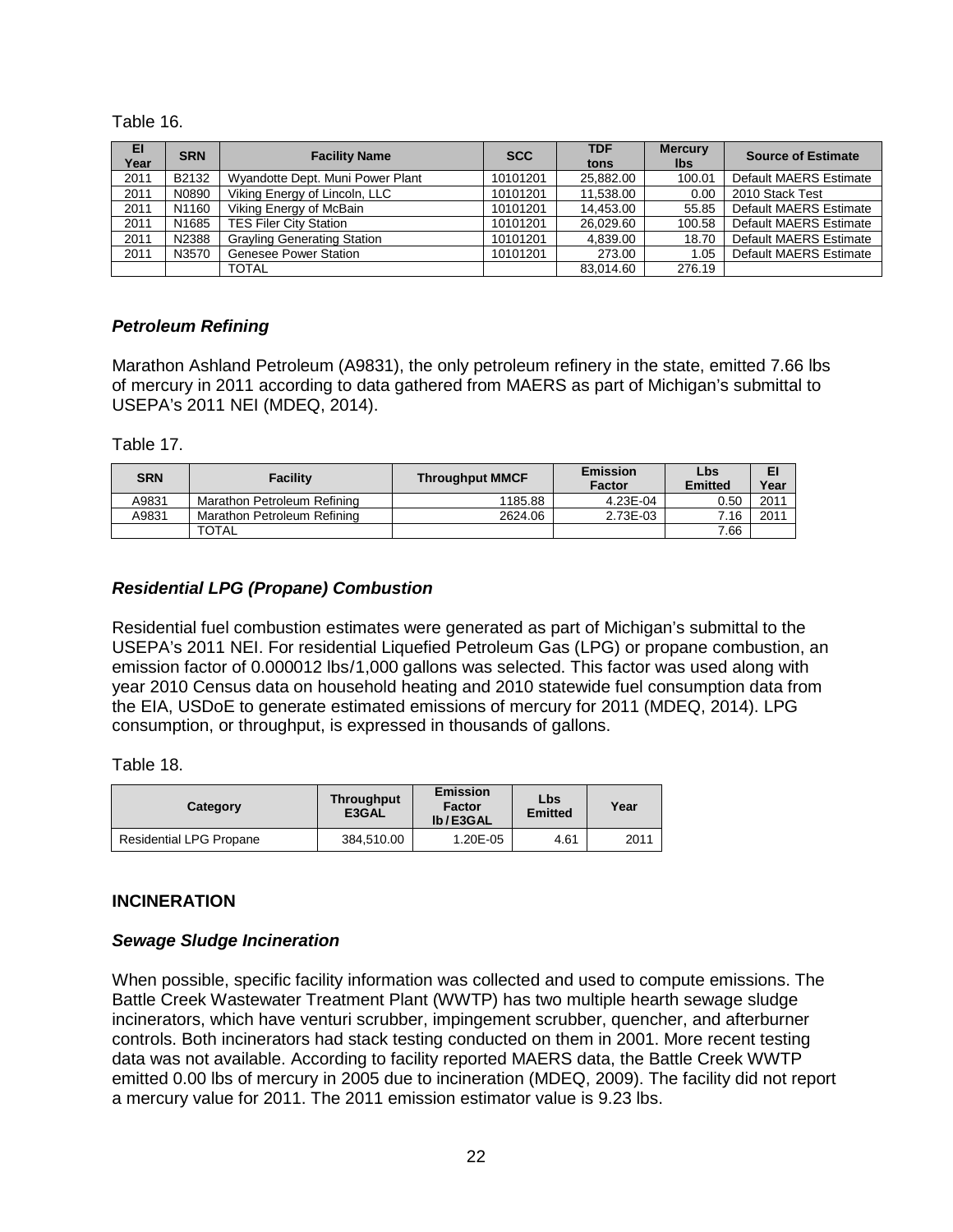Table 16.

| EI Year | SRN | Facility Name | SCC | TDF tons | Mercury lbs | Source of Estimate |
|---|---|---|---|---|---|---|
| 2011 | B2132 | Wyandotte Dept. Muni Power Plant | 10101201 | 25,882.00 | 100.01 | Default MAERS Estimate |
| 2011 | N0890 | Viking Energy of Lincoln, LLC | 10101201 | 11,538.00 | 0.00 | 2010 Stack Test |
| 2011 | N1160 | Viking Energy of McBain | 10101201 | 14,453.00 | 55.85 | Default MAERS Estimate |
| 2011 | N1685 | TES Filer City Station | 10101201 | 26,029.60 | 100.58 | Default MAERS Estimate |
| 2011 | N2388 | Grayling Generating Station | 10101201 | 4,839.00 | 18.70 | Default MAERS Estimate |
| 2011 | N3570 | Genesee Power Station | 10101201 | 273.00 | 1.05 | Default MAERS Estimate |
| | | TOTAL | | 83,014.60 | 276.19 | |

### *Petroleum Refining*

Marathon Ashland Petroleum (A9831), the only petroleum refinery in the state, emitted 7.66 lbs of mercury in 2011 according to data gathered from MAERS as part of Michigan's submittal to USEPA's 2011 NEI (MDEQ, 2014).

Table 17.

| SRN | Facility | Throughput MMCF | Emission Factor | Lbs Emitted | EI Year |
|---|---|---|---|---|---|
| A9831 | Marathon Petroleum Refining | 1185.88 | 4.23E-04 | 0.50 | 2011 |
| A9831 | Marathon Petroleum Refining | 2624.06 | 2.73E-03 | 7.16 | 2011 |
| | TOTAL | | | 7.66 | |

### *Residential LPG (Propane) Combustion*

Residential fuel combustion estimates were generated as part of Michigan's submittal to the USEPA's 2011 NEI. For residential Liquefied Petroleum Gas (LPG) or propane combustion, an emission factor of 0.000012 lbs/1,000 gallons was selected. This factor was used along with year 2010 Census data on household heating and 2010 statewide fuel consumption data from the EIA, USDoE to generate estimated emissions of mercury for 2011 (MDEQ, 2014). LPG consumption, or throughput, is expressed in thousands of gallons.

Table 18.

| Category | Throughput E3GAL | Emission Factor lb/E3GAL | Lbs Emitted | Year |
|---|---|---|---|---|
| Residential LPG Propane | 384,510.00 | 1.20E-05 | 4.61 | 2011 |

## INCINERATION

### *Sewage Sludge Incineration*

When possible, specific facility information was collected and used to compute emissions. The Battle Creek Wastewater Treatment Plant (WWTP) has two multiple hearth sewage sludge incinerators, which have venturi scrubber, impingement scrubber, quencher, and afterburner controls. Both incinerators had stack testing conducted on them in 2001. More recent testing data was not available. According to facility reported MAERS data, the Battle Creek WWTP emitted 0.00 lbs of mercury in 2005 due to incineration (MDEQ, 2009). The facility did not report a mercury value for 2011. The 2011 emission estimator value is 9.23 lbs.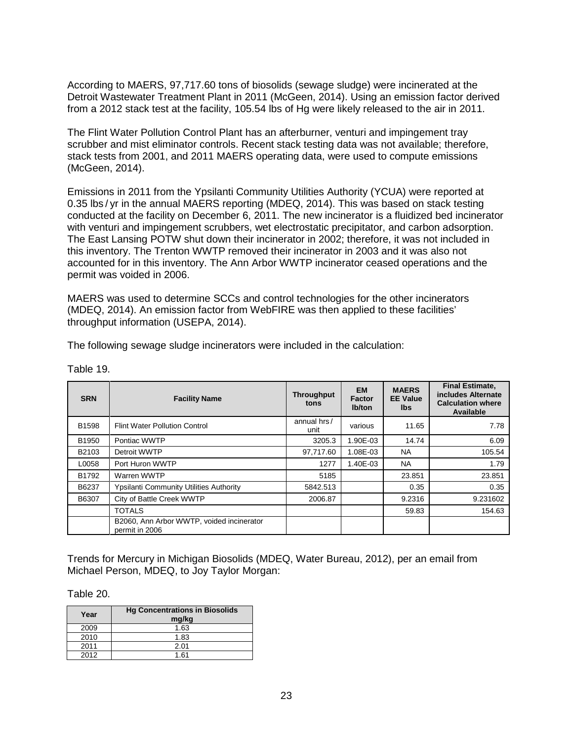According to MAERS, 97,717.60 tons of biosolids (sewage sludge) were incinerated at the Detroit Wastewater Treatment Plant in 2011 (McGeen, 2014). Using an emission factor derived from a 2012 stack test at the facility, 105.54 lbs of Hg were likely released to the air in 2011.

The Flint Water Pollution Control Plant has an afterburner, venturi and impingement tray scrubber and mist eliminator controls. Recent stack testing data was not available; therefore, stack tests from 2001, and 2011 MAERS operating data, were used to compute emissions (McGeen, 2014).

Emissions in 2011 from the Ypsilanti Community Utilities Authority (YCUA) were reported at 0.35 lbs / yr in the annual MAERS reporting (MDEQ, 2014). This was based on stack testing conducted at the facility on December 6, 2011. The new incinerator is a fluidized bed incinerator with venturi and impingement scrubbers, wet electrostatic precipitator, and carbon adsorption. The East Lansing POTW shut down their incinerator in 2002; therefore, it was not included in this inventory. The Trenton WWTP removed their incinerator in 2003 and it was also not accounted for in this inventory. The Ann Arbor WWTP incinerator ceased operations and the permit was voided in 2006.

MAERS was used to determine SCCs and control technologies for the other incinerators (MDEQ, 2014). An emission factor from WebFIRE was then applied to these facilities' throughput information (USEPA, 2014).

The following sewage sludge incinerators were included in the calculation:

Table 19.

| SRN | Facility Name | Throughput tons | EM Factor lb/ton | MAERS EE Value lbs | Final Estimate, includes Alternate Calculation where Available |
|---|---|---|---|---|---|
| B1598 | Flint Water Pollution Control | annual hrs / unit | various | 11.65 | 7.78 |
| B1950 | Pontiac WWTP | 3205.3 | 1.90E-03 | 14.74 | 6.09 |
| B2103 | Detroit WWTP | 97,717.60 | 1.08E-03 | NA | 105.54 |
| L0058 | Port Huron WWTP | 1277 | 1.40E-03 | NA | 1.79 |
| B1792 | Warren WWTP | 5185 | | 23.851 | 23.851 |
| B6237 | Ypsilanti Community Utilities Authority | 5842.513 | | 0.35 | 0.35 |
| B6307 | City of Battle Creek WWTP | 2006.87 | | 9.2316 | 9.231602 |
| | TOTALS | | | 59.83 | 154.63 |
| | B2060, Ann Arbor WWTP, voided incinerator permit in 2006 | | | | |

Trends for Mercury in Michigan Biosolids (MDEQ, Water Bureau, 2012), per an email from Michael Person, MDEQ, to Joy Taylor Morgan:

Table 20.

| Year | Hg Concentrations in Biosolids mg/kg |
|---|---|
| 2009 | 1.63 |
| 2010 | 1.83 |
| 2011 | 2.01 |
| 2012 | 1.61 |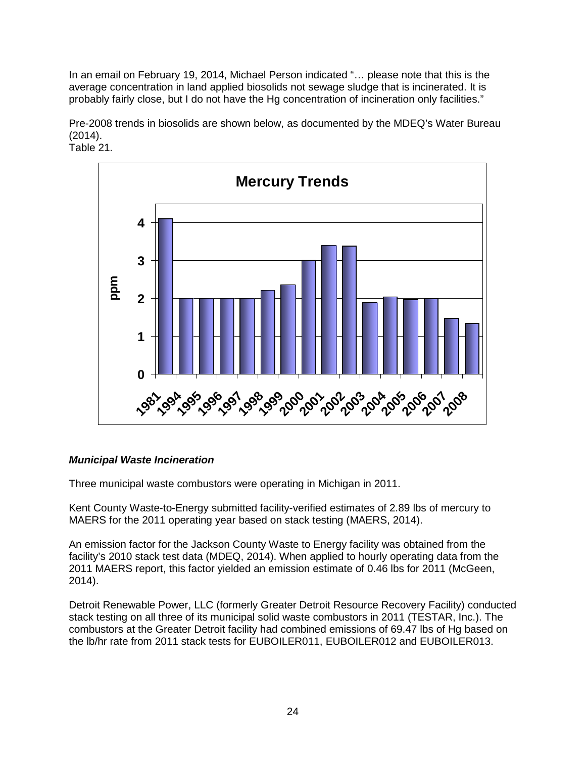In an email on February 19, 2014, Michael Person indicated "… please note that this is the average concentration in land applied biosolids not sewage sludge that is incinerated. It is probably fairly close, but I do not have the Hg concentration of incineration only facilities."

Pre-2008 trends in biosolids are shown below, as documented by the MDEQ's Water Bureau (2014).
Table 21.

### Municipal Waste Incineration

Three municipal waste combustors were operating in Michigan in 2011.

Kent County Waste-to-Energy submitted facility-verified estimates of 2.89 lbs of mercury to MAERS for the 2011 operating year based on stack testing (MAERS, 2014).

An emission factor for the Jackson County Waste to Energy facility was obtained from the facility's 2010 stack test data (MDEQ, 2014). When applied to hourly operating data from the 2011 MAERS report, this factor yielded an emission estimate of 0.46 lbs for 2011 (McGeen, 2014).

Detroit Renewable Power, LLC (formerly Greater Detroit Resource Recovery Facility) conducted stack testing on all three of its municipal solid waste combustors in 2011 (TESTAR, Inc.). The combustors at the Greater Detroit facility had combined emissions of 69.47 lbs of Hg based on the lb/hr rate from 2011 stack tests for EUBOILER011, EUBOILER012 and EUBOILER013.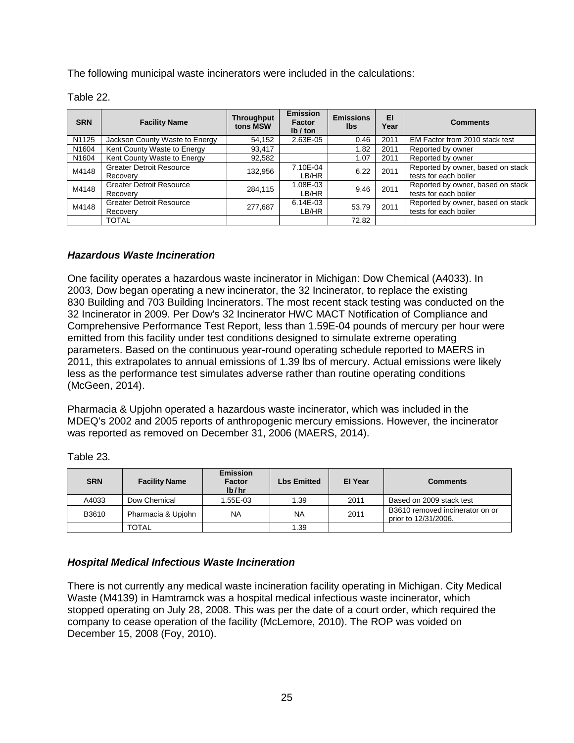The following municipal waste incinerators were included in the calculations:

Table 22.

| SRN | Facility Name | Throughput tons MSW | Emission Factor lb / ton | Emissions lbs | EI Year | Comments |
|---|---|---|---|---|---|---|
| N1125 | Jackson County Waste to Energy | 54,152 | 2.63E-05 | 0.46 | 2011 | EM Factor from 2010 stack test |
| N1604 | Kent County Waste to Energy | 93,417 | | 1.82 | 2011 | Reported by owner |
| N1604 | Kent County Waste to Energy | 92,582 | | 1.07 | 2011 | Reported by owner |
| M4148 | Greater Detroit Resource Recovery | 132,956 | 7.10E-04 LB/HR | 6.22 | 2011 | Reported by owner, based on stack tests for each boiler |
| M4148 | Greater Detroit Resource Recovery | 284,115 | 1.08E-03 LB/HR | 9.46 | 2011 | Reported by owner, based on stack tests for each boiler |
| M4148 | Greater Detroit Resource Recovery | 277,687 | 6.14E-03 LB/HR | 53.79 | 2011 | Reported by owner, based on stack tests for each boiler |
| | TOTAL | | | 72.82 | | |

### *Hazardous Waste Incineration*

One facility operates a hazardous waste incinerator in Michigan: Dow Chemical (A4033). In 2003, Dow began operating a new incinerator, the 32 Incinerator, to replace the existing 830 Building and 703 Building Incinerators. The most recent stack testing was conducted on the 32 Incinerator in 2009. Per Dow's 32 Incinerator HWC MACT Notification of Compliance and Comprehensive Performance Test Report, less than 1.59E-04 pounds of mercury per hour were emitted from this facility under test conditions designed to simulate extreme operating parameters. Based on the continuous year-round operating schedule reported to MAERS in 2011, this extrapolates to annual emissions of 1.39 lbs of mercury. Actual emissions were likely less as the performance test simulates adverse rather than routine operating conditions (McGeen, 2014).

Pharmacia & Upjohn operated a hazardous waste incinerator, which was included in the MDEQ's 2002 and 2005 reports of anthropogenic mercury emissions. However, the incinerator was reported as removed on December 31, 2006 (MAERS, 2014).

Table 23.

| SRN | Facility Name | Emission Factor lb/hr | Lbs Emitted | EI Year | Comments |
|---|---|---|---|---|---|
| A4033 | Dow Chemical | 1.55E-03 | 1.39 | 2011 | Based on 2009 stack test |
| B3610 | Pharmacia & Upjohn | NA | NA | 2011 | B3610 removed incinerator on or prior to 12/31/2006. |
| | TOTAL | | 1.39 | | |

### *Hospital Medical Infectious Waste Incineration*

There is not currently any medical waste incineration facility operating in Michigan. City Medical Waste (M4139) in Hamtramck was a hospital medical infectious waste incinerator, which stopped operating on July 28, 2008. This was per the date of a court order, which required the company to cease operation of the facility (McLemore, 2010). The ROP was voided on December 15, 2008 (Foy, 2010).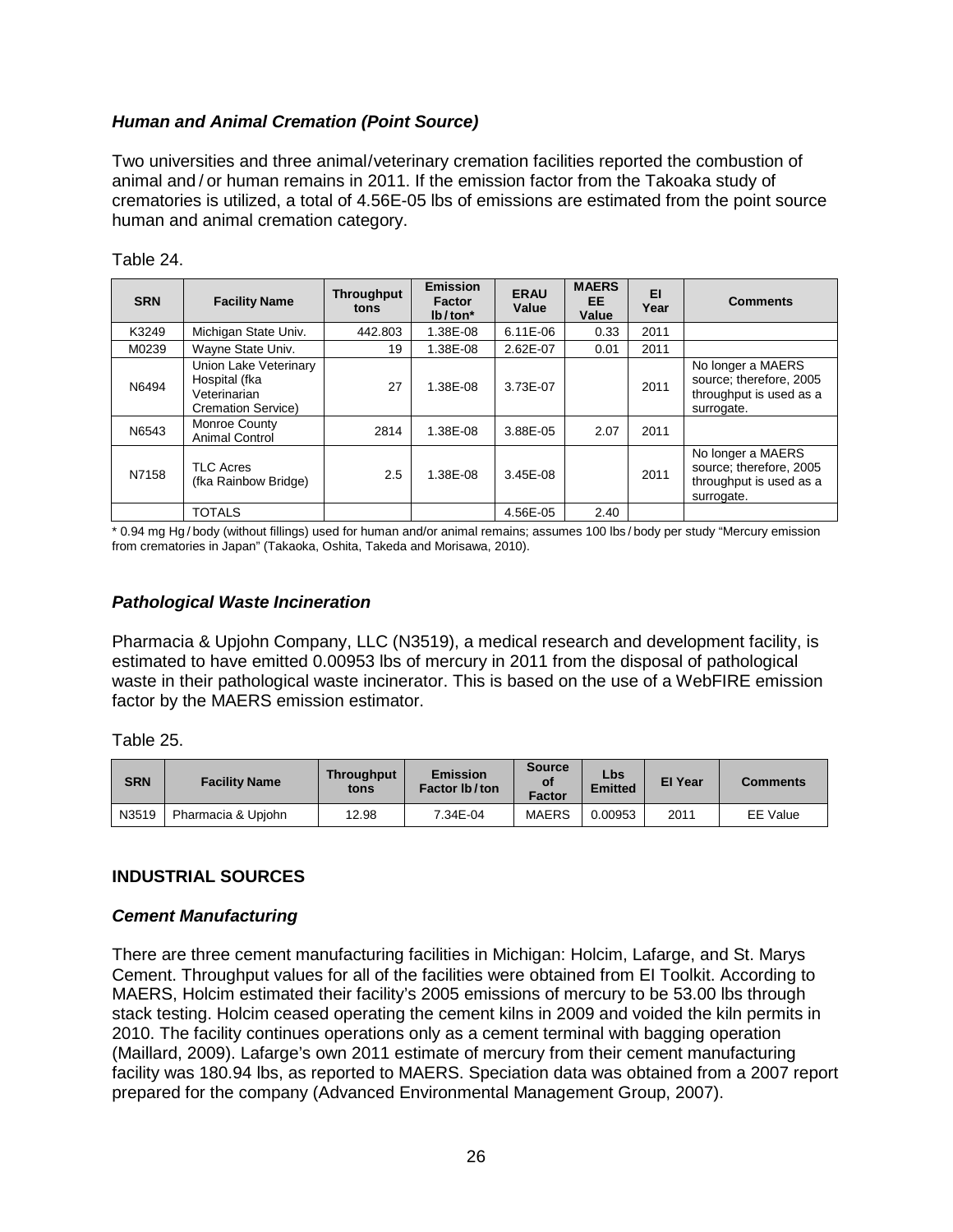### *Human and Animal Cremation (Point Source)*

Two universities and three animal/veterinary cremation facilities reported the combustion of animal and / or human remains in 2011. If the emission factor from the Takoaka study of crematories is utilized, a total of 4.56E-05 lbs of emissions are estimated from the point source human and animal cremation category.

Table 24.

| SRN | Facility Name | Throughput tons | Emission Factor lb / ton* | ERAU Value | MAERS EE Value | EI Year | Comments |
|---|---|---|---|---|---|---|---|
| K3249 | Michigan State Univ. | 442.803 | 1.38E-08 | 6.11E-06 | 0.33 | 2011 | |
| M0239 | Wayne State Univ. | 19 | 1.38E-08 | 2.62E-07 | 0.01 | 2011 | |
| N6494 | Union Lake Veterinary Hospital (fka Veterinarian Cremation Service) | 27 | 1.38E-08 | 3.73E-07 | | 2011 | No longer a MAERS source; therefore, 2005 throughput is used as a surrogate. |
| N6543 | Monroe County Animal Control | 2814 | 1.38E-08 | 3.88E-05 | 2.07 | 2011 | |
| N7158 | TLC Acres (fka Rainbow Bridge) | 2.5 | 1.38E-08 | 3.45E-08 | | 2011 | No longer a MAERS source; therefore, 2005 throughput is used as a surrogate. |
| | TOTALS | | | 4.56E-05 | 2.40 | | |

\* 0.94 mg Hg / body (without fillings) used for human and/or animal remains; assumes 100 lbs / body per study "Mercury emission from crematories in Japan" (Takaoka, Oshita, Takeda and Morisawa, 2010).

### *Pathological Waste Incineration*

Pharmacia & Upjohn Company, LLC (N3519), a medical research and development facility, is estimated to have emitted 0.00953 lbs of mercury in 2011 from the disposal of pathological waste in their pathological waste incinerator. This is based on the use of a WebFIRE emission factor by the MAERS emission estimator.

Table 25.

| SRN | Facility Name | Throughput tons | Emission Factor lb / ton | Source of Factor | Lbs Emitted | EI Year | Comments |
|---|---|---|---|---|---|---|---|
| N3519 | Pharmacia & Upjohn | 12.98 | 7.34E-04 | MAERS | 0.00953 | 2011 | EE Value |

## INDUSTRIAL SOURCES

### *Cement Manufacturing*

There are three cement manufacturing facilities in Michigan: Holcim, Lafarge, and St. Marys Cement. Throughput values for all of the facilities were obtained from EI Toolkit. According to MAERS, Holcim estimated their facility's 2005 emissions of mercury to be 53.00 lbs through stack testing. Holcim ceased operating the cement kilns in 2009 and voided the kiln permits in 2010. The facility continues operations only as a cement terminal with bagging operation (Maillard, 2009). Lafarge's own 2011 estimate of mercury from their cement manufacturing facility was 180.94 lbs, as reported to MAERS. Speciation data was obtained from a 2007 report prepared for the company (Advanced Environmental Management Group, 2007).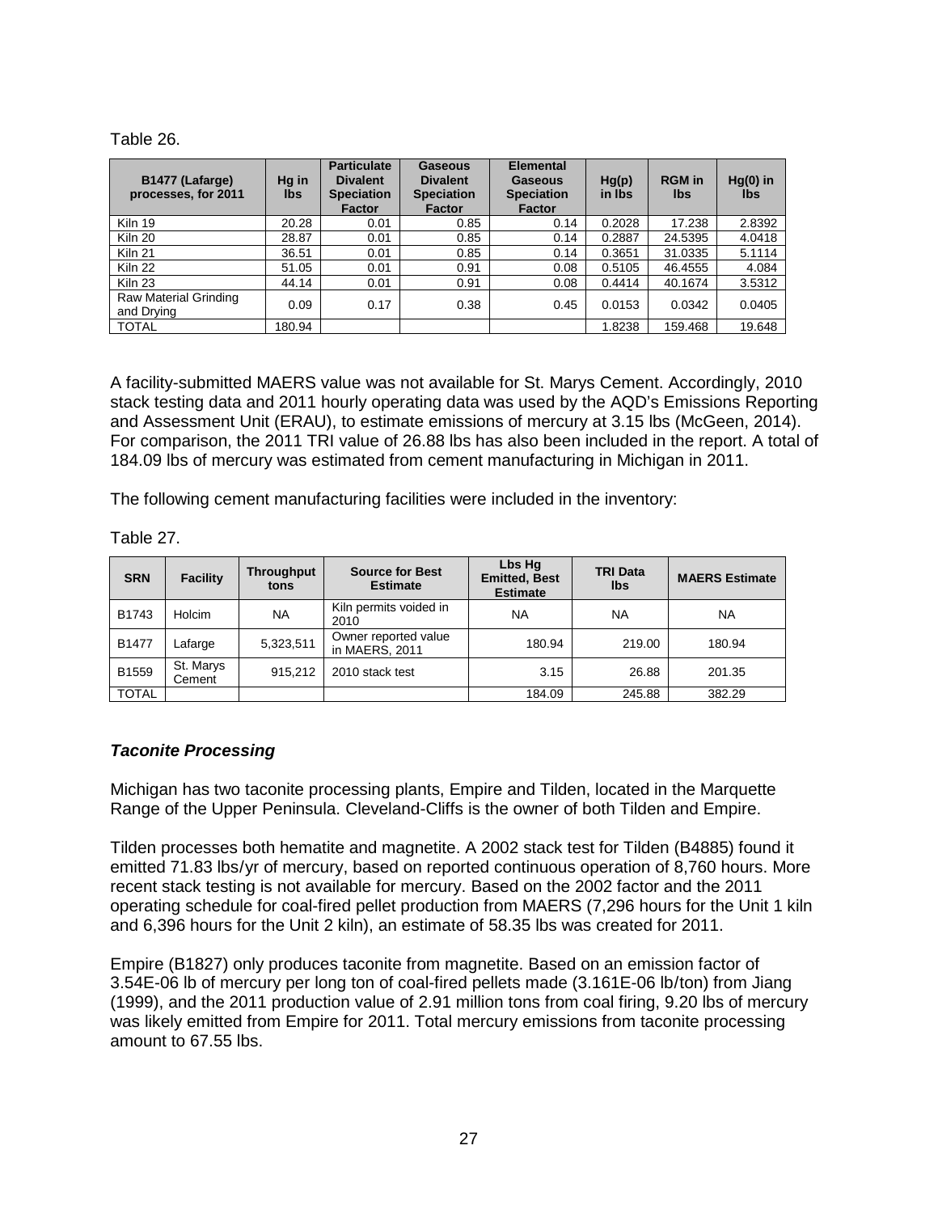Table 26.

| B1477 (Lafarge) processes, for 2011 | Hg in lbs | Particulate Divalent Speciation Factor | Gaseous Divalent Speciation Factor | Elemental Gaseous Speciation Factor | Hg(p) in lbs | RGM in lbs | Hg(0) in lbs |
|---|---|---|---|---|---|---|---|
| Kiln 19 | 20.28 | 0.01 | 0.85 | 0.14 | 0.2028 | 17.238 | 2.8392 |
| Kiln 20 | 28.87 | 0.01 | 0.85 | 0.14 | 0.2887 | 24.5395 | 4.0418 |
| Kiln 21 | 36.51 | 0.01 | 0.85 | 0.14 | 0.3651 | 31.0335 | 5.1114 |
| Kiln 22 | 51.05 | 0.01 | 0.91 | 0.08 | 0.5105 | 46.4555 | 4.084 |
| Kiln 23 | 44.14 | 0.01 | 0.91 | 0.08 | 0.4414 | 40.1674 | 3.5312 |
| Raw Material Grinding and Drying | 0.09 | 0.17 | 0.38 | 0.45 | 0.0153 | 0.0342 | 0.0405 |
| TOTAL | 180.94 | | | | 1.8238 | 159.468 | 19.648 |

A facility-submitted MAERS value was not available for St. Marys Cement. Accordingly, 2010 stack testing data and 2011 hourly operating data was used by the AQD's Emissions Reporting and Assessment Unit (ERAU), to estimate emissions of mercury at 3.15 lbs (McGeen, 2014). For comparison, the 2011 TRI value of 26.88 lbs has also been included in the report. A total of 184.09 lbs of mercury was estimated from cement manufacturing in Michigan in 2011.

The following cement manufacturing facilities were included in the inventory:

Table 27.

| SRN | Facility | Throughput tons | Source for Best Estimate | Lbs Hg Emitted, Best Estimate | TRI Data lbs | MAERS Estimate |
|---|---|---|---|---|---|---|
| B1743 | Holcim | NA | Kiln permits voided in 2010 | NA | NA | NA |
| B1477 | Lafarge | 5,323,511 | Owner reported value in MAERS, 2011 | 180.94 | 219.00 | 180.94 |
| B1559 | St. Marys Cement | 915,212 | 2010 stack test | 3.15 | 26.88 | 201.35 |
| TOTAL | | | | 184.09 | 245.88 | 382.29 |

### *Taconite Processing*

Michigan has two taconite processing plants, Empire and Tilden, located in the Marquette Range of the Upper Peninsula. Cleveland-Cliffs is the owner of both Tilden and Empire.

Tilden processes both hematite and magnetite. A 2002 stack test for Tilden (B4885) found it emitted 71.83 lbs/yr of mercury, based on reported continuous operation of 8,760 hours. More recent stack testing is not available for mercury. Based on the 2002 factor and the 2011 operating schedule for coal-fired pellet production from MAERS (7,296 hours for the Unit 1 kiln and 6,396 hours for the Unit 2 kiln), an estimate of 58.35 lbs was created for 2011.

Empire (B1827) only produces taconite from magnetite. Based on an emission factor of 3.54E-06 lb of mercury per long ton of coal-fired pellets made (3.161E-06 lb/ton) from Jiang (1999), and the 2011 production value of 2.91 million tons from coal firing, 9.20 lbs of mercury was likely emitted from Empire for 2011. Total mercury emissions from taconite processing amount to 67.55 lbs.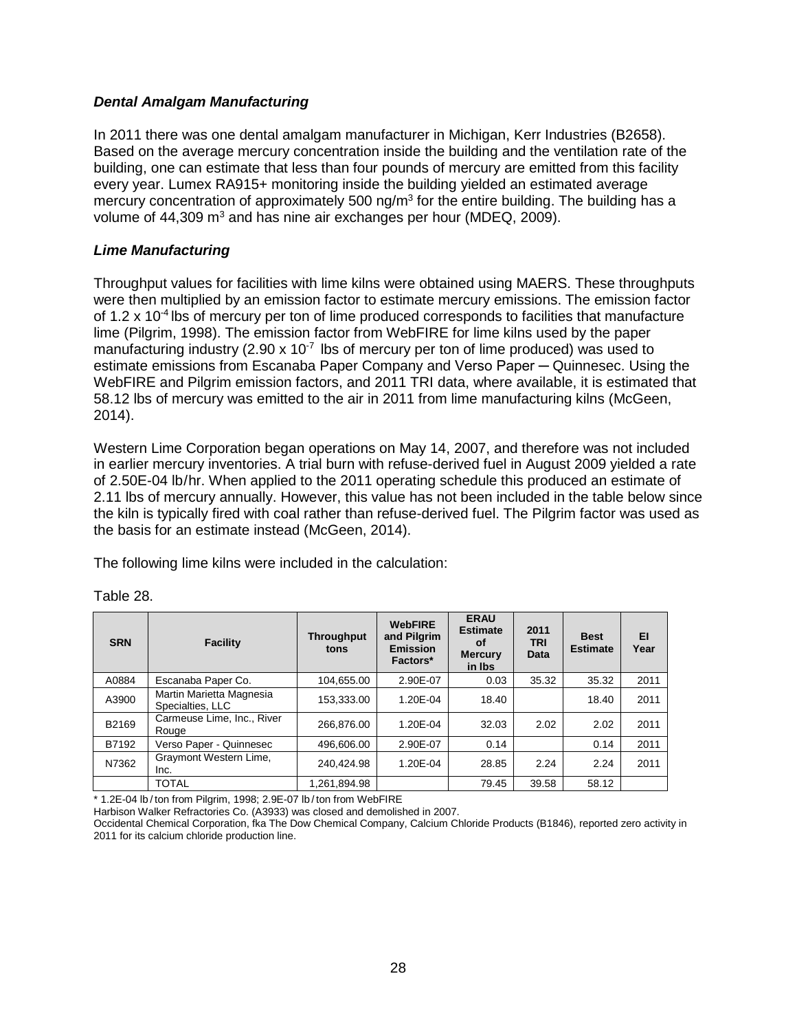### *Dental Amalgam Manufacturing*

In 2011 there was one dental amalgam manufacturer in Michigan, Kerr Industries (B2658). Based on the average mercury concentration inside the building and the ventilation rate of the building, one can estimate that less than four pounds of mercury are emitted from this facility every year. Lumex RA915+ monitoring inside the building yielded an estimated average mercury concentration of approximately 500 ng/m$^3$ for the entire building. The building has a volume of 44,309 m$^3$ and has nine air exchanges per hour (MDEQ, 2009).

### *Lime Manufacturing*

Throughput values for facilities with lime kilns were obtained using MAERS. These throughputs were then multiplied by an emission factor to estimate mercury emissions. The emission factor of $1.2 \times 10^{-4}$ lbs of mercury per ton of lime produced corresponds to facilities that manufacture lime (Pilgrim, 1998). The emission factor from WebFIRE for lime kilns used by the paper manufacturing industry ($2.90 \times 10^{-7}$ lbs of mercury per ton of lime produced) was used to estimate emissions from Escanaba Paper Company and Verso Paper ─ Quinnesec. Using the WebFIRE and Pilgrim emission factors, and 2011 TRI data, where available, it is estimated that 58.12 lbs of mercury was emitted to the air in 2011 from lime manufacturing kilns (McGeen, 2014).

Western Lime Corporation began operations on May 14, 2007, and therefore was not included in earlier mercury inventories. A trial burn with refuse-derived fuel in August 2009 yielded a rate of 2.50E-04 lb/hr. When applied to the 2011 operating schedule this produced an estimate of 2.11 lbs of mercury annually. However, this value has not been included in the table below since the kiln is typically fired with coal rather than refuse-derived fuel. The Pilgrim factor was used as the basis for an estimate instead (McGeen, 2014).

The following lime kilns were included in the calculation:

Table 28.

| SRN | Facility | Throughput tons | WebFIRE and Pilgrim Emission Factors* | ERAU Estimate of Mercury in lbs | 2011 TRI Data | Best Estimate | EI Year |
|---|---|---|---|---|---|---|---|
| A0884 | Escanaba Paper Co. | 104,655.00 | 2.90E-07 | 0.03 | 35.32 | 35.32 | 2011 |
| A3900 | Martin Marietta Magnesia Specialties, LLC | 153,333.00 | 1.20E-04 | 18.40 | | 18.40 | 2011 |
| B2169 | Carmeuse Lime, Inc., River Rouge | 266,876.00 | 1.20E-04 | 32.03 | 2.02 | 2.02 | 2011 |
| B7192 | Verso Paper - Quinnesec | 496,606.00 | 2.90E-07 | 0.14 | | 0.14 | 2011 |
| N7362 | Graymont Western Lime, Inc. | 240,424.98 | 1.20E-04 | 28.85 | 2.24 | 2.24 | 2011 |
| | TOTAL | 1,261,894.98 | | 79.45 | 39.58 | 58.12 | |

* 1.2E-04 lb / ton from Pilgrim, 1998; 2.9E-07 lb / ton from WebFIRE
Harbison Walker Refractories Co. (A3933) was closed and demolished in 2007.
Occidental Chemical Corporation, fka The Dow Chemical Company, Calcium Chloride Products (B1846), reported zero activity in 2011 for its calcium chloride production line.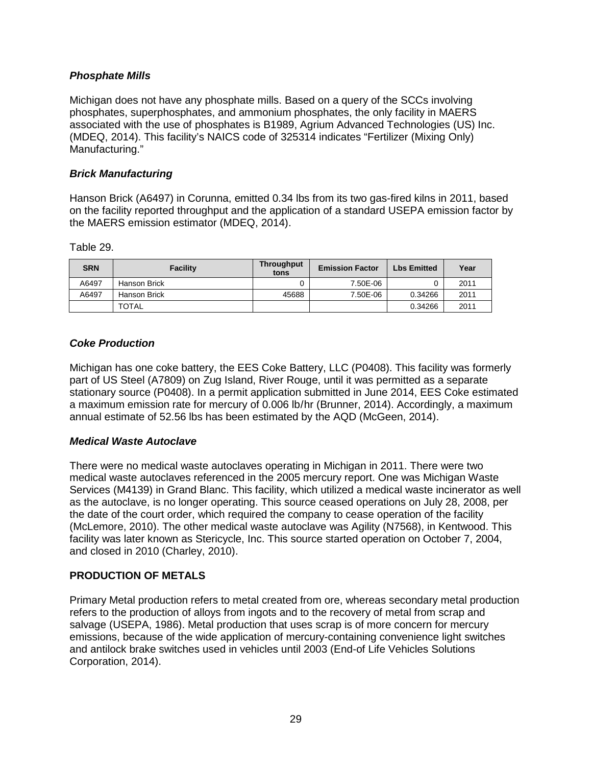### *Phosphate Mills*

Michigan does not have any phosphate mills. Based on a query of the SCCs involving phosphates, superphosphates, and ammonium phosphates, the only facility in MAERS associated with the use of phosphates is B1989, Agrium Advanced Technologies (US) Inc. (MDEQ, 2014). This facility's NAICS code of 325314 indicates "Fertilizer (Mixing Only) Manufacturing."

### *Brick Manufacturing*

Hanson Brick (A6497) in Corunna, emitted 0.34 lbs from its two gas-fired kilns in 2011, based on the facility reported throughput and the application of a standard USEPA emission factor by the MAERS emission estimator (MDEQ, 2014).

Table 29.

| SRN | Facility | Throughput tons | Emission Factor | Lbs Emitted | Year |
|---|---|---|---|---|---|
| A6497 | Hanson Brick | 0 | 7.50E-06 | 0 | 2011 |
| A6497 | Hanson Brick | 45688 | 7.50E-06 | 0.34266 | 2011 |
| | TOTAL | | | 0.34266 | 2011 |

### *Coke Production*

Michigan has one coke battery, the EES Coke Battery, LLC (P0408). This facility was formerly part of US Steel (A7809) on Zug Island, River Rouge, until it was permitted as a separate stationary source (P0408). In a permit application submitted in June 2014, EES Coke estimated a maximum emission rate for mercury of 0.006 lb/hr (Brunner, 2014). Accordingly, a maximum annual estimate of 52.56 lbs has been estimated by the AQD (McGeen, 2014).

### *Medical Waste Autoclave*

There were no medical waste autoclaves operating in Michigan in 2011. There were two medical waste autoclaves referenced in the 2005 mercury report. One was Michigan Waste Services (M4139) in Grand Blanc. This facility, which utilized a medical waste incinerator as well as the autoclave, is no longer operating. This source ceased operations on July 28, 2008, per the date of the court order, which required the company to cease operation of the facility (McLemore, 2010). The other medical waste autoclave was Agility (N7568), in Kentwood. This facility was later known as Stericycle, Inc. This source started operation on October 7, 2004, and closed in 2010 (Charley, 2010).

## PRODUCTION OF METALS

Primary Metal production refers to metal created from ore, whereas secondary metal production refers to the production of alloys from ingots and to the recovery of metal from scrap and salvage (USEPA, 1986). Metal production that uses scrap is of more concern for mercury emissions, because of the wide application of mercury-containing convenience light switches and antilock brake switches used in vehicles until 2003 (End-of Life Vehicles Solutions Corporation, 2014).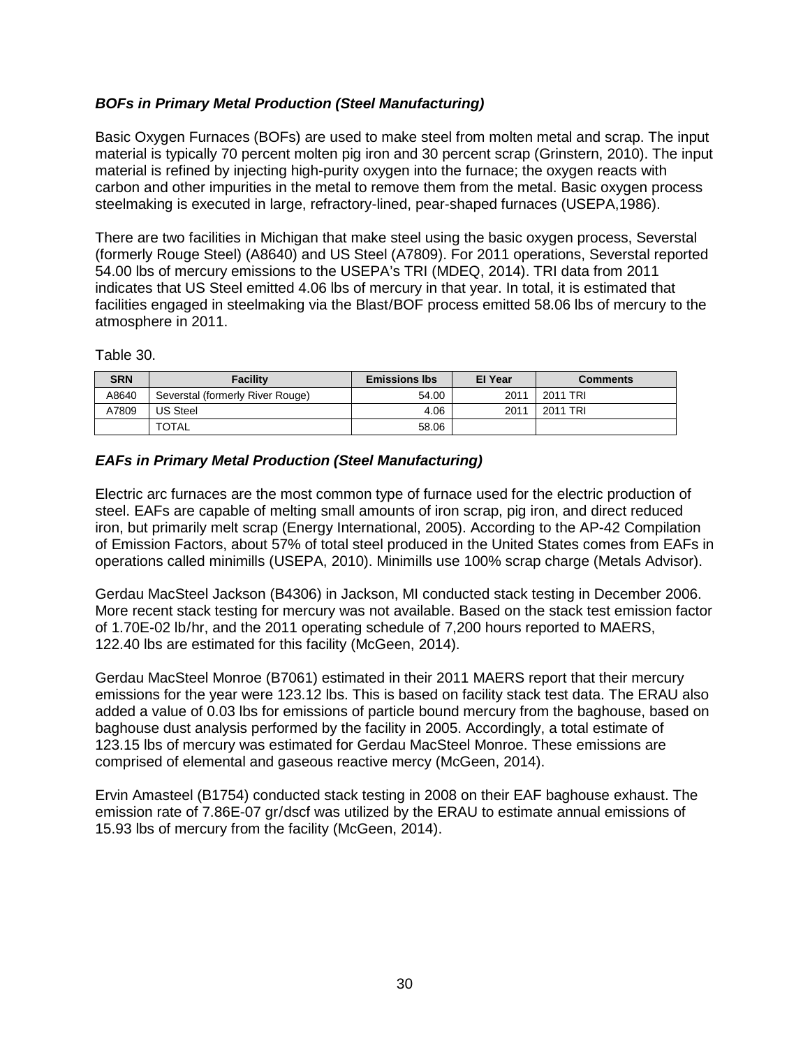### *BOFs in Primary Metal Production (Steel Manufacturing)*

Basic Oxygen Furnaces (BOFs) are used to make steel from molten metal and scrap. The input material is typically 70 percent molten pig iron and 30 percent scrap (Grinstern, 2010). The input material is refined by injecting high-purity oxygen into the furnace; the oxygen reacts with carbon and other impurities in the metal to remove them from the metal. Basic oxygen process steelmaking is executed in large, refractory-lined, pear-shaped furnaces (USEPA,1986).

There are two facilities in Michigan that make steel using the basic oxygen process, Severstal (formerly Rouge Steel) (A8640) and US Steel (A7809). For 2011 operations, Severstal reported 54.00 lbs of mercury emissions to the USEPA's TRI (MDEQ, 2014). TRI data from 2011 indicates that US Steel emitted 4.06 lbs of mercury in that year. In total, it is estimated that facilities engaged in steelmaking via the Blast/BOF process emitted 58.06 lbs of mercury to the atmosphere in 2011.

Table 30.

| SRN | Facility | Emissions lbs | EI Year | Comments |
|---|---|---|---|---|
| A8640 | Severstal (formerly River Rouge) | 54.00 | 2011 | 2011 TRI |
| A7809 | US Steel | 4.06 | 2011 | 2011 TRI |
| | TOTAL | 58.06 | | |

### *EAFs in Primary Metal Production (Steel Manufacturing)*

Electric arc furnaces are the most common type of furnace used for the electric production of steel. EAFs are capable of melting small amounts of iron scrap, pig iron, and direct reduced iron, but primarily melt scrap (Energy International, 2005). According to the AP-42 Compilation of Emission Factors, about 57% of total steel produced in the United States comes from EAFs in operations called minimills (USEPA, 2010). Minimills use 100% scrap charge (Metals Advisor).

Gerdau MacSteel Jackson (B4306) in Jackson, MI conducted stack testing in December 2006. More recent stack testing for mercury was not available. Based on the stack test emission factor of 1.70E-02 lb/hr, and the 2011 operating schedule of 7,200 hours reported to MAERS, 122.40 lbs are estimated for this facility (McGeen, 2014).

Gerdau MacSteel Monroe (B7061) estimated in their 2011 MAERS report that their mercury emissions for the year were 123.12 lbs. This is based on facility stack test data. The ERAU also added a value of 0.03 lbs for emissions of particle bound mercury from the baghouse, based on baghouse dust analysis performed by the facility in 2005. Accordingly, a total estimate of 123.15 lbs of mercury was estimated for Gerdau MacSteel Monroe. These emissions are comprised of elemental and gaseous reactive mercy (McGeen, 2014).

Ervin Amasteel (B1754) conducted stack testing in 2008 on their EAF baghouse exhaust. The emission rate of 7.86E-07 gr/dscf was utilized by the ERAU to estimate annual emissions of 15.93 lbs of mercury from the facility (McGeen, 2014).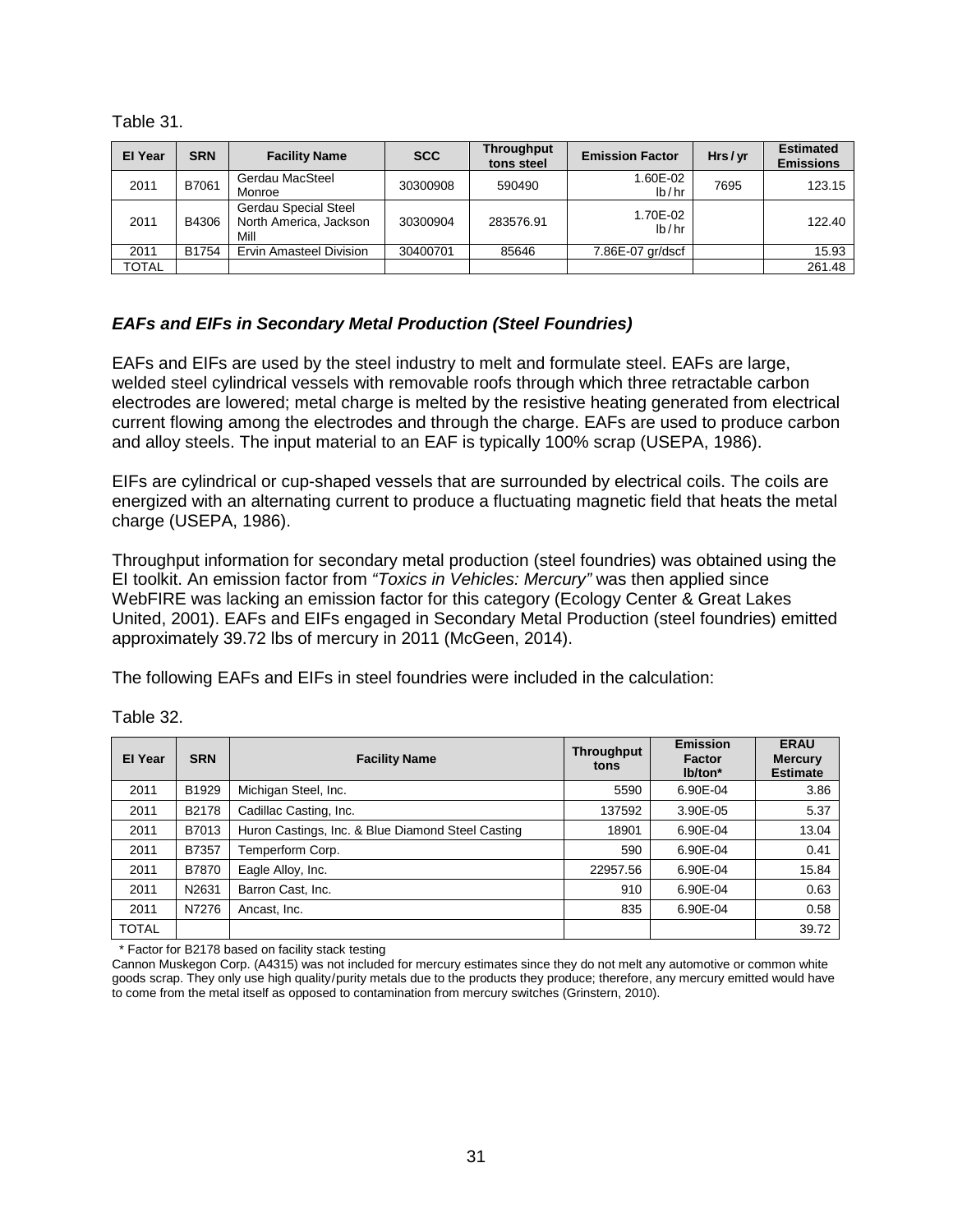Table 31.

| EI Year | SRN | Facility Name | SCC | Throughput tons steel | Emission Factor | Hrs / yr | Estimated Emissions |
|---|---|---|---|---|---|---|---|
| 2011 | B7061 | Gerdau MacSteel Monroe | 30300908 | 590490 | 1.60E-02 lb / hr | 7695 | 123.15 |
| 2011 | B4306 | Gerdau Special Steel North America, Jackson Mill | 30300904 | 283576.91 | 1.70E-02 lb / hr | | 122.40 |
| 2011 | B1754 | Ervin Amasteel Division | 30400701 | 85646 | 7.86E-07 gr/dscf | | 15.93 |
| TOTAL | | | | | | | 261.48 |

### *EAFs and EIFs in Secondary Metal Production (Steel Foundries)*

EAFs and EIFs are used by the steel industry to melt and formulate steel. EAFs are large, welded steel cylindrical vessels with removable roofs through which three retractable carbon electrodes are lowered; metal charge is melted by the resistive heating generated from electrical current flowing among the electrodes and through the charge. EAFs are used to produce carbon and alloy steels. The input material to an EAF is typically 100% scrap (USEPA, 1986).

EIFs are cylindrical or cup-shaped vessels that are surrounded by electrical coils. The coils are energized with an alternating current to produce a fluctuating magnetic field that heats the metal charge (USEPA, 1986).

Throughput information for secondary metal production (steel foundries) was obtained using the EI toolkit. An emission factor from *"Toxics in Vehicles: Mercury"* was then applied since WebFIRE was lacking an emission factor for this category (Ecology Center & Great Lakes United, 2001). EAFs and EIFs engaged in Secondary Metal Production (steel foundries) emitted approximately 39.72 lbs of mercury in 2011 (McGeen, 2014).

The following EAFs and EIFs in steel foundries were included in the calculation:

Table 32.

| EI Year | SRN | Facility Name | Throughput tons | Emission Factor lb/ton* | ERAU Mercury Estimate |
|---|---|---|---|---|---|
| 2011 | B1929 | Michigan Steel, Inc. | 5590 | 6.90E-04 | 3.86 |
| 2011 | B2178 | Cadillac Casting, Inc. | 137592 | 3.90E-05 | 5.37 |
| 2011 | B7013 | Huron Castings, Inc. & Blue Diamond Steel Casting | 18901 | 6.90E-04 | 13.04 |
| 2011 | B7357 | Temperform Corp. | 590 | 6.90E-04 | 0.41 |
| 2011 | B7870 | Eagle Alloy, Inc. | 22957.56 | 6.90E-04 | 15.84 |
| 2011 | N2631 | Barron Cast, Inc. | 910 | 6.90E-04 | 0.63 |
| 2011 | N7276 | Ancast, Inc. | 835 | 6.90E-04 | 0.58 |
| TOTAL | | | | | 39.72 |

\* Factor for B2178 based on facility stack testing

Cannon Muskegon Corp. (A4315) was not included for mercury estimates since they do not melt any automotive or common white goods scrap. They only use high quality/purity metals due to the products they produce; therefore, any mercury emitted would have to come from the metal itself as opposed to contamination from mercury switches (Grinstern, 2010).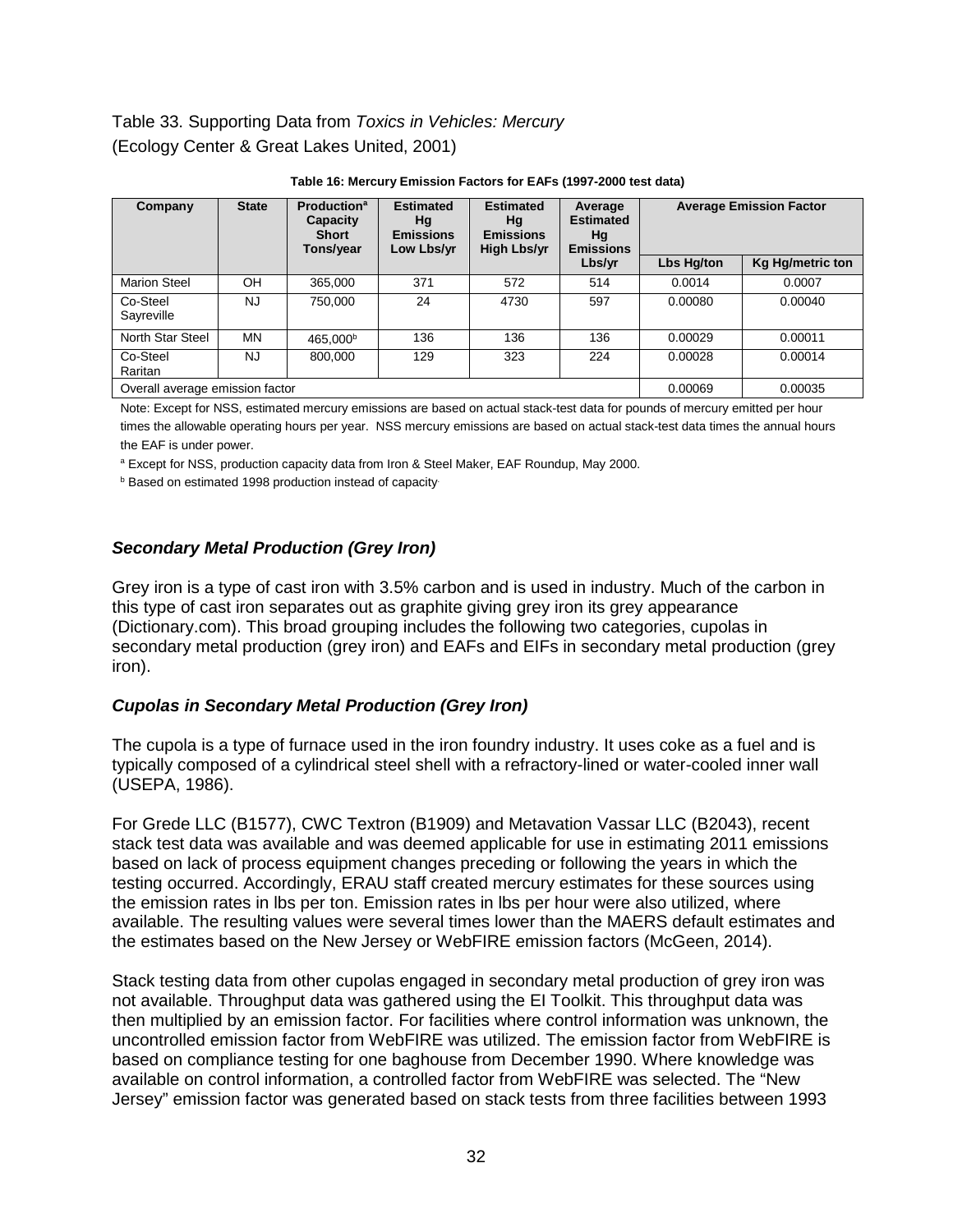Table 33. Supporting Data from *Toxics in Vehicles: Mercury*
(Ecology Center & Great Lakes United, 2001)

**Table 16: Mercury Emission Factors for EAFs (1997-2000 test data)**

| Company | State | Production[a] Capacity Short Tons/year | Estimated Hg Emissions Low Lbs/yr | Estimated Hg Emissions High Lbs/yr | Average Estimated Hg Emissions Lbs/yr | Average Emission Factor | |
|---|---|---|---|---|---|---|---|
| | | | | | | Lbs Hg/ton | Kg Hg/metric ton |
| Marion Steel | OH | 365,000 | 371 | 572 | 514 | 0.0014 | 0.0007 |
| Co-Steel Sayreville | NJ | 750,000 | 24 | 4730 | 597 | 0.00080 | 0.00040 |
| North Star Steel | MN | 465,000[b] | 136 | 136 | 136 | 0.00029 | 0.00011 |
| Co-Steel Raritan | NJ | 800,000 | 129 | 323 | 224 | 0.00028 | 0.00014 |
| Overall average emission factor | | | | | | 0.00069 | 0.00035 |

Note: Except for NSS, estimated mercury emissions are based on actual stack-test data for pounds of mercury emitted per hour times the allowable operating hours per year. NSS mercury emissions are based on actual stack-test data times the annual hours the EAF is under power.

[a] Except for NSS, production capacity data from Iron & Steel Maker, EAF Roundup, May 2000.

[b] Based on estimated 1998 production instead of capacity.

### *Secondary Metal Production (Grey Iron)*

Grey iron is a type of cast iron with 3.5% carbon and is used in industry. Much of the carbon in this type of cast iron separates out as graphite giving grey iron its grey appearance (Dictionary.com). This broad grouping includes the following two categories, cupolas in secondary metal production (grey iron) and EAFs and EIFs in secondary metal production (grey iron).

### *Cupolas in Secondary Metal Production (Grey Iron)*

The cupola is a type of furnace used in the iron foundry industry. It uses coke as a fuel and is typically composed of a cylindrical steel shell with a refractory-lined or water-cooled inner wall (USEPA, 1986).

For Grede LLC (B1577), CWC Textron (B1909) and Metavation Vassar LLC (B2043), recent stack test data was available and was deemed applicable for use in estimating 2011 emissions based on lack of process equipment changes preceding or following the years in which the testing occurred. Accordingly, ERAU staff created mercury estimates for these sources using the emission rates in lbs per ton. Emission rates in lbs per hour were also utilized, where available. The resulting values were several times lower than the MAERS default estimates and the estimates based on the New Jersey or WebFIRE emission factors (McGeen, 2014).

Stack testing data from other cupolas engaged in secondary metal production of grey iron was not available. Throughput data was gathered using the EI Toolkit. This throughput data was then multiplied by an emission factor. For facilities where control information was unknown, the uncontrolled emission factor from WebFIRE was utilized. The emission factor from WebFIRE is based on compliance testing for one baghouse from December 1990. Where knowledge was available on control information, a controlled factor from WebFIRE was selected. The "New Jersey" emission factor was generated based on stack tests from three facilities between 1993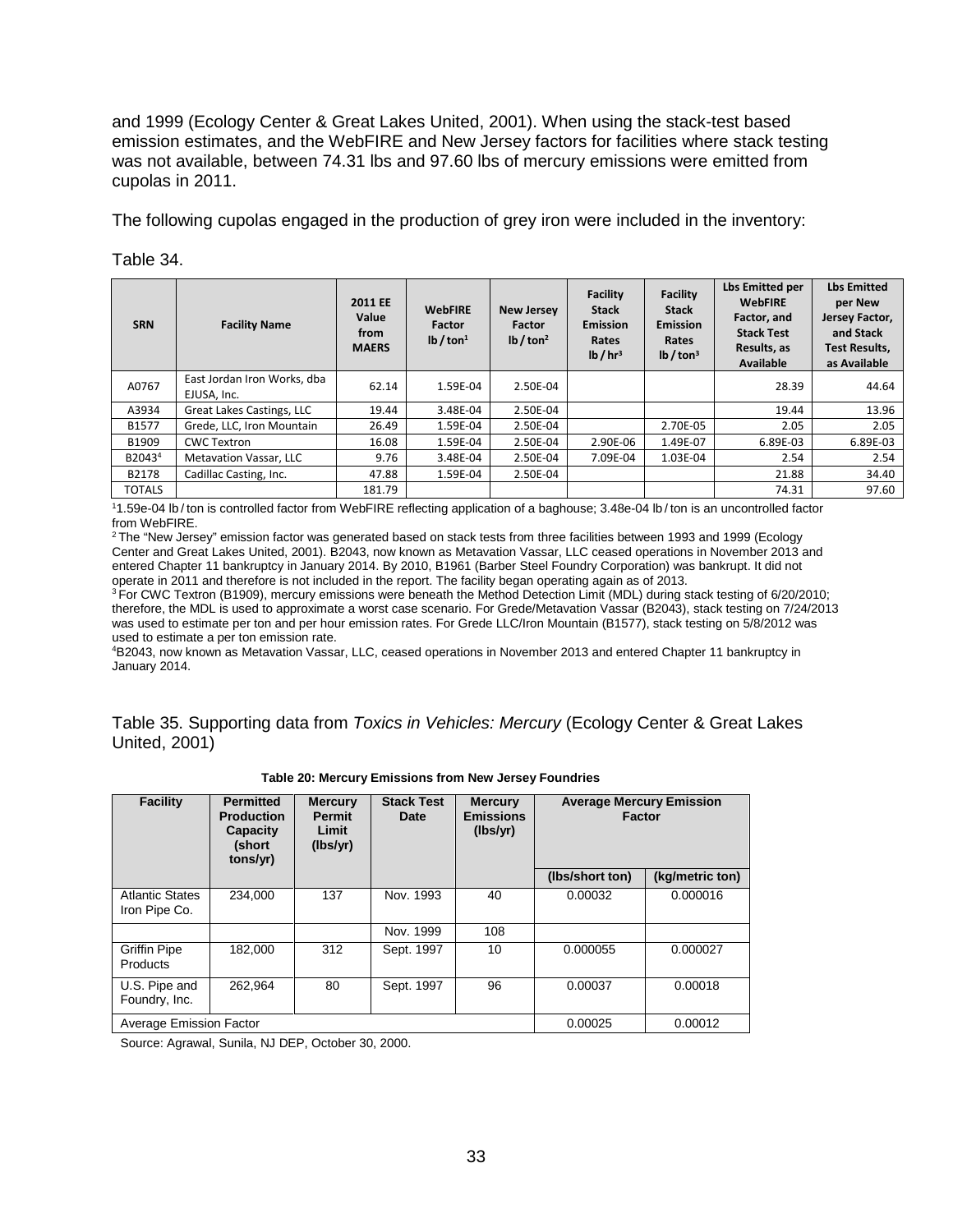and 1999 (Ecology Center & Great Lakes United, 2001). When using the stack-test based emission estimates, and the WebFIRE and New Jersey factors for facilities where stack testing was not available, between 74.31 lbs and 97.60 lbs of mercury emissions were emitted from cupolas in 2011.

The following cupolas engaged in the production of grey iron were included in the inventory:

Table 34.

| SRN | Facility Name | 2011 EE Value from MAERS | WebFIRE Factor lb / ton[1] | New Jersey Factor lb / ton[2] | Facility Stack Emission Rates lb / hr[3] | Facility Stack Emission Rates lb / ton[3] | Lbs Emitted per WebFIRE Factor, and Stack Test Results, as Available | Lbs Emitted per New Jersey Factor, and Stack Test Results, as Available |
|---|---|---|---|---|---|---|---|---|
| A0767 | East Jordan Iron Works, dba EJUSA, Inc. | 62.14 | 1.59E-04 | 2.50E-04 | | | 28.39 | 44.64 |
| A3934 | Great Lakes Castings, LLC | 19.44 | 3.48E-04 | 2.50E-04 | | | 19.44 | 13.96 |
| B1577 | Grede, LLC, Iron Mountain | 26.49 | 1.59E-04 | 2.50E-04 | | 2.70E-05 | 2.05 | 2.05 |
| B1909 | CWC Textron | 16.08 | 1.59E-04 | 2.50E-04 | 2.90E-06 | 1.49E-07 | 6.89E-03 | 6.89E-03 |
| B2043[4] | Metavation Vassar, LLC | 9.76 | 3.48E-04 | 2.50E-04 | 7.09E-04 | 1.03E-04 | 2.54 | 2.54 |
| B2178 | Cadillac Casting, Inc. | 47.88 | 1.59E-04 | 2.50E-04 | | | 21.88 | 34.40 |
| TOTALS | | 181.79 | | | | | 74.31 | 97.60 |

[1]1.59e-04 lb / ton is controlled factor from WebFIRE reflecting application of a baghouse; 3.48e-04 lb / ton is an uncontrolled factor from WebFIRE.
[2] The "New Jersey" emission factor was generated based on stack tests from three facilities between 1993 and 1999 (Ecology Center and Great Lakes United, 2001). B2043, now known as Metavation Vassar, LLC ceased operations in November 2013 and entered Chapter 11 bankruptcy in January 2014. By 2010, B1961 (Barber Steel Foundry Corporation) was bankrupt. It did not operate in 2011 and therefore is not included in the report. The facility began operating again as of 2013.
[3] For CWC Textron (B1909), mercury emissions were beneath the Method Detection Limit (MDL) during stack testing of 6/20/2010; therefore, the MDL is used to approximate a worst case scenario. For Grede/Metavation Vassar (B2043), stack testing on 7/24/2013 was used to estimate per ton and per hour emission rates. For Grede LLC/Iron Mountain (B1577), stack testing on 5/8/2012 was used to estimate a per ton emission rate.
[4]B2043, now known as Metavation Vassar, LLC, ceased operations in November 2013 and entered Chapter 11 bankruptcy in January 2014.

Table 35. Supporting data from *Toxics in Vehicles: Mercury* (Ecology Center & Great Lakes United, 2001)

**Table 20: Mercury Emissions from New Jersey Foundries**

| Facility | Permitted Production Capacity (short tons/yr) | Mercury Permit Limit (lbs/yr) | Stack Test Date | Mercury Emissions (lbs/yr) | Average Mercury Emission Factor | |
|---|---|---|---|---|---|---|
| | | | | | (lbs/short ton) | (kg/metric ton) |
| Atlantic States Iron Pipe Co. | 234,000 | 137 | Nov. 1993 | 40 | 0.00032 | 0.000016 |
| | | | Nov. 1999 | 108 | | |
| Griffin Pipe Products | 182,000 | 312 | Sept. 1997 | 10 | 0.000055 | 0.000027 |
| U.S. Pipe and Foundry, Inc. | 262,964 | 80 | Sept. 1997 | 96 | 0.00037 | 0.00018 |
| Average Emission Factor | | | | | 0.00025 | 0.00012 |

Source: Agrawal, Sunila, NJ DEP, October 30, 2000.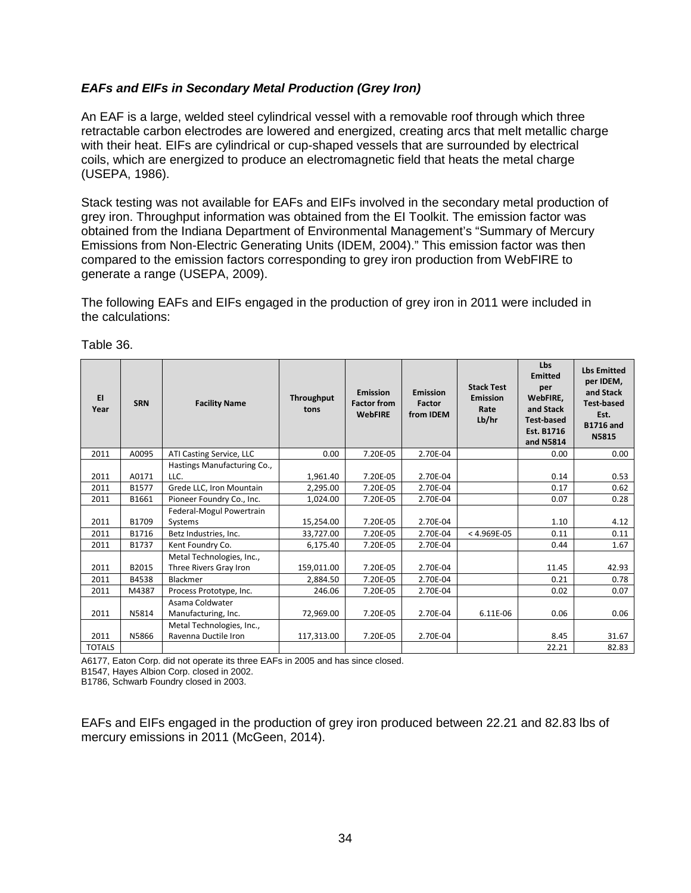### *EAFs and EIFs in Secondary Metal Production (Grey Iron)*

An EAF is a large, welded steel cylindrical vessel with a removable roof through which three retractable carbon electrodes are lowered and energized, creating arcs that melt metallic charge with their heat. EIFs are cylindrical or cup-shaped vessels that are surrounded by electrical coils, which are energized to produce an electromagnetic field that heats the metal charge (USEPA, 1986).

Stack testing was not available for EAFs and EIFs involved in the secondary metal production of grey iron. Throughput information was obtained from the EI Toolkit. The emission factor was obtained from the Indiana Department of Environmental Management's "Summary of Mercury Emissions from Non-Electric Generating Units (IDEM, 2004)." This emission factor was then compared to the emission factors corresponding to grey iron production from WebFIRE to generate a range (USEPA, 2009).

The following EAFs and EIFs engaged in the production of grey iron in 2011 were included in the calculations:

Table 36.

| EI Year | SRN | Facility Name | Throughput tons | Emission Factor from WebFIRE | Emission Factor from IDEM | Stack Test Emission Rate Lb/hr | Lbs Emitted per WebFIRE, and Stack Test-based Est. B1716 and N5814 | Lbs Emitted per IDEM, and Stack Test-based Est. B1716 and N5815 |
|---|---|---|---|---|---|---|---|---|
| 2011 | A0095 | ATI Casting Service, LLC | 0.00 | 7.20E-05 | 2.70E-04 | | 0.00 | 0.00 |
| 2011 | A0171 | Hastings Manufacturing Co., LLC. | 1,961.40 | 7.20E-05 | 2.70E-04 | | 0.14 | 0.53 |
| 2011 | B1577 | Grede LLC, Iron Mountain | 2,295.00 | 7.20E-05 | 2.70E-04 | | 0.17 | 0.62 |
| 2011 | B1661 | Pioneer Foundry Co., Inc. | 1,024.00 | 7.20E-05 | 2.70E-04 | | 0.07 | 0.28 |
| 2011 | B1709 | Federal-Mogul Powertrain Systems | 15,254.00 | 7.20E-05 | 2.70E-04 | | 1.10 | 4.12 |
| 2011 | B1716 | Betz Industries, Inc. | 33,727.00 | 7.20E-05 | 2.70E-04 | < 4.969E-05 | 0.11 | 0.11 |
| 2011 | B1737 | Kent Foundry Co. | 6,175.40 | 7.20E-05 | 2.70E-04 | | 0.44 | 1.67 |
| 2011 | B2015 | Metal Technologies, Inc., Three Rivers Gray Iron | 159,011.00 | 7.20E-05 | 2.70E-04 | | 11.45 | 42.93 |
| 2011 | B4538 | Blackmer | 2,884.50 | 7.20E-05 | 2.70E-04 | | 0.21 | 0.78 |
| 2011 | M4387 | Process Prototype, Inc. | 246.06 | 7.20E-05 | 2.70E-04 | | 0.02 | 0.07 |
| 2011 | N5814 | Asama Coldwater Manufacturing, Inc. | 72,969.00 | 7.20E-05 | 2.70E-04 | 6.11E-06 | 0.06 | 0.06 |
| 2011 | N5866 | Metal Technologies, Inc., Ravenna Ductile Iron | 117,313.00 | 7.20E-05 | 2.70E-04 | | 8.45 | 31.67 |
| TOTALS | | | | | | | 22.21 | 82.83 |

A6177, Eaton Corp. did not operate its three EAFs in 2005 and has since closed.
B1547, Hayes Albion Corp. closed in 2002.
B1786, Schwarb Foundry closed in 2003.

EAFs and EIFs engaged in the production of grey iron produced between 22.21 and 82.83 lbs of mercury emissions in 2011 (McGeen, 2014).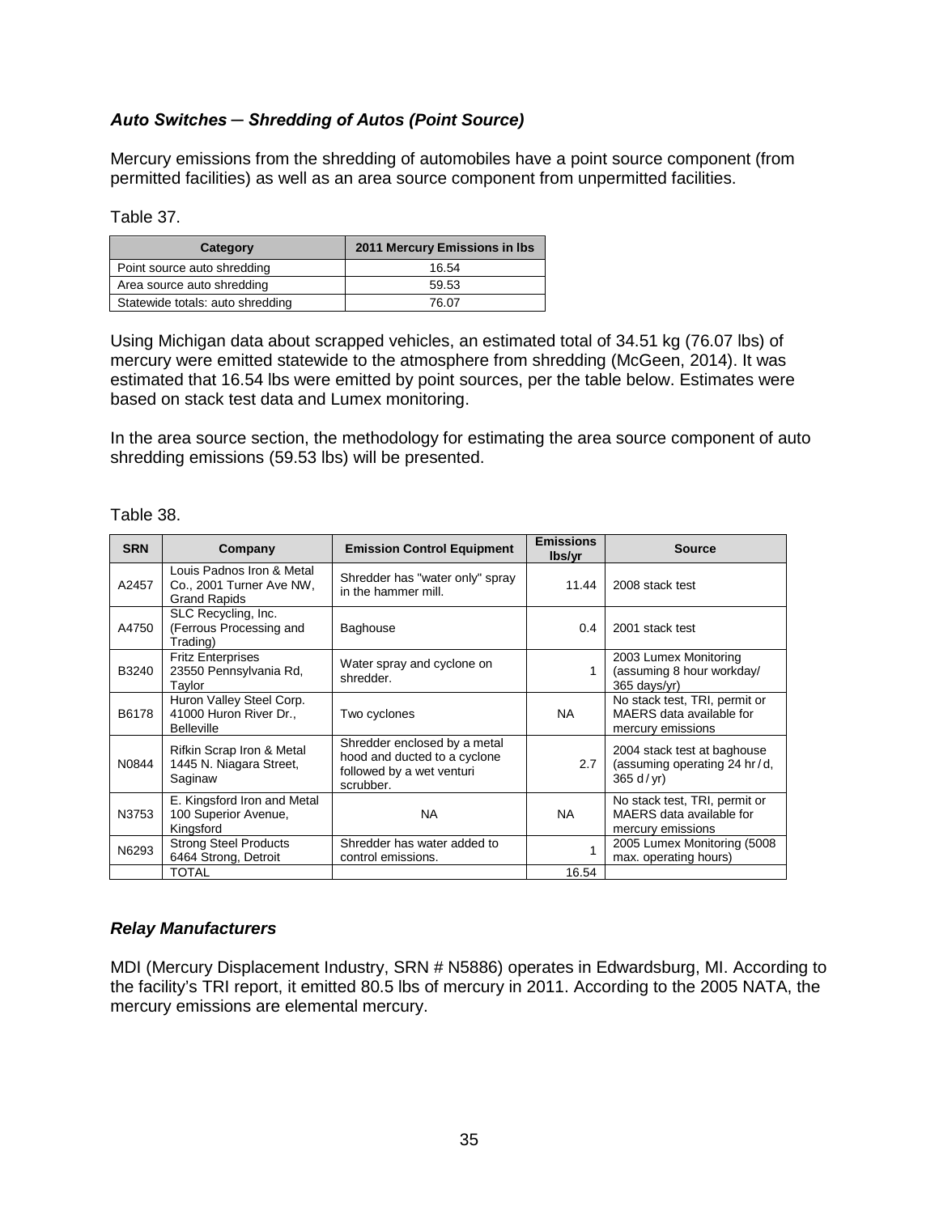### *Auto Switches ─ Shredding of Autos (Point Source)*

Mercury emissions from the shredding of automobiles have a point source component (from permitted facilities) as well as an area source component from unpermitted facilities.

Table 37.

| Category | 2011 Mercury Emissions in lbs |
|---|---|
| Point source auto shredding | 16.54 |
| Area source auto shredding | 59.53 |
| Statewide totals: auto shredding | 76.07 |

Using Michigan data about scrapped vehicles, an estimated total of 34.51 kg (76.07 lbs) of mercury were emitted statewide to the atmosphere from shredding (McGeen, 2014). It was estimated that 16.54 lbs were emitted by point sources, per the table below. Estimates were based on stack test data and Lumex monitoring.

In the area source section, the methodology for estimating the area source component of auto shredding emissions (59.53 lbs) will be presented.

Table 38.

| SRN | Company | Emission Control Equipment | Emissions lbs/yr | Source |
|---|---|---|---|---|
| A2457 | Louis Padnos Iron & Metal Co., 2001 Turner Ave NW, Grand Rapids | Shredder has "water only" spray in the hammer mill. | 11.44 | 2008 stack test |
| A4750 | SLC Recycling, Inc. (Ferrous Processing and Trading) | Baghouse | 0.4 | 2001 stack test |
| B3240 | Fritz Enterprises 23550 Pennsylvania Rd, Taylor | Water spray and cyclone on shredder. | 1 | 2003 Lumex Monitoring (assuming 8 hour workday/ 365 days/yr) |
| B6178 | Huron Valley Steel Corp. 41000 Huron River Dr., Belleville | Two cyclones | NA | No stack test, TRI, permit or MAERS data available for mercury emissions |
| N0844 | Rifkin Scrap Iron & Metal 1445 N. Niagara Street, Saginaw | Shredder enclosed by a metal hood and ducted to a cyclone followed by a wet venturi scrubber. | 2.7 | 2004 stack test at baghouse (assuming operating 24 hr / d, 365 d / yr) |
| N3753 | E. Kingsford Iron and Metal 100 Superior Avenue, Kingsford | NA | NA | No stack test, TRI, permit or MAERS data available for mercury emissions |
| N6293 | Strong Steel Products 6464 Strong, Detroit | Shredder has water added to control emissions. | 1 | 2005 Lumex Monitoring (5008 max. operating hours) |
| | TOTAL | | 16.54 | |

### *Relay Manufacturers*

MDI (Mercury Displacement Industry, SRN # N5886) operates in Edwardsburg, MI. According to the facility's TRI report, it emitted 80.5 lbs of mercury in 2011. According to the 2005 NATA, the mercury emissions are elemental mercury.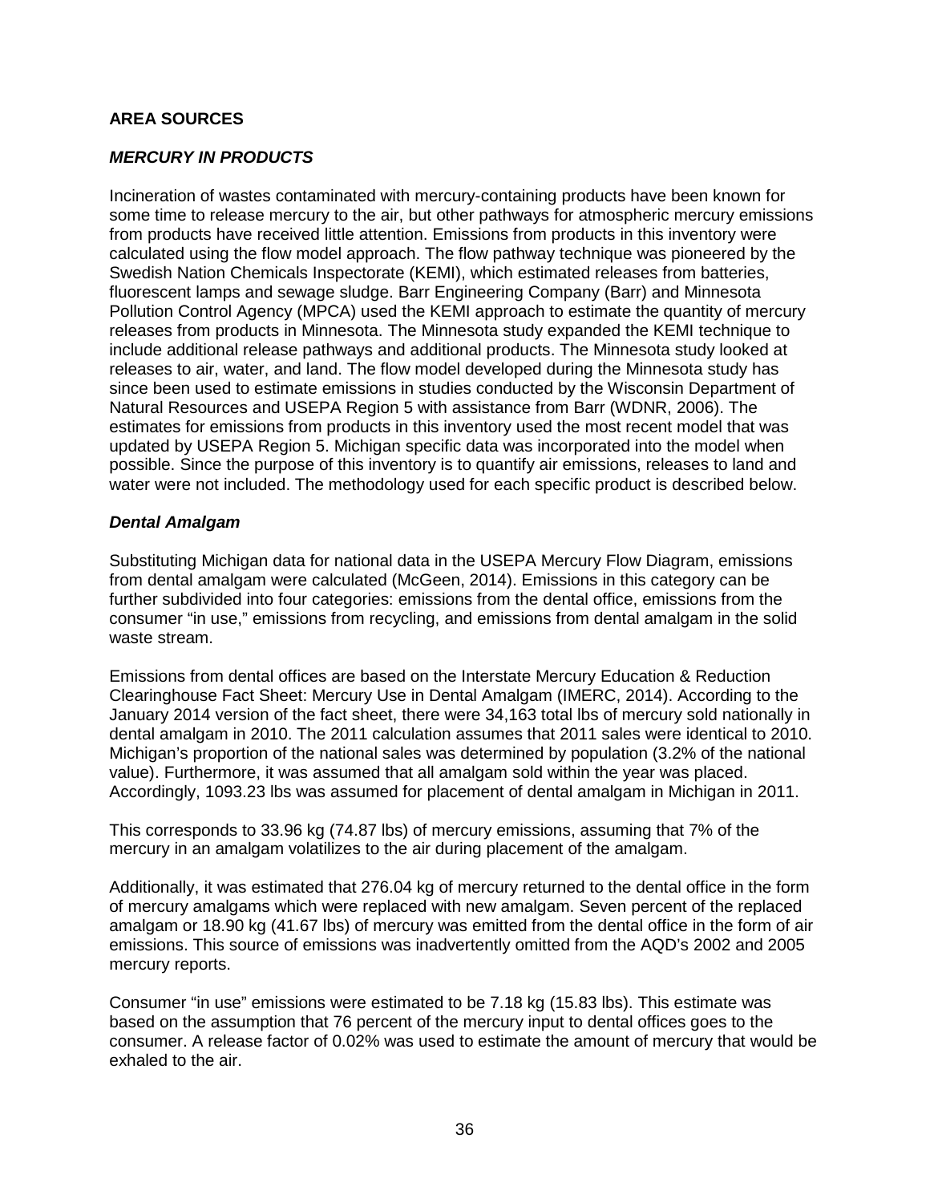## AREA SOURCES

### *MERCURY IN PRODUCTS*

Incineration of wastes contaminated with mercury-containing products have been known for some time to release mercury to the air, but other pathways for atmospheric mercury emissions from products have received little attention. Emissions from products in this inventory were calculated using the flow model approach. The flow pathway technique was pioneered by the Swedish Nation Chemicals Inspectorate (KEMI), which estimated releases from batteries, fluorescent lamps and sewage sludge. Barr Engineering Company (Barr) and Minnesota Pollution Control Agency (MPCA) used the KEMI approach to estimate the quantity of mercury releases from products in Minnesota. The Minnesota study expanded the KEMI technique to include additional release pathways and additional products. The Minnesota study looked at releases to air, water, and land. The flow model developed during the Minnesota study has since been used to estimate emissions in studies conducted by the Wisconsin Department of Natural Resources and USEPA Region 5 with assistance from Barr (WDNR, 2006). The estimates for emissions from products in this inventory used the most recent model that was updated by USEPA Region 5. Michigan specific data was incorporated into the model when possible. Since the purpose of this inventory is to quantify air emissions, releases to land and water were not included. The methodology used for each specific product is described below.

### *Dental Amalgam*

Substituting Michigan data for national data in the USEPA Mercury Flow Diagram, emissions from dental amalgam were calculated (McGeen, 2014). Emissions in this category can be further subdivided into four categories: emissions from the dental office, emissions from the consumer "in use," emissions from recycling, and emissions from dental amalgam in the solid waste stream.

Emissions from dental offices are based on the Interstate Mercury Education & Reduction Clearinghouse Fact Sheet: Mercury Use in Dental Amalgam (IMERC, 2014). According to the January 2014 version of the fact sheet, there were 34,163 total lbs of mercury sold nationally in dental amalgam in 2010. The 2011 calculation assumes that 2011 sales were identical to 2010. Michigan's proportion of the national sales was determined by population (3.2% of the national value). Furthermore, it was assumed that all amalgam sold within the year was placed. Accordingly, 1093.23 lbs was assumed for placement of dental amalgam in Michigan in 2011.

This corresponds to 33.96 kg (74.87 lbs) of mercury emissions, assuming that 7% of the mercury in an amalgam volatilizes to the air during placement of the amalgam.

Additionally, it was estimated that 276.04 kg of mercury returned to the dental office in the form of mercury amalgams which were replaced with new amalgam. Seven percent of the replaced amalgam or 18.90 kg (41.67 lbs) of mercury was emitted from the dental office in the form of air emissions. This source of emissions was inadvertently omitted from the AQD's 2002 and 2005 mercury reports.

Consumer "in use" emissions were estimated to be 7.18 kg (15.83 lbs). This estimate was based on the assumption that 76 percent of the mercury input to dental offices goes to the consumer. A release factor of 0.02% was used to estimate the amount of mercury that would be exhaled to the air.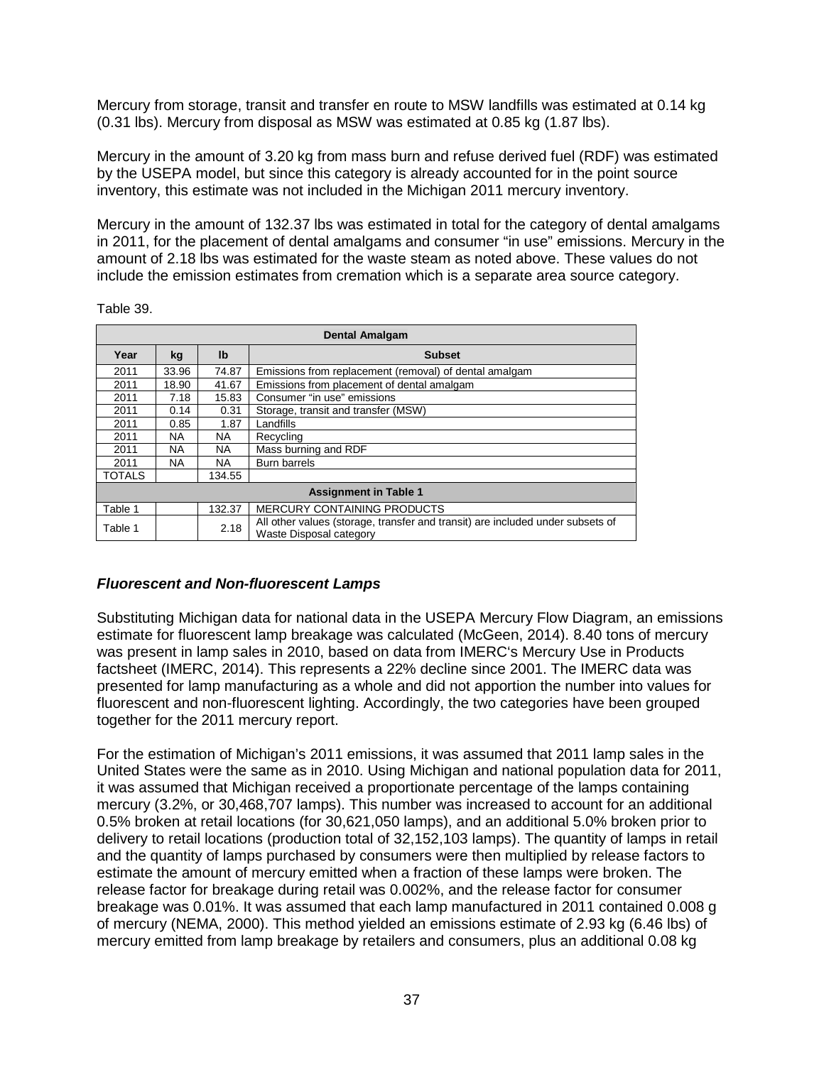Mercury from storage, transit and transfer en route to MSW landfills was estimated at 0.14 kg (0.31 lbs). Mercury from disposal as MSW was estimated at 0.85 kg (1.87 lbs).

Mercury in the amount of 3.20 kg from mass burn and refuse derived fuel (RDF) was estimated by the USEPA model, but since this category is already accounted for in the point source inventory, this estimate was not included in the Michigan 2011 mercury inventory.

Mercury in the amount of 132.37 lbs was estimated in total for the category of dental amalgams in 2011, for the placement of dental amalgams and consumer "in use" emissions. Mercury in the amount of 2.18 lbs was estimated for the waste steam as noted above. These values do not include the emission estimates from cremation which is a separate area source category.

Table 39.

| Dental Amalgam | | | |
|---|---|---|---|
| **Year** | **kg** | **lb** | **Subset** |
| 2011 | 33.96 | 74.87 | Emissions from replacement (removal) of dental amalgam |
| 2011 | 18.90 | 41.67 | Emissions from placement of dental amalgam |
| 2011 | 7.18 | 15.83 | Consumer "in use" emissions |
| 2011 | 0.14 | 0.31 | Storage, transit and transfer (MSW) |
| 2011 | 0.85 | 1.87 | Landfills |
| 2011 | NA | NA | Recycling |
| 2011 | NA | NA | Mass burning and RDF |
| 2011 | NA | NA | Burn barrels |
| TOTALS | | 134.55 | |
| **Assignment in Table 1** | | | |
| Table 1 | | 132.37 | MERCURY CONTAINING PRODUCTS |
| Table 1 | | 2.18 | All other values (storage, transfer and transit) are included under subsets of Waste Disposal category |

### *Fluorescent and Non-fluorescent Lamps*

Substituting Michigan data for national data in the USEPA Mercury Flow Diagram, an emissions estimate for fluorescent lamp breakage was calculated (McGeen, 2014). 8.40 tons of mercury was present in lamp sales in 2010, based on data from IMERC's Mercury Use in Products factsheet (IMERC, 2014). This represents a 22% decline since 2001. The IMERC data was presented for lamp manufacturing as a whole and did not apportion the number into values for fluorescent and non-fluorescent lighting. Accordingly, the two categories have been grouped together for the 2011 mercury report.

For the estimation of Michigan's 2011 emissions, it was assumed that 2011 lamp sales in the United States were the same as in 2010. Using Michigan and national population data for 2011, it was assumed that Michigan received a proportionate percentage of the lamps containing mercury (3.2%, or 30,468,707 lamps). This number was increased to account for an additional 0.5% broken at retail locations (for 30,621,050 lamps), and an additional 5.0% broken prior to delivery to retail locations (production total of 32,152,103 lamps). The quantity of lamps in retail and the quantity of lamps purchased by consumers were then multiplied by release factors to estimate the amount of mercury emitted when a fraction of these lamps were broken. The release factor for breakage during retail was 0.002%, and the release factor for consumer breakage was 0.01%. It was assumed that each lamp manufactured in 2011 contained 0.008 g of mercury (NEMA, 2000). This method yielded an emissions estimate of 2.93 kg (6.46 lbs) of mercury emitted from lamp breakage by retailers and consumers, plus an additional 0.08 kg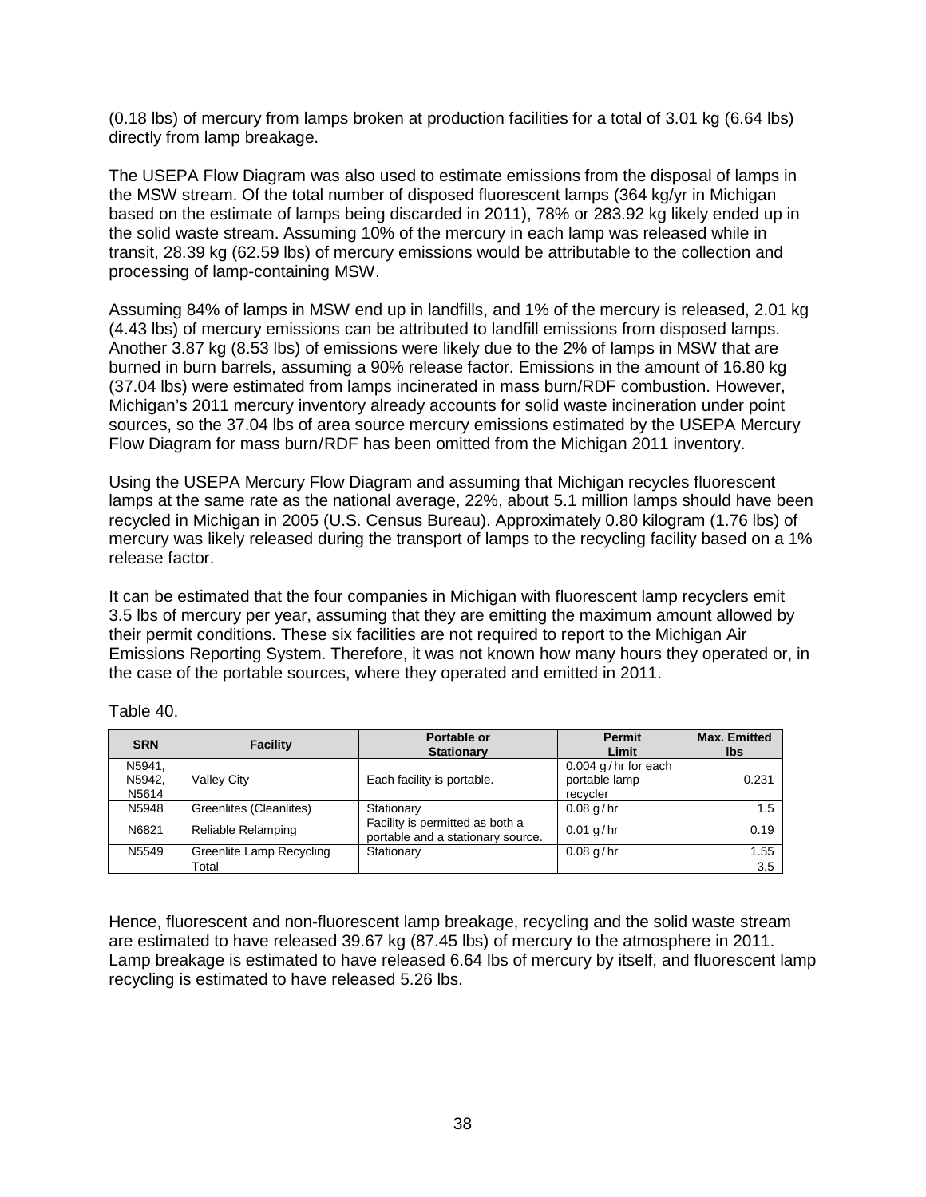(0.18 lbs) of mercury from lamps broken at production facilities for a total of 3.01 kg (6.64 lbs) directly from lamp breakage.

The USEPA Flow Diagram was also used to estimate emissions from the disposal of lamps in the MSW stream. Of the total number of disposed fluorescent lamps (364 kg/yr in Michigan based on the estimate of lamps being discarded in 2011), 78% or 283.92 kg likely ended up in the solid waste stream. Assuming 10% of the mercury in each lamp was released while in transit, 28.39 kg (62.59 lbs) of mercury emissions would be attributable to the collection and processing of lamp-containing MSW.

Assuming 84% of lamps in MSW end up in landfills, and 1% of the mercury is released, 2.01 kg (4.43 lbs) of mercury emissions can be attributed to landfill emissions from disposed lamps. Another 3.87 kg (8.53 lbs) of emissions were likely due to the 2% of lamps in MSW that are burned in burn barrels, assuming a 90% release factor. Emissions in the amount of 16.80 kg (37.04 lbs) were estimated from lamps incinerated in mass burn/RDF combustion. However, Michigan's 2011 mercury inventory already accounts for solid waste incineration under point sources, so the 37.04 lbs of area source mercury emissions estimated by the USEPA Mercury Flow Diagram for mass burn/RDF has been omitted from the Michigan 2011 inventory.

Using the USEPA Mercury Flow Diagram and assuming that Michigan recycles fluorescent lamps at the same rate as the national average, 22%, about 5.1 million lamps should have been recycled in Michigan in 2005 (U.S. Census Bureau). Approximately 0.80 kilogram (1.76 lbs) of mercury was likely released during the transport of lamps to the recycling facility based on a 1% release factor.

It can be estimated that the four companies in Michigan with fluorescent lamp recyclers emit 3.5 lbs of mercury per year, assuming that they are emitting the maximum amount allowed by their permit conditions. These six facilities are not required to report to the Michigan Air Emissions Reporting System. Therefore, it was not known how many hours they operated or, in the case of the portable sources, where they operated and emitted in 2011.

Table 40.

| SRN | Facility | Portable or Stationary | Permit Limit | Max. Emitted lbs |
|---|---|---|---|---|
| N5941, N5942, N5614 | Valley City | Each facility is portable. | 0.004 g / hr for each portable lamp recycler | 0.231 |
| N5948 | Greenlites (Cleanlites) | Stationary | 0.08 g / hr | 1.5 |
| N6821 | Reliable Relamping | Facility is permitted as both a portable and a stationary source. | 0.01 g / hr | 0.19 |
| N5549 | Greenlite Lamp Recycling | Stationary | 0.08 g / hr | 1.55 |
| | Total | | | 3.5 |

Hence, fluorescent and non-fluorescent lamp breakage, recycling and the solid waste stream are estimated to have released 39.67 kg (87.45 lbs) of mercury to the atmosphere in 2011. Lamp breakage is estimated to have released 6.64 lbs of mercury by itself, and fluorescent lamp recycling is estimated to have released 5.26 lbs.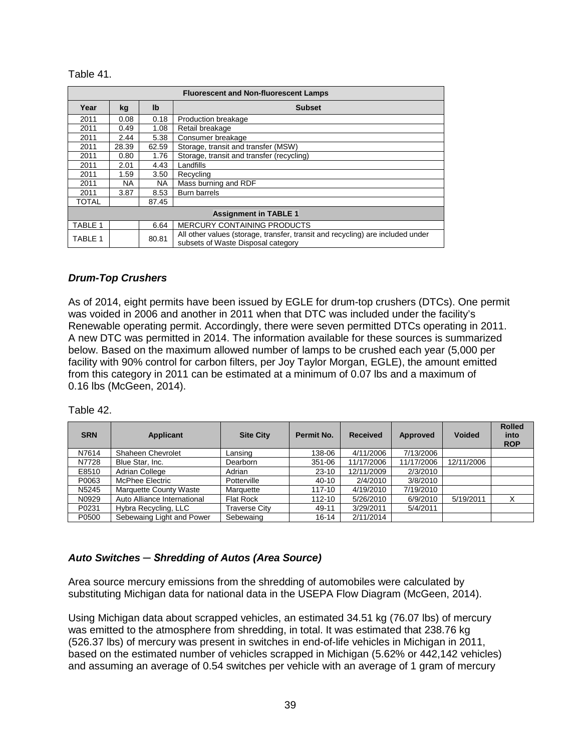Table 41.

| Fluorescent and Non-fluorescent Lamps | | | |
|---|---|---|---|
| **Year** | **kg** | **lb** | **Subset** |
| 2011 | 0.08 | 0.18 | Production breakage |
| 2011 | 0.49 | 1.08 | Retail breakage |
| 2011 | 2.44 | 5.38 | Consumer breakage |
| 2011 | 28.39 | 62.59 | Storage, transit and transfer (MSW) |
| 2011 | 0.80 | 1.76 | Storage, transit and transfer (recycling) |
| 2011 | 2.01 | 4.43 | Landfills |
| 2011 | 1.59 | 3.50 | Recycling |
| 2011 | NA | NA | Mass burning and RDF |
| 2011 | 3.87 | 8.53 | Burn barrels |
| TOTAL | | 87.45 | |
| **Assignment in TABLE 1** | | | |
| TABLE 1 | | 6.64 | MERCURY CONTAINING PRODUCTS |
| TABLE 1 | | 80.81 | All other values (storage, transfer, transit and recycling) are included under subsets of Waste Disposal category |

### *Drum-Top Crushers*

As of 2014, eight permits have been issued by EGLE for drum-top crushers (DTCs). One permit was voided in 2006 and another in 2011 when that DTC was included under the facility's Renewable operating permit. Accordingly, there were seven permitted DTCs operating in 2011. A new DTC was permitted in 2014. The information available for these sources is summarized below. Based on the maximum allowed number of lamps to be crushed each year (5,000 per facility with 90% control for carbon filters, per Joy Taylor Morgan, EGLE), the amount emitted from this category in 2011 can be estimated at a minimum of 0.07 lbs and a maximum of 0.16 lbs (McGeen, 2014).

Table 42.

| SRN | Applicant | Site City | Permit No. | Received | Approved | Voided | Rolled into ROP |
|---|---|---|---|---|---|---|---|
| N7614 | Shaheen Chevrolet | Lansing | 138-06 | 4/11/2006 | 7/13/2006 | | |
| N7728 | Blue Star, Inc. | Dearborn | 351-06 | 11/17/2006 | 11/17/2006 | 12/11/2006 | |
| E8510 | Adrian College | Adrian | 23-10 | 12/11/2009 | 2/3/2010 | | |
| P0063 | McPhee Electric | Potterville | 40-10 | 2/4/2010 | 3/8/2010 | | |
| N5245 | Marquette County Waste | Marquette | 117-10 | 4/19/2010 | 7/19/2010 | | |
| N0929 | Auto Alliance International | Flat Rock | 112-10 | 5/26/2010 | 6/9/2010 | 5/19/2011 | X |
| P0231 | Hybra Recycling, LLC | Traverse City | 49-11 | 3/29/2011 | 5/4/2011 | | |
| P0500 | Sebewaing Light and Power | Sebewaing | 16-14 | 2/11/2014 | | | |

### *Auto Switches – Shredding of Autos (Area Source)*

Area source mercury emissions from the shredding of automobiles were calculated by substituting Michigan data for national data in the USEPA Flow Diagram (McGeen, 2014).

Using Michigan data about scrapped vehicles, an estimated 34.51 kg (76.07 lbs) of mercury was emitted to the atmosphere from shredding, in total. It was estimated that 238.76 kg (526.37 lbs) of mercury was present in switches in end-of-life vehicles in Michigan in 2011, based on the estimated number of vehicles scrapped in Michigan (5.62% or 442,142 vehicles) and assuming an average of 0.54 switches per vehicle with an average of 1 gram of mercury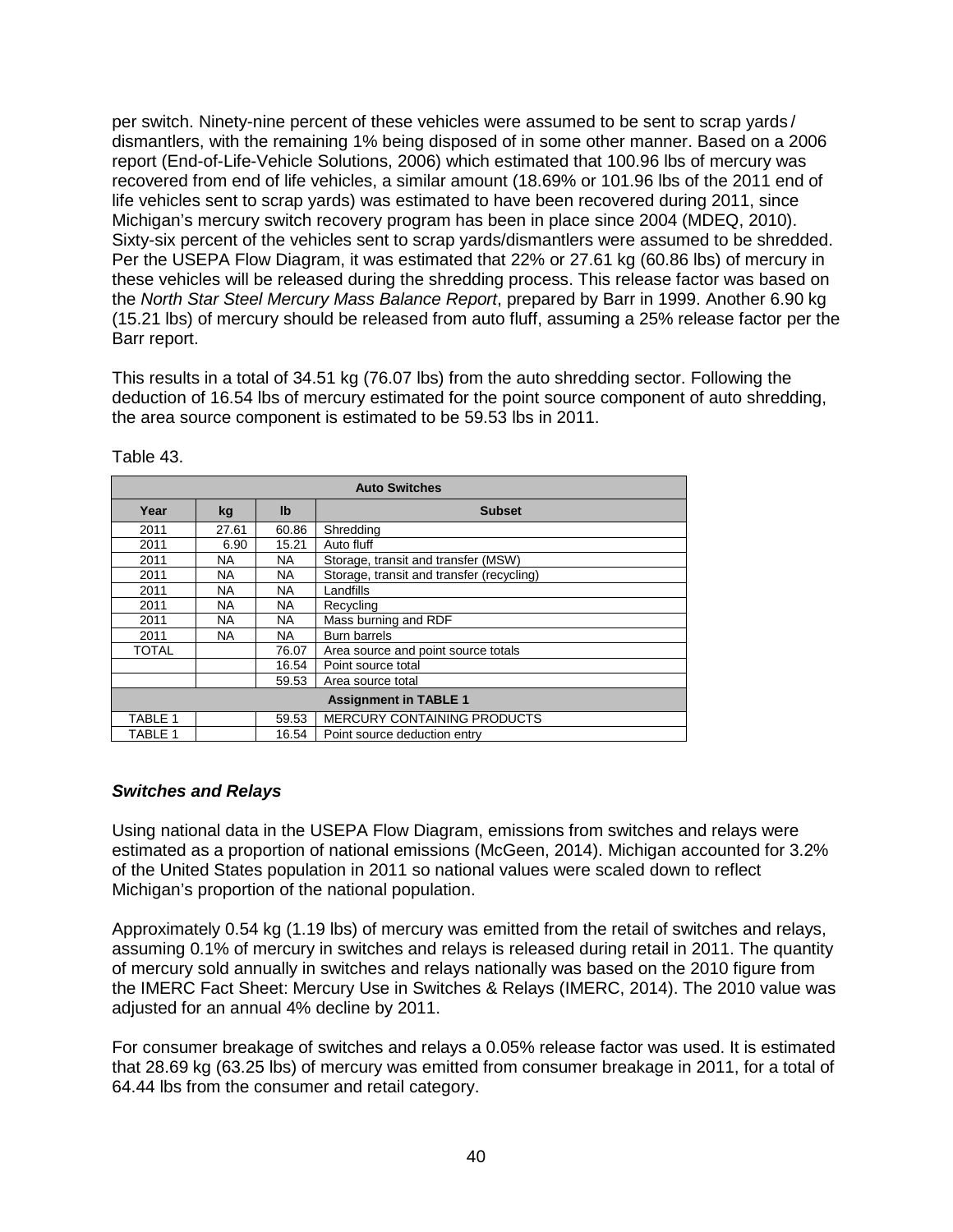per switch. Ninety-nine percent of these vehicles were assumed to be sent to scrap yards / dismantlers, with the remaining 1% being disposed of in some other manner. Based on a 2006 report (End-of-Life-Vehicle Solutions, 2006) which estimated that 100.96 lbs of mercury was recovered from end of life vehicles, a similar amount (18.69% or 101.96 lbs of the 2011 end of life vehicles sent to scrap yards) was estimated to have been recovered during 2011, since Michigan's mercury switch recovery program has been in place since 2004 (MDEQ, 2010). Sixty-six percent of the vehicles sent to scrap yards/dismantlers were assumed to be shredded. Per the USEPA Flow Diagram, it was estimated that 22% or 27.61 kg (60.86 lbs) of mercury in these vehicles will be released during the shredding process. This release factor was based on the *North Star Steel Mercury Mass Balance Report*, prepared by Barr in 1999. Another 6.90 kg (15.21 lbs) of mercury should be released from auto fluff, assuming a 25% release factor per the Barr report.

This results in a total of 34.51 kg (76.07 lbs) from the auto shredding sector. Following the deduction of 16.54 lbs of mercury estimated for the point source component of auto shredding, the area source component is estimated to be 59.53 lbs in 2011.

Table 43.

| Auto Switches | | | |
|---|---|---|---|
| **Year** | **kg** | **lb** | **Subset** |
| 2011 | 27.61 | 60.86 | Shredding |
| 2011 | 6.90 | 15.21 | Auto fluff |
| 2011 | NA | NA | Storage, transit and transfer (MSW) |
| 2011 | NA | NA | Storage, transit and transfer (recycling) |
| 2011 | NA | NA | Landfills |
| 2011 | NA | NA | Recycling |
| 2011 | NA | NA | Mass burning and RDF |
| 2011 | NA | NA | Burn barrels |
| TOTAL | | 76.07 | Area source and point source totals |
| | | 16.54 | Point source total |
| | | 59.53 | Area source total |
| **Assignment in TABLE 1** | | | |
| TABLE 1 | | 59.53 | MERCURY CONTAINING PRODUCTS |
| TABLE 1 | | 16.54 | Point source deduction entry |

### *Switches and Relays*

Using national data in the USEPA Flow Diagram, emissions from switches and relays were estimated as a proportion of national emissions (McGeen, 2014). Michigan accounted for 3.2% of the United States population in 2011 so national values were scaled down to reflect Michigan's proportion of the national population.

Approximately 0.54 kg (1.19 lbs) of mercury was emitted from the retail of switches and relays, assuming 0.1% of mercury in switches and relays is released during retail in 2011. The quantity of mercury sold annually in switches and relays nationally was based on the 2010 figure from the IMERC Fact Sheet: Mercury Use in Switches & Relays (IMERC, 2014). The 2010 value was adjusted for an annual 4% decline by 2011.

For consumer breakage of switches and relays a 0.05% release factor was used. It is estimated that 28.69 kg (63.25 lbs) of mercury was emitted from consumer breakage in 2011, for a total of 64.44 lbs from the consumer and retail category.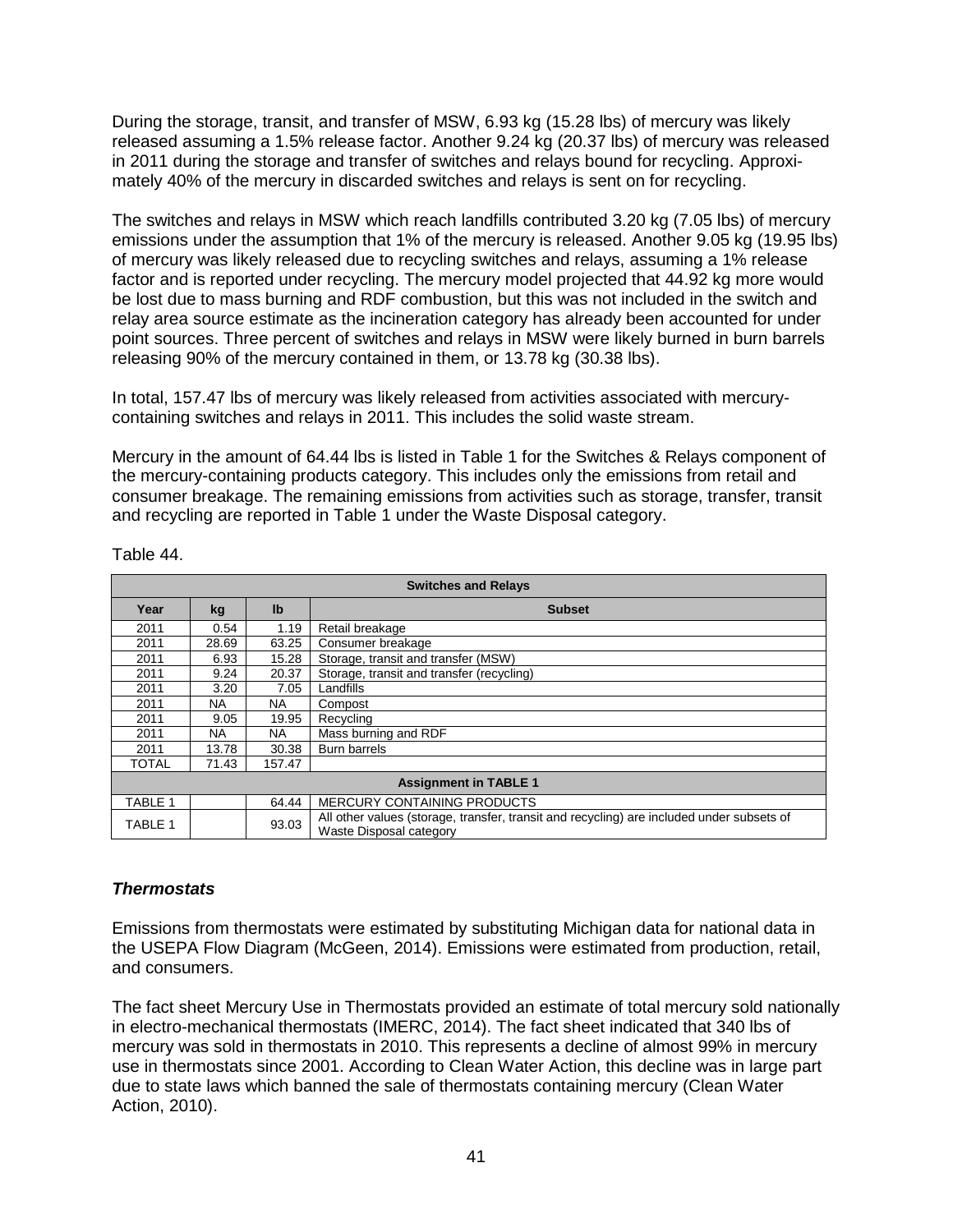During the storage, transit, and transfer of MSW, 6.93 kg (15.28 lbs) of mercury was likely released assuming a 1.5% release factor. Another 9.24 kg (20.37 lbs) of mercury was released in 2011 during the storage and transfer of switches and relays bound for recycling. Approximately 40% of the mercury in discarded switches and relays is sent on for recycling.

The switches and relays in MSW which reach landfills contributed 3.20 kg (7.05 lbs) of mercury emissions under the assumption that 1% of the mercury is released. Another 9.05 kg (19.95 lbs) of mercury was likely released due to recycling switches and relays, assuming a 1% release factor and is reported under recycling. The mercury model projected that 44.92 kg more would be lost due to mass burning and RDF combustion, but this was not included in the switch and relay area source estimate as the incineration category has already been accounted for under point sources. Three percent of switches and relays in MSW were likely burned in burn barrels releasing 90% of the mercury contained in them, or 13.78 kg (30.38 lbs).

In total, 157.47 lbs of mercury was likely released from activities associated with mercury-containing switches and relays in 2011. This includes the solid waste stream.

Mercury in the amount of 64.44 lbs is listed in Table 1 for the Switches & Relays component of the mercury-containing products category. This includes only the emissions from retail and consumer breakage. The remaining emissions from activities such as storage, transfer, transit and recycling are reported in Table 1 under the Waste Disposal category.

Table 44.

| Switches and Relays | | | |
|---|---|---|---|
| **Year** | **kg** | **lb** | **Subset** |
| 2011 | 0.54 | 1.19 | Retail breakage |
| 2011 | 28.69 | 63.25 | Consumer breakage |
| 2011 | 6.93 | 15.28 | Storage, transit and transfer (MSW) |
| 2011 | 9.24 | 20.37 | Storage, transit and transfer (recycling) |
| 2011 | 3.20 | 7.05 | Landfills |
| 2011 | NA | NA | Compost |
| 2011 | 9.05 | 19.95 | Recycling |
| 2011 | NA | NA | Mass burning and RDF |
| 2011 | 13.78 | 30.38 | Burn barrels |
| TOTAL | 71.43 | 157.47 | |
| **Assignment in TABLE 1** | | | |
| TABLE 1 | | 64.44 | MERCURY CONTAINING PRODUCTS |
| TABLE 1 | | 93.03 | All other values (storage, transfer, transit and recycling) are included under subsets of Waste Disposal category |

### *Thermostats*

Emissions from thermostats were estimated by substituting Michigan data for national data in the USEPA Flow Diagram (McGeen, 2014). Emissions were estimated from production, retail, and consumers.

The fact sheet Mercury Use in Thermostats provided an estimate of total mercury sold nationally in electro-mechanical thermostats (IMERC, 2014). The fact sheet indicated that 340 lbs of mercury was sold in thermostats in 2010. This represents a decline of almost 99% in mercury use in thermostats since 2001. According to Clean Water Action, this decline was in large part due to state laws which banned the sale of thermostats containing mercury (Clean Water Action, 2010).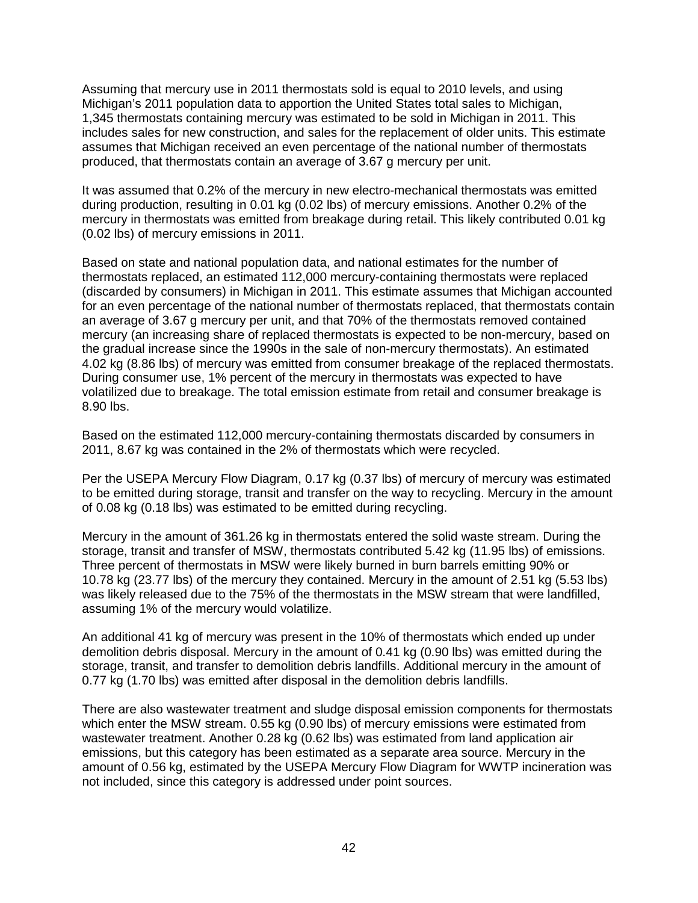Assuming that mercury use in 2011 thermostats sold is equal to 2010 levels, and using Michigan's 2011 population data to apportion the United States total sales to Michigan, 1,345 thermostats containing mercury was estimated to be sold in Michigan in 2011. This includes sales for new construction, and sales for the replacement of older units. This estimate assumes that Michigan received an even percentage of the national number of thermostats produced, that thermostats contain an average of 3.67 g mercury per unit.

It was assumed that 0.2% of the mercury in new electro-mechanical thermostats was emitted during production, resulting in 0.01 kg (0.02 lbs) of mercury emissions. Another 0.2% of the mercury in thermostats was emitted from breakage during retail. This likely contributed 0.01 kg (0.02 lbs) of mercury emissions in 2011.

Based on state and national population data, and national estimates for the number of thermostats replaced, an estimated 112,000 mercury-containing thermostats were replaced (discarded by consumers) in Michigan in 2011. This estimate assumes that Michigan accounted for an even percentage of the national number of thermostats replaced, that thermostats contain an average of 3.67 g mercury per unit, and that 70% of the thermostats removed contained mercury (an increasing share of replaced thermostats is expected to be non-mercury, based on the gradual increase since the 1990s in the sale of non-mercury thermostats). An estimated 4.02 kg (8.86 lbs) of mercury was emitted from consumer breakage of the replaced thermostats. During consumer use, 1% percent of the mercury in thermostats was expected to have volatilized due to breakage. The total emission estimate from retail and consumer breakage is 8.90 lbs.

Based on the estimated 112,000 mercury-containing thermostats discarded by consumers in 2011, 8.67 kg was contained in the 2% of thermostats which were recycled.

Per the USEPA Mercury Flow Diagram, 0.17 kg (0.37 lbs) of mercury of mercury was estimated to be emitted during storage, transit and transfer on the way to recycling. Mercury in the amount of 0.08 kg (0.18 lbs) was estimated to be emitted during recycling.

Mercury in the amount of 361.26 kg in thermostats entered the solid waste stream. During the storage, transit and transfer of MSW, thermostats contributed 5.42 kg (11.95 lbs) of emissions. Three percent of thermostats in MSW were likely burned in burn barrels emitting 90% or 10.78 kg (23.77 lbs) of the mercury they contained. Mercury in the amount of 2.51 kg (5.53 lbs) was likely released due to the 75% of the thermostats in the MSW stream that were landfilled, assuming 1% of the mercury would volatilize.

An additional 41 kg of mercury was present in the 10% of thermostats which ended up under demolition debris disposal. Mercury in the amount of 0.41 kg (0.90 lbs) was emitted during the storage, transit, and transfer to demolition debris landfills. Additional mercury in the amount of 0.77 kg (1.70 lbs) was emitted after disposal in the demolition debris landfills.

There are also wastewater treatment and sludge disposal emission components for thermostats which enter the MSW stream. 0.55 kg (0.90 lbs) of mercury emissions were estimated from wastewater treatment. Another 0.28 kg (0.62 lbs) was estimated from land application air emissions, but this category has been estimated as a separate area source. Mercury in the amount of 0.56 kg, estimated by the USEPA Mercury Flow Diagram for WWTP incineration was not included, since this category is addressed under point sources.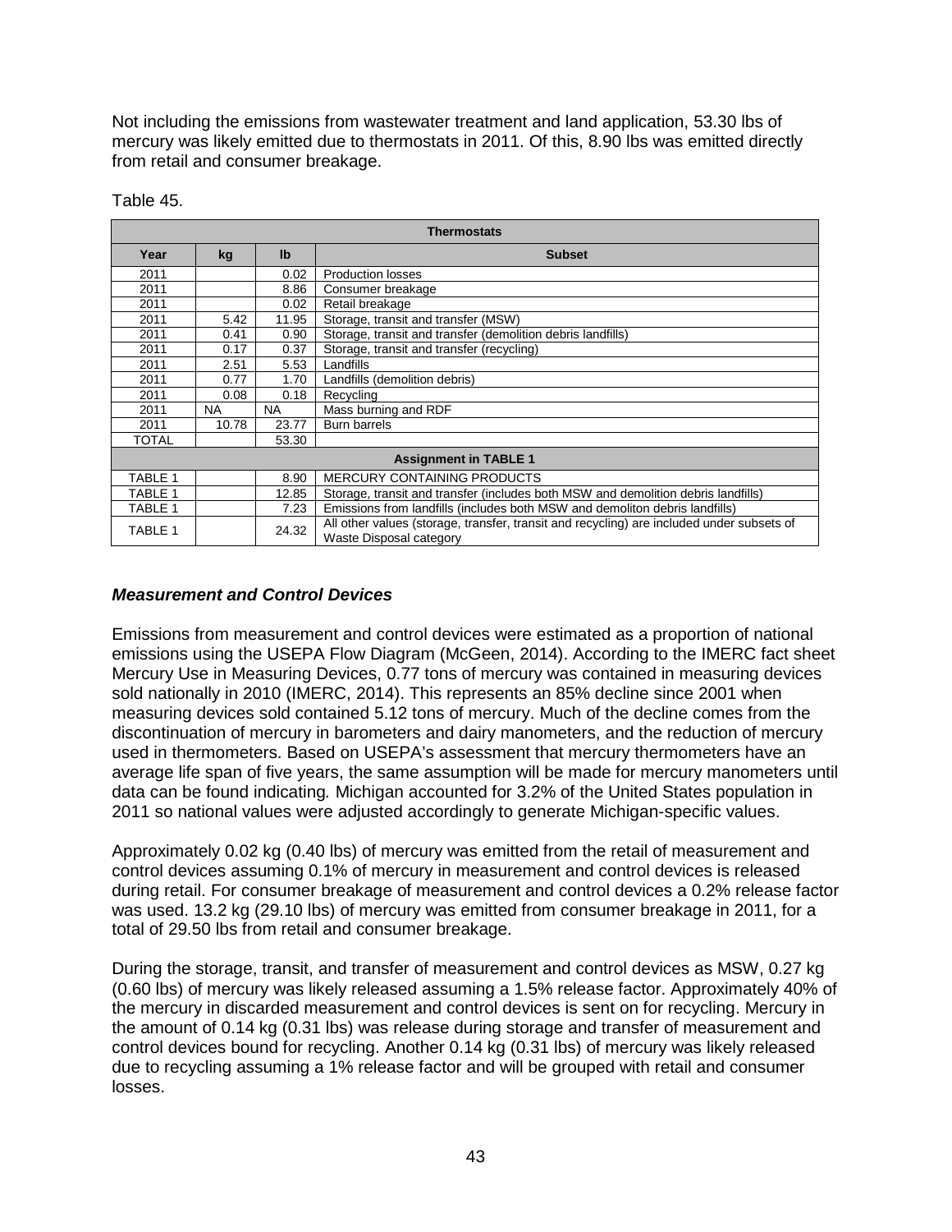Not including the emissions from wastewater treatment and land application, 53.30 lbs of mercury was likely emitted due to thermostats in 2011. Of this, 8.90 lbs was emitted directly from retail and consumer breakage.

Table 45.

| Thermostats | | | |
|---|---|---|---|
| **Year** | **kg** | **lb** | **Subset** |
| 2011 | | 0.02 | Production losses |
| 2011 | | 8.86 | Consumer breakage |
| 2011 | | 0.02 | Retail breakage |
| 2011 | 5.42 | 11.95 | Storage, transit and transfer (MSW) |
| 2011 | 0.41 | 0.90 | Storage, transit and transfer (demolition debris landfills) |
| 2011 | 0.17 | 0.37 | Storage, transit and transfer (recycling) |
| 2011 | 2.51 | 5.53 | Landfills |
| 2011 | 0.77 | 1.70 | Landfills (demolition debris) |
| 2011 | 0.08 | 0.18 | Recycling |
| 2011 | NA | NA | Mass burning and RDF |
| 2011 | 10.78 | 23.77 | Burn barrels |
| TOTAL | | 53.30 | |
| **Assignment in TABLE 1** | | | |
| TABLE 1 | | 8.90 | MERCURY CONTAINING PRODUCTS |
| TABLE 1 | | 12.85 | Storage, transit and transfer (includes both MSW and demolition debris landfills) |
| TABLE 1 | | 7.23 | Emissions from landfills (includes both MSW and demoliton debris landfills) |
| TABLE 1 | | 24.32 | All other values (storage, transfer, transit and recycling) are included under subsets of Waste Disposal category |

### *Measurement and Control Devices*

Emissions from measurement and control devices were estimated as a proportion of national emissions using the USEPA Flow Diagram (McGeen, 2014). According to the IMERC fact sheet Mercury Use in Measuring Devices, 0.77 tons of mercury was contained in measuring devices sold nationally in 2010 (IMERC, 2014). This represents an 85% decline since 2001 when measuring devices sold contained 5.12 tons of mercury. Much of the decline comes from the discontinuation of mercury in barometers and dairy manometers, and the reduction of mercury used in thermometers. Based on USEPA's assessment that mercury thermometers have an average life span of five years, the same assumption will be made for mercury manometers until data can be found indicating*.* Michigan accounted for 3.2% of the United States population in 2011 so national values were adjusted accordingly to generate Michigan-specific values.

Approximately 0.02 kg (0.40 lbs) of mercury was emitted from the retail of measurement and control devices assuming 0.1% of mercury in measurement and control devices is released during retail. For consumer breakage of measurement and control devices a 0.2% release factor was used. 13.2 kg (29.10 lbs) of mercury was emitted from consumer breakage in 2011, for a total of 29.50 lbs from retail and consumer breakage.

During the storage, transit, and transfer of measurement and control devices as MSW, 0.27 kg (0.60 lbs) of mercury was likely released assuming a 1.5% release factor. Approximately 40% of the mercury in discarded measurement and control devices is sent on for recycling. Mercury in the amount of 0.14 kg (0.31 lbs) was release during storage and transfer of measurement and control devices bound for recycling. Another 0.14 kg (0.31 lbs) of mercury was likely released due to recycling assuming a 1% release factor and will be grouped with retail and consumer losses.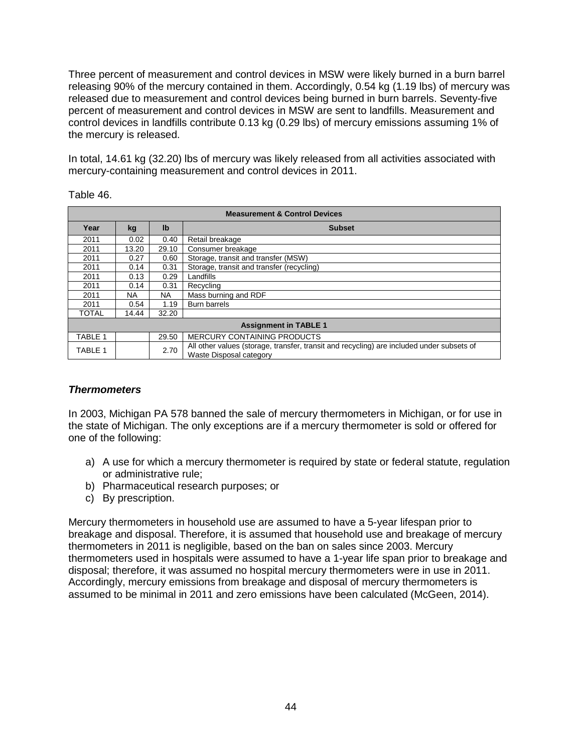Three percent of measurement and control devices in MSW were likely burned in a burn barrel releasing 90% of the mercury contained in them. Accordingly, 0.54 kg (1.19 lbs) of mercury was released due to measurement and control devices being burned in burn barrels. Seventy-five percent of measurement and control devices in MSW are sent to landfills. Measurement and control devices in landfills contribute 0.13 kg (0.29 lbs) of mercury emissions assuming 1% of the mercury is released.

In total, 14.61 kg (32.20) lbs of mercury was likely released from all activities associated with mercury-containing measurement and control devices in 2011.

Table 46.

| Measurement & Control Devices | | | |
|---|---|---|---|
| **Year** | **kg** | **lb** | **Subset** |
| 2011 | 0.02 | 0.40 | Retail breakage |
| 2011 | 13.20 | 29.10 | Consumer breakage |
| 2011 | 0.27 | 0.60 | Storage, transit and transfer (MSW) |
| 2011 | 0.14 | 0.31 | Storage, transit and transfer (recycling) |
| 2011 | 0.13 | 0.29 | Landfills |
| 2011 | 0.14 | 0.31 | Recycling |
| 2011 | NA | NA | Mass burning and RDF |
| 2011 | 0.54 | 1.19 | Burn barrels |
| TOTAL | 14.44 | 32.20 | |
| **Assignment in TABLE 1** | | | |
| TABLE 1 | | 29.50 | MERCURY CONTAINING PRODUCTS |
| TABLE 1 | | 2.70 | All other values (storage, transfer, transit and recycling) are included under subsets of Waste Disposal category |

### *Thermometers*

In 2003, Michigan PA 578 banned the sale of mercury thermometers in Michigan, or for use in the state of Michigan. The only exceptions are if a mercury thermometer is sold or offered for one of the following:

a) A use for which a mercury thermometer is required by state or federal statute, regulation or administrative rule;
b) Pharmaceutical research purposes; or
c) By prescription.

Mercury thermometers in household use are assumed to have a 5-year lifespan prior to breakage and disposal. Therefore, it is assumed that household use and breakage of mercury thermometers in 2011 is negligible, based on the ban on sales since 2003. Mercury thermometers used in hospitals were assumed to have a 1-year life span prior to breakage and disposal; therefore, it was assumed no hospital mercury thermometers were in use in 2011. Accordingly, mercury emissions from breakage and disposal of mercury thermometers is assumed to be minimal in 2011 and zero emissions have been calculated (McGeen, 2014).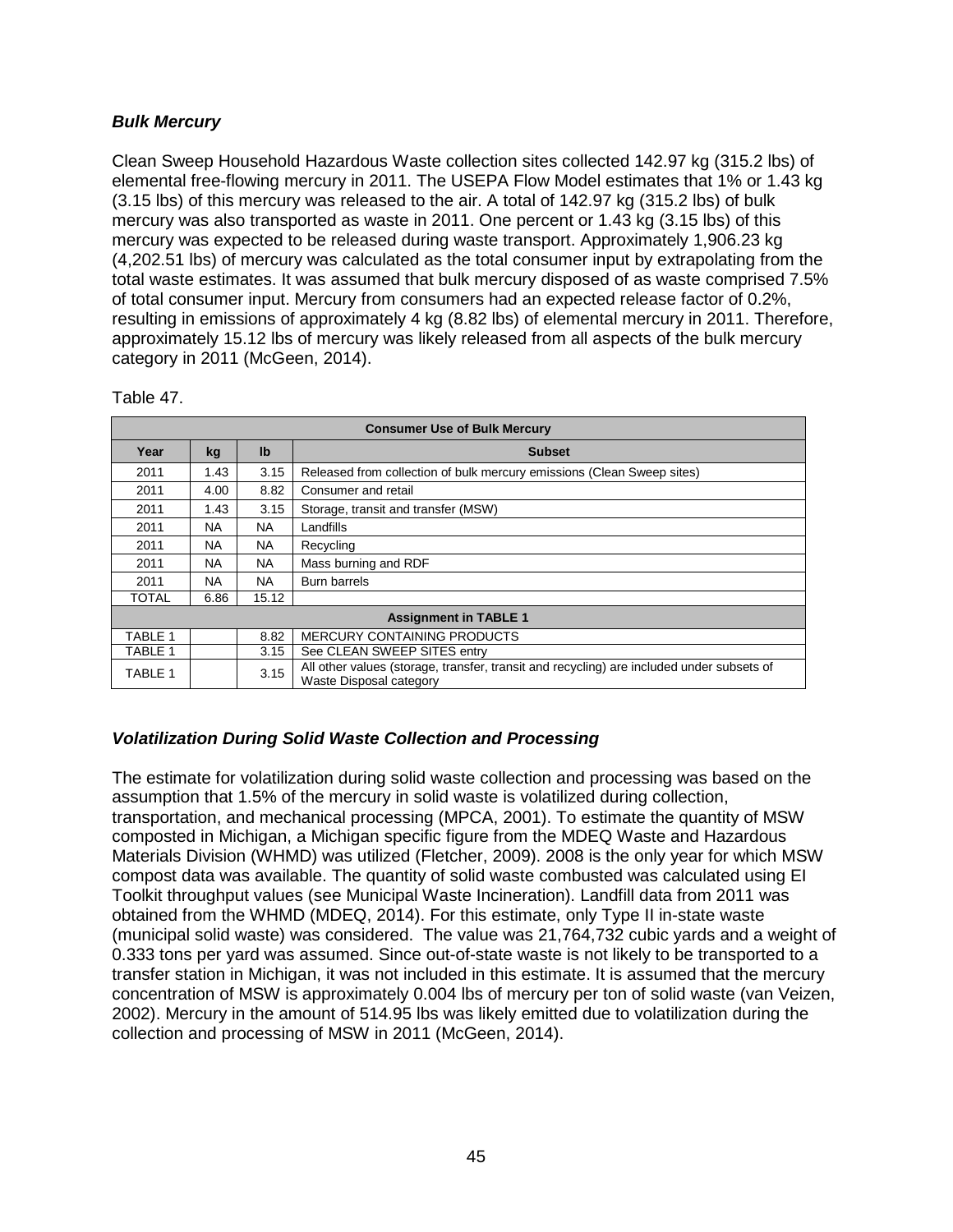### *Bulk Mercury*

Clean Sweep Household Hazardous Waste collection sites collected 142.97 kg (315.2 lbs) of elemental free-flowing mercury in 2011. The USEPA Flow Model estimates that 1% or 1.43 kg (3.15 lbs) of this mercury was released to the air. A total of 142.97 kg (315.2 lbs) of bulk mercury was also transported as waste in 2011. One percent or 1.43 kg (3.15 lbs) of this mercury was expected to be released during waste transport. Approximately 1,906.23 kg (4,202.51 lbs) of mercury was calculated as the total consumer input by extrapolating from the total waste estimates. It was assumed that bulk mercury disposed of as waste comprised 7.5% of total consumer input. Mercury from consumers had an expected release factor of 0.2%, resulting in emissions of approximately 4 kg (8.82 lbs) of elemental mercury in 2011. Therefore, approximately 15.12 lbs of mercury was likely released from all aspects of the bulk mercury category in 2011 (McGeen, 2014).

Table 47.

| Consumer Use of Bulk Mercury | | | |
|---|---|---|---|
| **Year** | **kg** | **lb** | **Subset** |
| 2011 | 1.43 | 3.15 | Released from collection of bulk mercury emissions (Clean Sweep sites) |
| 2011 | 4.00 | 8.82 | Consumer and retail |
| 2011 | 1.43 | 3.15 | Storage, transit and transfer (MSW) |
| 2011 | NA | NA | Landfills |
| 2011 | NA | NA | Recycling |
| 2011 | NA | NA | Mass burning and RDF |
| 2011 | NA | NA | Burn barrels |
| TOTAL | 6.86 | 15.12 | |
| **Assignment in TABLE 1** | | | |
| TABLE 1 | | 8.82 | MERCURY CONTAINING PRODUCTS |
| TABLE 1 | | 3.15 | See CLEAN SWEEP SITES entry |
| TABLE 1 | | 3.15 | All other values (storage, transfer, transit and recycling) are included under subsets of Waste Disposal category |

### *Volatilization During Solid Waste Collection and Processing*

The estimate for volatilization during solid waste collection and processing was based on the assumption that 1.5% of the mercury in solid waste is volatilized during collection, transportation, and mechanical processing (MPCA, 2001). To estimate the quantity of MSW composted in Michigan, a Michigan specific figure from the MDEQ Waste and Hazardous Materials Division (WHMD) was utilized (Fletcher, 2009). 2008 is the only year for which MSW compost data was available. The quantity of solid waste combusted was calculated using EI Toolkit throughput values (see Municipal Waste Incineration). Landfill data from 2011 was obtained from the WHMD (MDEQ, 2014). For this estimate, only Type II in-state waste (municipal solid waste) was considered. The value was 21,764,732 cubic yards and a weight of 0.333 tons per yard was assumed. Since out-of-state waste is not likely to be transported to a transfer station in Michigan, it was not included in this estimate. It is assumed that the mercury concentration of MSW is approximately 0.004 lbs of mercury per ton of solid waste (van Veizen, 2002). Mercury in the amount of 514.95 lbs was likely emitted due to volatilization during the collection and processing of MSW in 2011 (McGeen, 2014).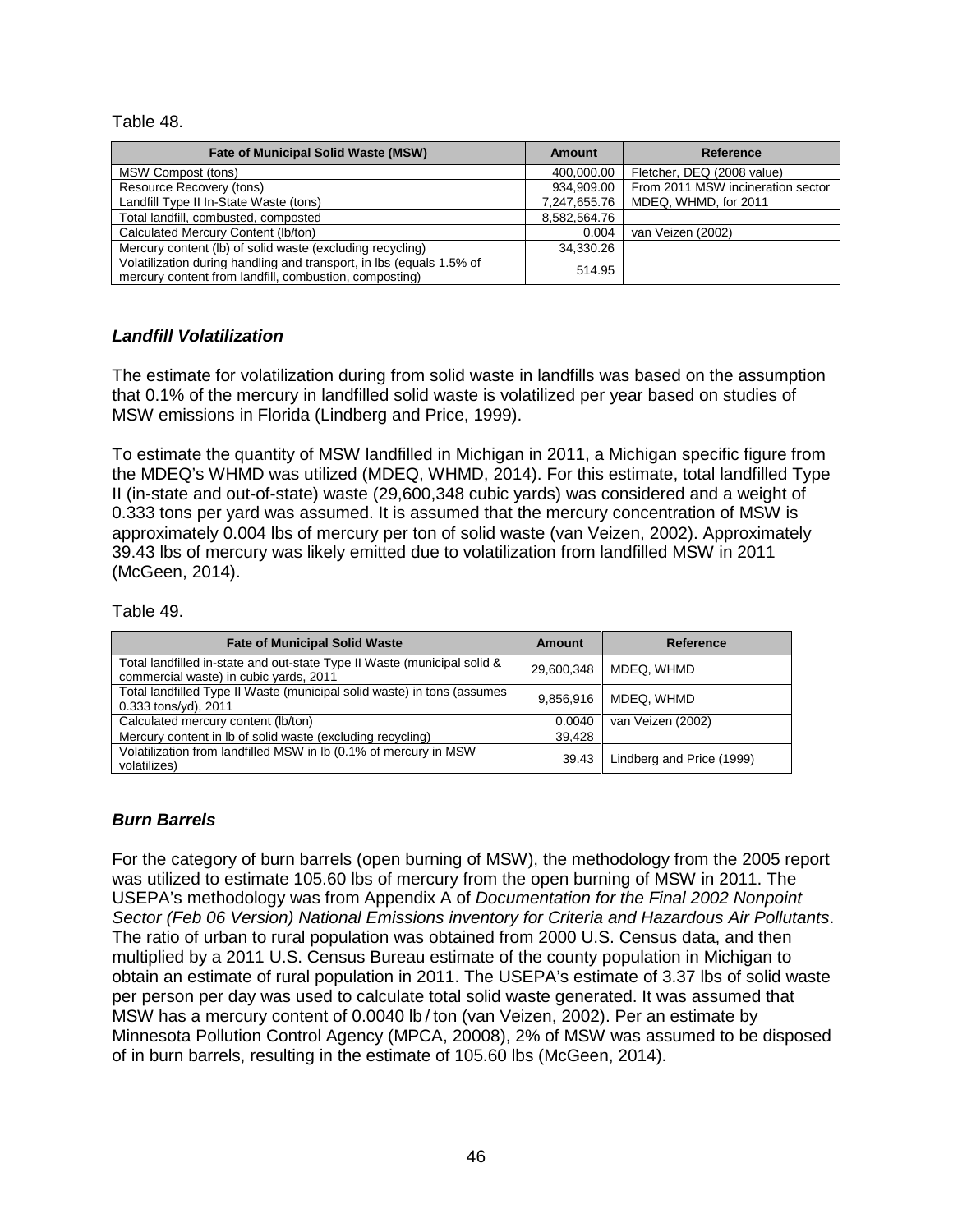Table 48.

| Fate of Municipal Solid Waste (MSW) | Amount | Reference |
|---|---|---|
| MSW Compost (tons) | 400,000.00 | Fletcher, DEQ (2008 value) |
| Resource Recovery (tons) | 934,909.00 | From 2011 MSW incineration sector |
| Landfill Type II In-State Waste (tons) | 7,247,655.76 | MDEQ, WHMD, for 2011 |
| Total landfill, combusted, composted | 8,582,564.76 | |
| Calculated Mercury Content (lb/ton) | 0.004 | van Veizen (2002) |
| Mercury content (lb) of solid waste (excluding recycling) | 34,330.26 | |
| Volatilization during handling and transport, in lbs (equals 1.5% of mercury content from landfill, combustion, composting) | 514.95 | |

### *Landfill Volatilization*

The estimate for volatilization during from solid waste in landfills was based on the assumption that 0.1% of the mercury in landfilled solid waste is volatilized per year based on studies of MSW emissions in Florida (Lindberg and Price, 1999).

To estimate the quantity of MSW landfilled in Michigan in 2011, a Michigan specific figure from the MDEQ's WHMD was utilized (MDEQ, WHMD, 2014). For this estimate, total landfilled Type II (in-state and out-of-state) waste (29,600,348 cubic yards) was considered and a weight of 0.333 tons per yard was assumed. It is assumed that the mercury concentration of MSW is approximately 0.004 lbs of mercury per ton of solid waste (van Veizen, 2002). Approximately 39.43 lbs of mercury was likely emitted due to volatilization from landfilled MSW in 2011 (McGeen, 2014).

Table 49.

| Fate of Municipal Solid Waste | Amount | Reference |
|---|---|---|
| Total landfilled in-state and out-state Type II Waste (municipal solid & commercial waste) in cubic yards, 2011 | 29,600,348 | MDEQ, WHMD |
| Total landfilled Type II Waste (municipal solid waste) in tons (assumes 0.333 tons/yd), 2011 | 9,856,916 | MDEQ, WHMD |
| Calculated mercury content (lb/ton) | 0.0040 | van Veizen (2002) |
| Mercury content in lb of solid waste (excluding recycling) | 39,428 | |
| Volatilization from landfilled MSW in lb (0.1% of mercury in MSW volatilizes) | 39.43 | Lindberg and Price (1999) |

### *Burn Barrels*

For the category of burn barrels (open burning of MSW), the methodology from the 2005 report was utilized to estimate 105.60 lbs of mercury from the open burning of MSW in 2011. The USEPA's methodology was from Appendix A of *Documentation for the Final 2002 Nonpoint Sector (Feb 06 Version) National Emissions inventory for Criteria and Hazardous Air Pollutants*. The ratio of urban to rural population was obtained from 2000 U.S. Census data, and then multiplied by a 2011 U.S. Census Bureau estimate of the county population in Michigan to obtain an estimate of rural population in 2011. The USEPA's estimate of 3.37 lbs of solid waste per person per day was used to calculate total solid waste generated. It was assumed that MSW has a mercury content of 0.0040 lb / ton (van Veizen, 2002). Per an estimate by Minnesota Pollution Control Agency (MPCA, 20008), 2% of MSW was assumed to be disposed of in burn barrels, resulting in the estimate of 105.60 lbs (McGeen, 2014).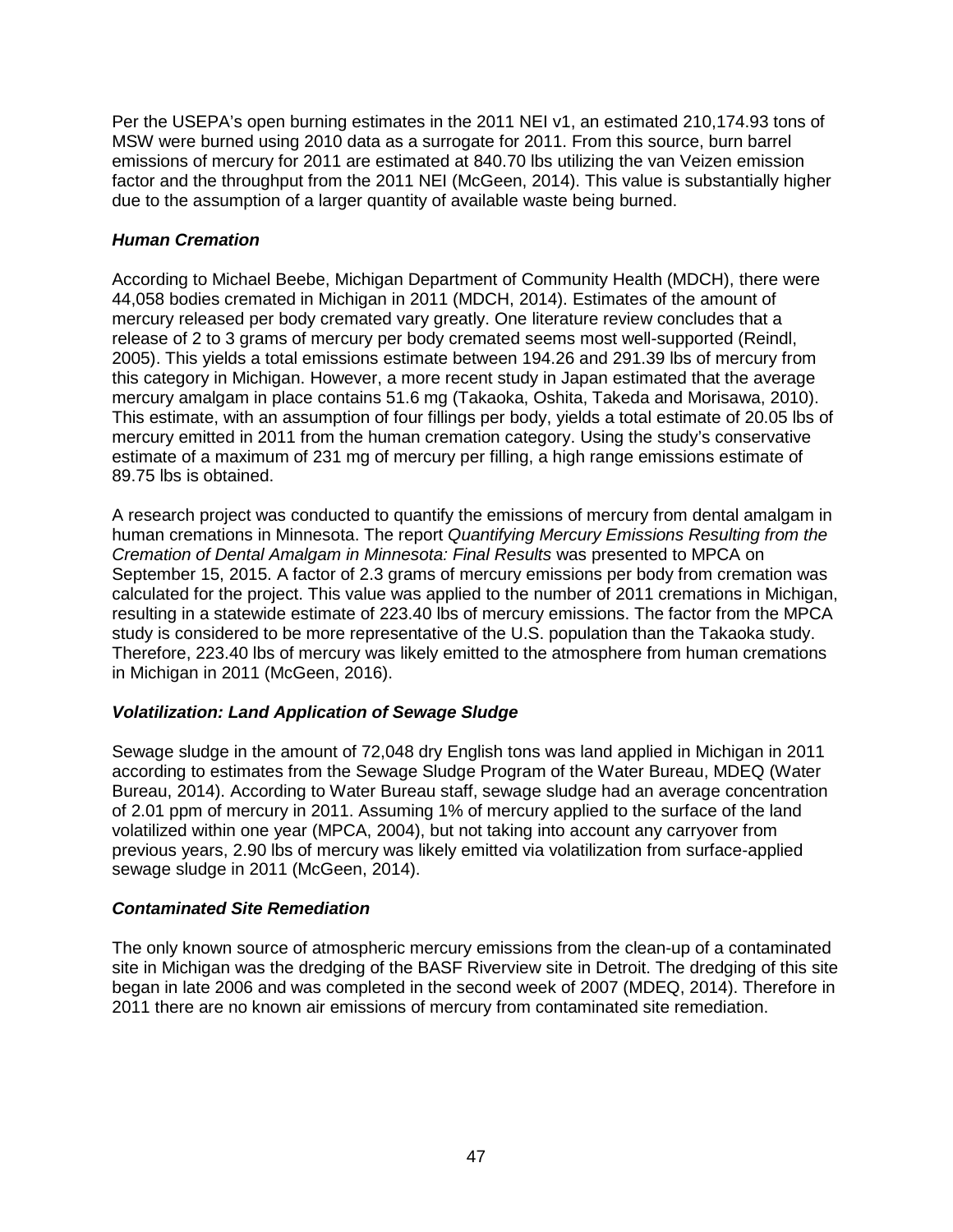Per the USEPA's open burning estimates in the 2011 NEI v1, an estimated 210,174.93 tons of MSW were burned using 2010 data as a surrogate for 2011. From this source, burn barrel emissions of mercury for 2011 are estimated at 840.70 lbs utilizing the van Veizen emission factor and the throughput from the 2011 NEI (McGeen, 2014). This value is substantially higher due to the assumption of a larger quantity of available waste being burned.

### *Human Cremation*

According to Michael Beebe, Michigan Department of Community Health (MDCH), there were 44,058 bodies cremated in Michigan in 2011 (MDCH, 2014). Estimates of the amount of mercury released per body cremated vary greatly. One literature review concludes that a release of 2 to 3 grams of mercury per body cremated seems most well-supported (Reindl, 2005). This yields a total emissions estimate between 194.26 and 291.39 lbs of mercury from this category in Michigan. However, a more recent study in Japan estimated that the average mercury amalgam in place contains 51.6 mg (Takaoka, Oshita, Takeda and Morisawa, 2010). This estimate, with an assumption of four fillings per body, yields a total estimate of 20.05 lbs of mercury emitted in 2011 from the human cremation category. Using the study's conservative estimate of a maximum of 231 mg of mercury per filling, a high range emissions estimate of 89.75 lbs is obtained.

A research project was conducted to quantify the emissions of mercury from dental amalgam in human cremations in Minnesota. The report *Quantifying Mercury Emissions Resulting from the Cremation of Dental Amalgam in Minnesota: Final Results* was presented to MPCA on September 15, 2015. A factor of 2.3 grams of mercury emissions per body from cremation was calculated for the project. This value was applied to the number of 2011 cremations in Michigan, resulting in a statewide estimate of 223.40 lbs of mercury emissions. The factor from the MPCA study is considered to be more representative of the U.S. population than the Takaoka study. Therefore, 223.40 lbs of mercury was likely emitted to the atmosphere from human cremations in Michigan in 2011 (McGeen, 2016).

### *Volatilization: Land Application of Sewage Sludge*

Sewage sludge in the amount of 72,048 dry English tons was land applied in Michigan in 2011 according to estimates from the Sewage Sludge Program of the Water Bureau, MDEQ (Water Bureau, 2014). According to Water Bureau staff, sewage sludge had an average concentration of 2.01 ppm of mercury in 2011. Assuming 1% of mercury applied to the surface of the land volatilized within one year (MPCA, 2004), but not taking into account any carryover from previous years, 2.90 lbs of mercury was likely emitted via volatilization from surface-applied sewage sludge in 2011 (McGeen, 2014).

### *Contaminated Site Remediation*

The only known source of atmospheric mercury emissions from the clean-up of a contaminated site in Michigan was the dredging of the BASF Riverview site in Detroit. The dredging of this site began in late 2006 and was completed in the second week of 2007 (MDEQ, 2014). Therefore in 2011 there are no known air emissions of mercury from contaminated site remediation.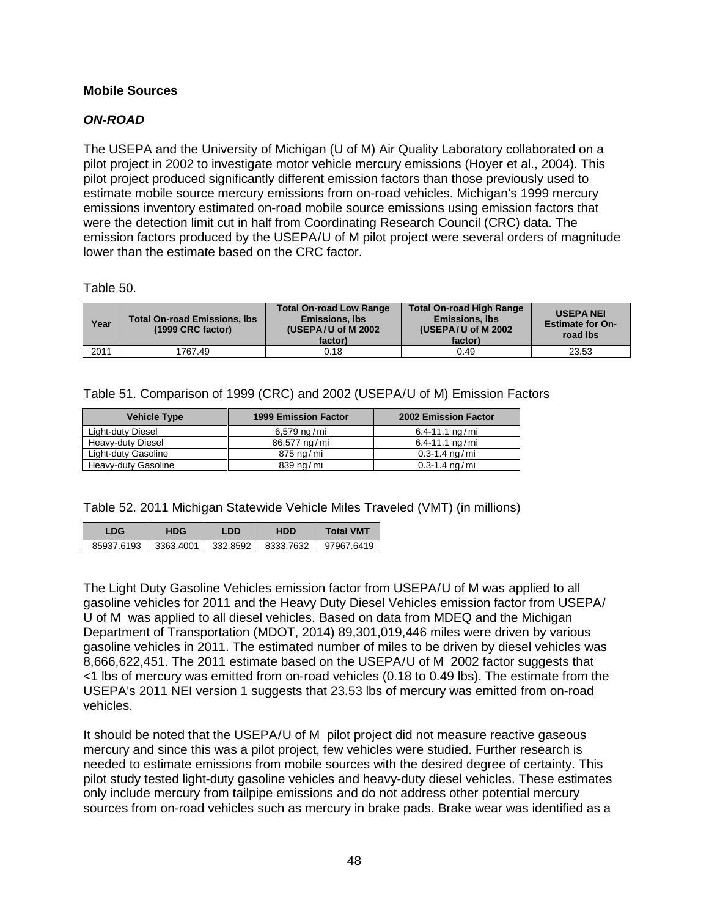## Mobile Sources

### *ON-ROAD*

The USEPA and the University of Michigan (U of M) Air Quality Laboratory collaborated on a pilot project in 2002 to investigate motor vehicle mercury emissions (Hoyer et al., 2004). This pilot project produced significantly different emission factors than those previously used to estimate mobile source mercury emissions from on-road vehicles. Michigan's 1999 mercury emissions inventory estimated on-road mobile source emissions using emission factors that were the detection limit cut in half from Coordinating Research Council (CRC) data. The emission factors produced by the USEPA/U of M pilot project were several orders of magnitude lower than the estimate based on the CRC factor.

Table 50.

| Year | Total On-road Emissions, lbs (1999 CRC factor) | Total On-road Low Range Emissions, lbs (USEPA/U of M 2002 factor) | Total On-road High Range Emissions, lbs (USEPA/U of M 2002 factor) | USEPA NEI Estimate for On-road lbs |
|---|---|---|---|---|
| 2011 | 1767.49 | 0.18 | 0.49 | 23.53 |

Table 51. Comparison of 1999 (CRC) and 2002 (USEPA/U of M) Emission Factors

| Vehicle Type | 1999 Emission Factor | 2002 Emission Factor |
|---|---|---|
| Light-duty Diesel | 6,579 ng/mi | 6.4-11.1 ng/mi |
| Heavy-duty Diesel | 86,577 ng/mi | 6.4-11.1 ng/mi |
| Light-duty Gasoline | 875 ng/mi | 0.3-1.4 ng/mi |
| Heavy-duty Gasoline | 839 ng/mi | 0.3-1.4 ng/mi |

Table 52. 2011 Michigan Statewide Vehicle Miles Traveled (VMT) (in millions)

| LDG | HDG | LDD | HDD | Total VMT |
|---|---|---|---|---|
| 85937.6193 | 3363.4001 | 332.8592 | 8333.7632 | 97967.6419 |

The Light Duty Gasoline Vehicles emission factor from USEPA/U of M was applied to all gasoline vehicles for 2011 and the Heavy Duty Diesel Vehicles emission factor from USEPA/U of M was applied to all diesel vehicles. Based on data from MDEQ and the Michigan Department of Transportation (MDOT, 2014) 89,301,019,446 miles were driven by various gasoline vehicles in 2011. The estimated number of miles to be driven by diesel vehicles was 8,666,622,451. The 2011 estimate based on the USEPA/U of M 2002 factor suggests that <1 lbs of mercury was emitted from on-road vehicles (0.18 to 0.49 lbs). The estimate from the USEPA's 2011 NEI version 1 suggests that 23.53 lbs of mercury was emitted from on-road vehicles.

It should be noted that the USEPA/U of M pilot project did not measure reactive gaseous mercury and since this was a pilot project, few vehicles were studied. Further research is needed to estimate emissions from mobile sources with the desired degree of certainty. This pilot study tested light-duty gasoline vehicles and heavy-duty diesel vehicles. These estimates only include mercury from tailpipe emissions and do not address other potential mercury sources from on-road vehicles such as mercury in brake pads. Brake wear was identified as a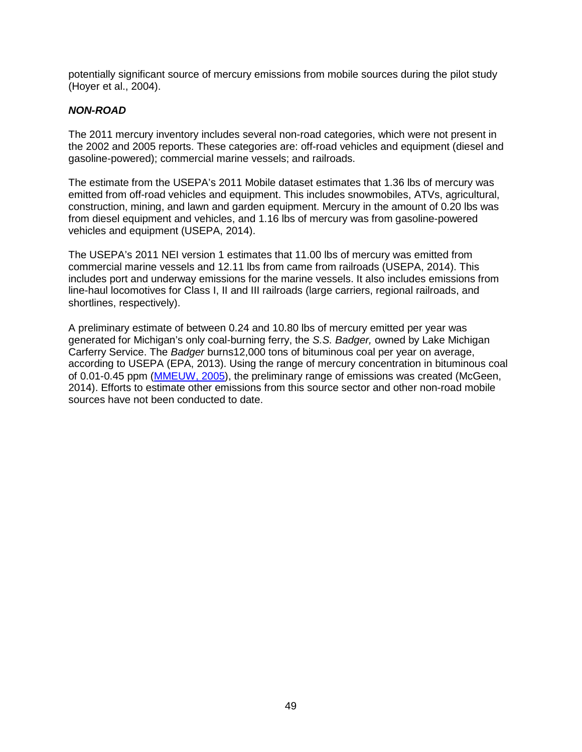potentially significant source of mercury emissions from mobile sources during the pilot study (Hoyer et al., 2004).

### ***NON-ROAD***

The 2011 mercury inventory includes several non-road categories, which were not present in the 2002 and 2005 reports. These categories are: off-road vehicles and equipment (diesel and gasoline-powered); commercial marine vessels; and railroads.

The estimate from the USEPA's 2011 Mobile dataset estimates that 1.36 lbs of mercury was emitted from off-road vehicles and equipment. This includes snowmobiles, ATVs, agricultural, construction, mining, and lawn and garden equipment. Mercury in the amount of 0.20 lbs was from diesel equipment and vehicles, and 1.16 lbs of mercury was from gasoline-powered vehicles and equipment (USEPA, 2014).

The USEPA's 2011 NEI version 1 estimates that 11.00 lbs of mercury was emitted from commercial marine vessels and 12.11 lbs from came from railroads (USEPA, 2014). This includes port and underway emissions for the marine vessels. It also includes emissions from line-haul locomotives for Class I, II and III railroads (large carriers, regional railroads, and shortlines, respectively).

A preliminary estimate of between 0.24 and 10.80 lbs of mercury emitted per year was generated for Michigan's only coal-burning ferry, the *S.S. Badger,* owned by Lake Michigan Carferry Service. The *Badger* burns12,000 tons of bituminous coal per year on average, according to USEPA (EPA, 2013). Using the range of mercury concentration in bituminous coal of 0.01-0.45 ppm (MMEUW, 2005), the preliminary range of emissions was created (McGeen, 2014). Efforts to estimate other emissions from this source sector and other non-road mobile sources have not been conducted to date.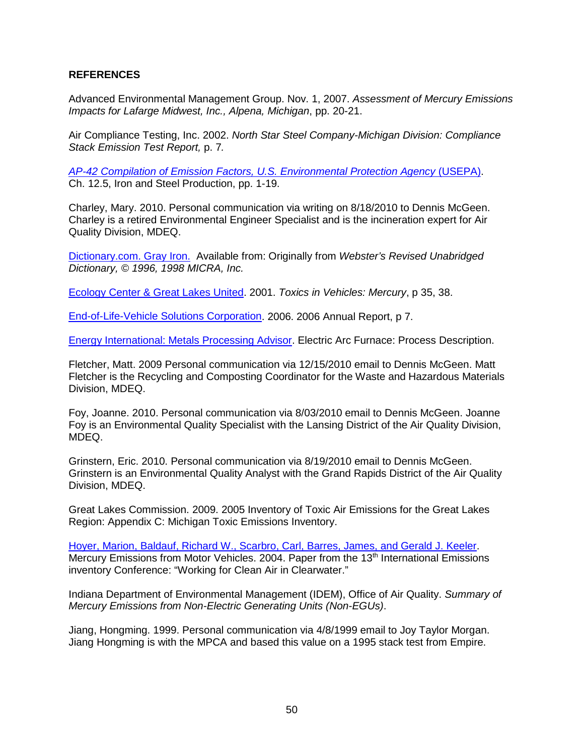**REFERENCES**

Advanced Environmental Management Group. Nov. 1, 2007. *Assessment of Mercury Emissions Impacts for Lafarge Midwest, Inc., Alpena, Michigan*, pp. 20-21.

Air Compliance Testing, Inc. 2002. *North Star Steel Company-Michigan Division: Compliance Stack Emission Test Report,* p. 7*.*

*AP-42 Compilation of Emission Factors, U.S. Environmental Protection Agency* (USEPA). Ch. 12.5, Iron and Steel Production, pp. 1-19.

Charley, Mary. 2010. Personal communication via writing on 8/18/2010 to Dennis McGeen. Charley is a retired Environmental Engineer Specialist and is the incineration expert for Air Quality Division, MDEQ.

Dictionary.com. Gray Iron. Available from: Originally from *Webster's Revised Unabridged Dictionary, © 1996, 1998 MICRA, Inc.*

Ecology Center & Great Lakes United. 2001. *Toxics in Vehicles: Mercury*, p 35, 38.

End-of-Life-Vehicle Solutions Corporation. 2006. 2006 Annual Report, p 7.

Energy International: Metals Processing Advisor. Electric Arc Furnace: Process Description.

Fletcher, Matt. 2009 Personal communication via 12/15/2010 email to Dennis McGeen. Matt Fletcher is the Recycling and Composting Coordinator for the Waste and Hazardous Materials Division, MDEQ.

Foy, Joanne. 2010. Personal communication via 8/03/2010 email to Dennis McGeen. Joanne Foy is an Environmental Quality Specialist with the Lansing District of the Air Quality Division, MDEQ.

Grinstern, Eric. 2010. Personal communication via 8/19/2010 email to Dennis McGeen. Grinstern is an Environmental Quality Analyst with the Grand Rapids District of the Air Quality Division, MDEQ.

Great Lakes Commission. 2009. 2005 Inventory of Toxic Air Emissions for the Great Lakes Region: Appendix C: Michigan Toxic Emissions Inventory.

Hoyer, Marion, Baldauf, Richard W., Scarbro, Carl, Barres, James, and Gerald J. Keeler. Mercury Emissions from Motor Vehicles. 2004. Paper from the 13th International Emissions inventory Conference: "Working for Clean Air in Clearwater."

Indiana Department of Environmental Management (IDEM), Office of Air Quality. *Summary of Mercury Emissions from Non-Electric Generating Units (Non-EGUs)*.

Jiang, Hongming. 1999. Personal communication via 4/8/1999 email to Joy Taylor Morgan. Jiang Hongming is with the MPCA and based this value on a 1995 stack test from Empire.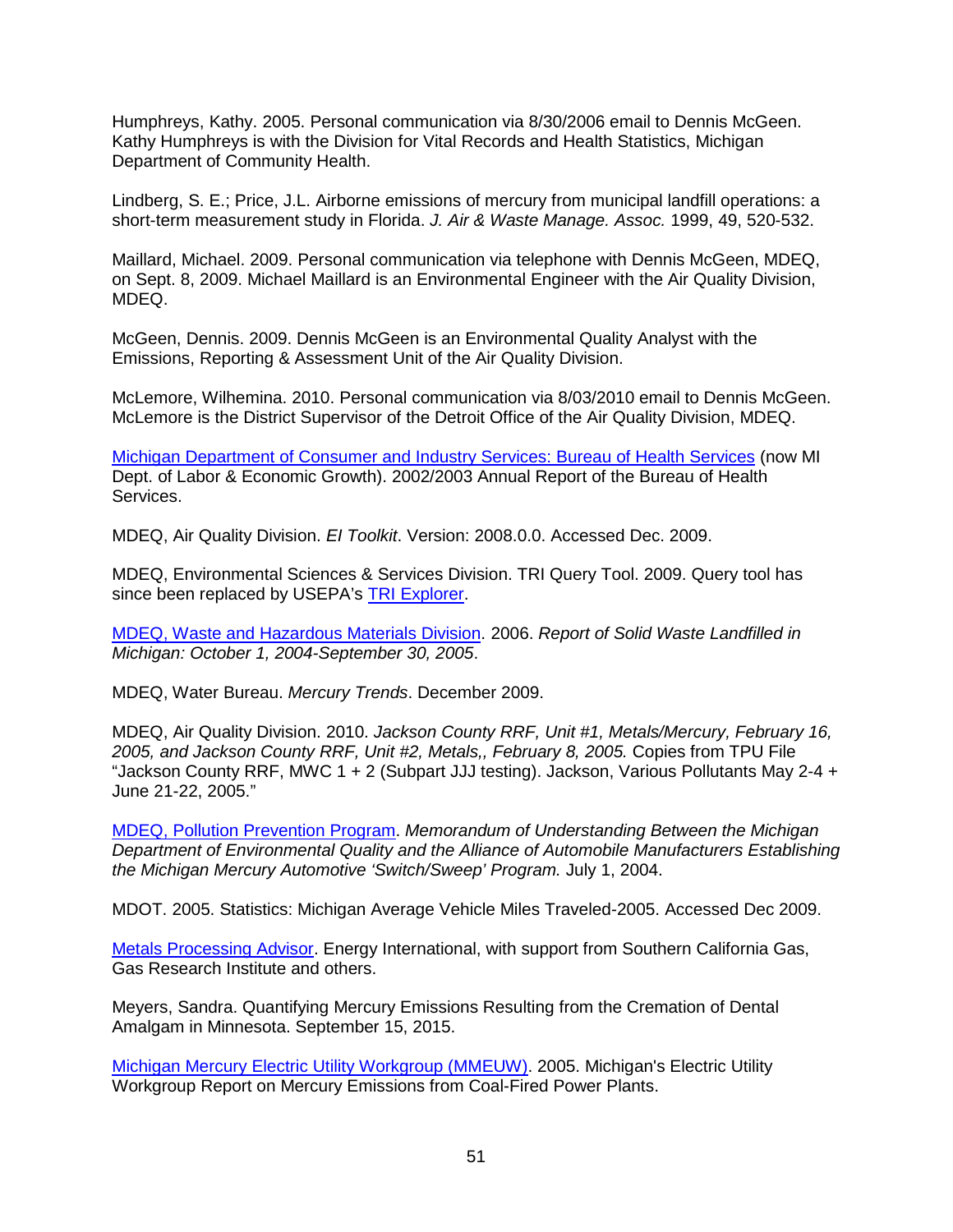Humphreys, Kathy. 2005. Personal communication via 8/30/2006 email to Dennis McGeen. Kathy Humphreys is with the Division for Vital Records and Health Statistics, Michigan Department of Community Health.

Lindberg, S. E.; Price, J.L. Airborne emissions of mercury from municipal landfill operations: a short-term measurement study in Florida. *J. Air & Waste Manage. Assoc.* 1999, 49, 520-532.

Maillard, Michael. 2009. Personal communication via telephone with Dennis McGeen, MDEQ, on Sept. 8, 2009. Michael Maillard is an Environmental Engineer with the Air Quality Division, MDEQ.

McGeen, Dennis. 2009. Dennis McGeen is an Environmental Quality Analyst with the Emissions, Reporting & Assessment Unit of the Air Quality Division.

McLemore, Wilhemina. 2010. Personal communication via 8/03/2010 email to Dennis McGeen. McLemore is the District Supervisor of the Detroit Office of the Air Quality Division, MDEQ.

Michigan Department of Consumer and Industry Services: Bureau of Health Services (now MI Dept. of Labor & Economic Growth). 2002/2003 Annual Report of the Bureau of Health Services.

MDEQ, Air Quality Division. *EI Toolkit*. Version: 2008.0.0. Accessed Dec. 2009.

MDEQ, Environmental Sciences & Services Division. TRI Query Tool. 2009. Query tool has since been replaced by USEPA's TRI Explorer.

MDEQ, Waste and Hazardous Materials Division. 2006. *Report of Solid Waste Landfilled in Michigan: October 1, 2004-September 30, 2005*.

MDEQ, Water Bureau. *Mercury Trends*. December 2009.

MDEQ, Air Quality Division. 2010. *Jackson County RRF, Unit #1, Metals/Mercury, February 16, 2005, and Jackson County RRF, Unit #2, Metals,, February 8, 2005.* Copies from TPU File "Jackson County RRF, MWC 1 + 2 (Subpart JJJ testing). Jackson, Various Pollutants May 2-4 + June 21-22, 2005."

MDEQ, Pollution Prevention Program. *Memorandum of Understanding Between the Michigan Department of Environmental Quality and the Alliance of Automobile Manufacturers Establishing the Michigan Mercury Automotive 'Switch/Sweep' Program.* July 1, 2004.

MDOT. 2005. Statistics: Michigan Average Vehicle Miles Traveled-2005. Accessed Dec 2009.

Metals Processing Advisor. Energy International, with support from Southern California Gas, Gas Research Institute and others.

Meyers, Sandra. Quantifying Mercury Emissions Resulting from the Cremation of Dental Amalgam in Minnesota. September 15, 2015.

Michigan Mercury Electric Utility Workgroup (MMEUW). 2005. Michigan's Electric Utility Workgroup Report on Mercury Emissions from Coal-Fired Power Plants.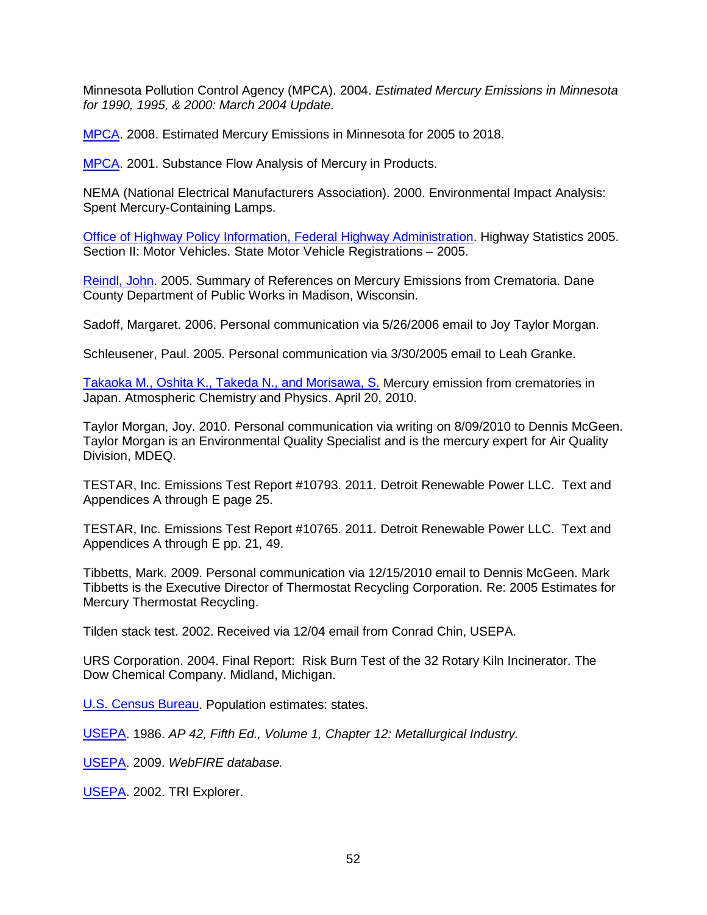Minnesota Pollution Control Agency (MPCA). 2004. *Estimated Mercury Emissions in Minnesota for 1990, 1995, & 2000: March 2004 Update.*

MPCA. 2008. Estimated Mercury Emissions in Minnesota for 2005 to 2018.

MPCA. 2001. Substance Flow Analysis of Mercury in Products.

NEMA (National Electrical Manufacturers Association). 2000. Environmental Impact Analysis: Spent Mercury-Containing Lamps.

Office of Highway Policy Information, Federal Highway Administration. Highway Statistics 2005. Section II: Motor Vehicles. State Motor Vehicle Registrations – 2005.

Reindl, John. 2005. Summary of References on Mercury Emissions from Crematoria. Dane County Department of Public Works in Madison, Wisconsin.

Sadoff, Margaret. 2006. Personal communication via 5/26/2006 email to Joy Taylor Morgan.

Schleusener, Paul. 2005. Personal communication via 3/30/2005 email to Leah Granke.

Takaoka M., Oshita K., Takeda N., and Morisawa, S. Mercury emission from crematories in Japan. Atmospheric Chemistry and Physics. April 20, 2010.

Taylor Morgan, Joy. 2010. Personal communication via writing on 8/09/2010 to Dennis McGeen. Taylor Morgan is an Environmental Quality Specialist and is the mercury expert for Air Quality Division, MDEQ.

TESTAR, Inc. Emissions Test Report #10793. 2011. Detroit Renewable Power LLC. Text and Appendices A through E page 25.

TESTAR, Inc. Emissions Test Report #10765. 2011. Detroit Renewable Power LLC. Text and Appendices A through E pp. 21, 49.

Tibbetts, Mark. 2009. Personal communication via 12/15/2010 email to Dennis McGeen. Mark Tibbetts is the Executive Director of Thermostat Recycling Corporation. Re: 2005 Estimates for Mercury Thermostat Recycling.

Tilden stack test. 2002. Received via 12/04 email from Conrad Chin, USEPA.

URS Corporation. 2004. Final Report: Risk Burn Test of the 32 Rotary Kiln Incinerator. The Dow Chemical Company. Midland, Michigan.

U.S. Census Bureau. Population estimates: states.

USEPA. 1986. *AP 42, Fifth Ed., Volume 1, Chapter 12: Metallurgical Industry.*

USEPA. 2009. *WebFIRE database.*

USEPA. 2002. TRI Explorer.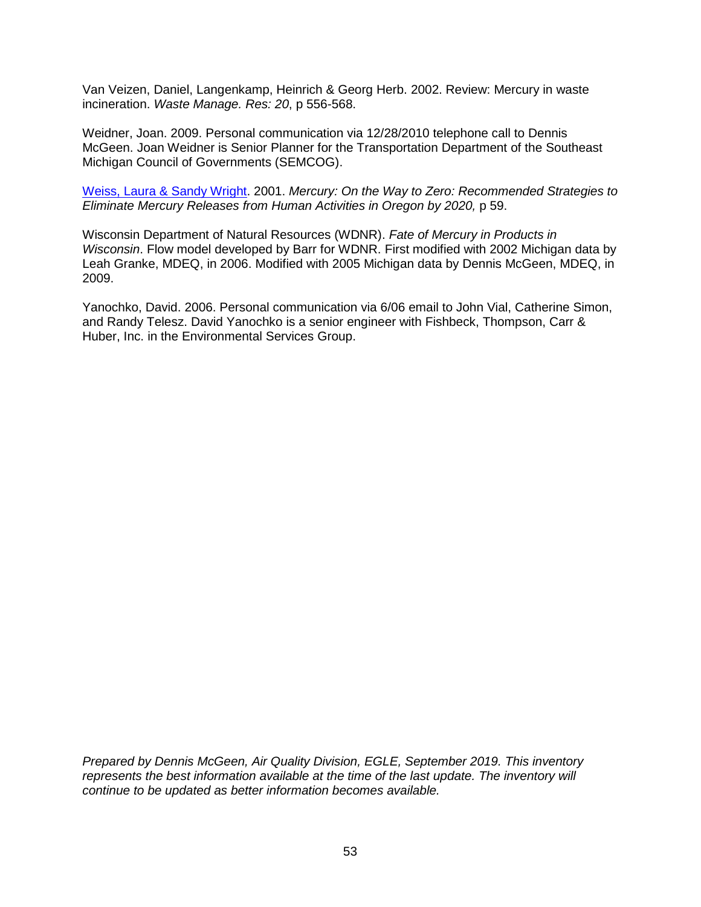Van Veizen, Daniel, Langenkamp, Heinrich & Georg Herb. 2002. Review: Mercury in waste incineration. *Waste Manage. Res: 20*, p 556-568.

Weidner, Joan. 2009. Personal communication via 12/28/2010 telephone call to Dennis McGeen. Joan Weidner is Senior Planner for the Transportation Department of the Southeast Michigan Council of Governments (SEMCOG).

Weiss, Laura & Sandy Wright. 2001. *Mercury: On the Way to Zero: Recommended Strategies to Eliminate Mercury Releases from Human Activities in Oregon by 2020,* p 59.

Wisconsin Department of Natural Resources (WDNR). *Fate of Mercury in Products in Wisconsin*. Flow model developed by Barr for WDNR. First modified with 2002 Michigan data by Leah Granke, MDEQ, in 2006. Modified with 2005 Michigan data by Dennis McGeen, MDEQ, in 2009.

Yanochko, David. 2006. Personal communication via 6/06 email to John Vial, Catherine Simon, and Randy Telesz. David Yanochko is a senior engineer with Fishbeck, Thompson, Carr & Huber, Inc. in the Environmental Services Group.

*Prepared by Dennis McGeen, Air Quality Division, EGLE, September 2019. This inventory represents the best information available at the time of the last update. The inventory will continue to be updated as better information becomes available.*